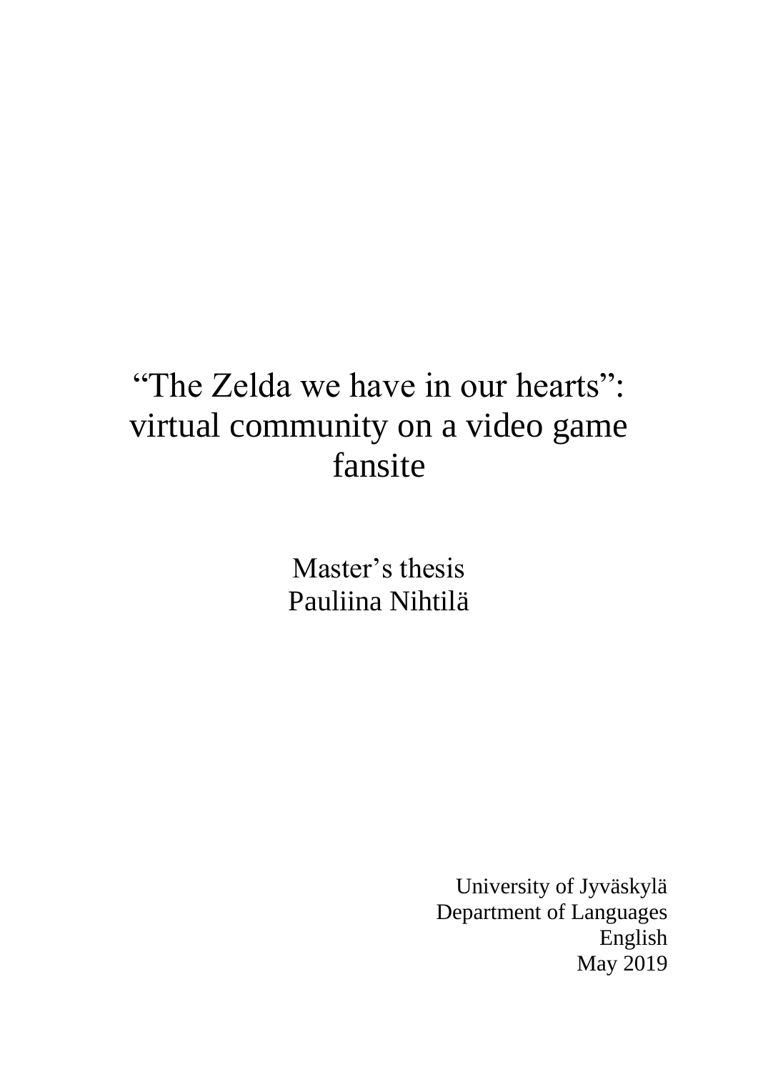# "The Zelda we have in our hearts": virtual community on a video game fansite

Master's thesis
Pauliina Nihtilä

University of Jyväskylä
Department of Languages
English
May 2019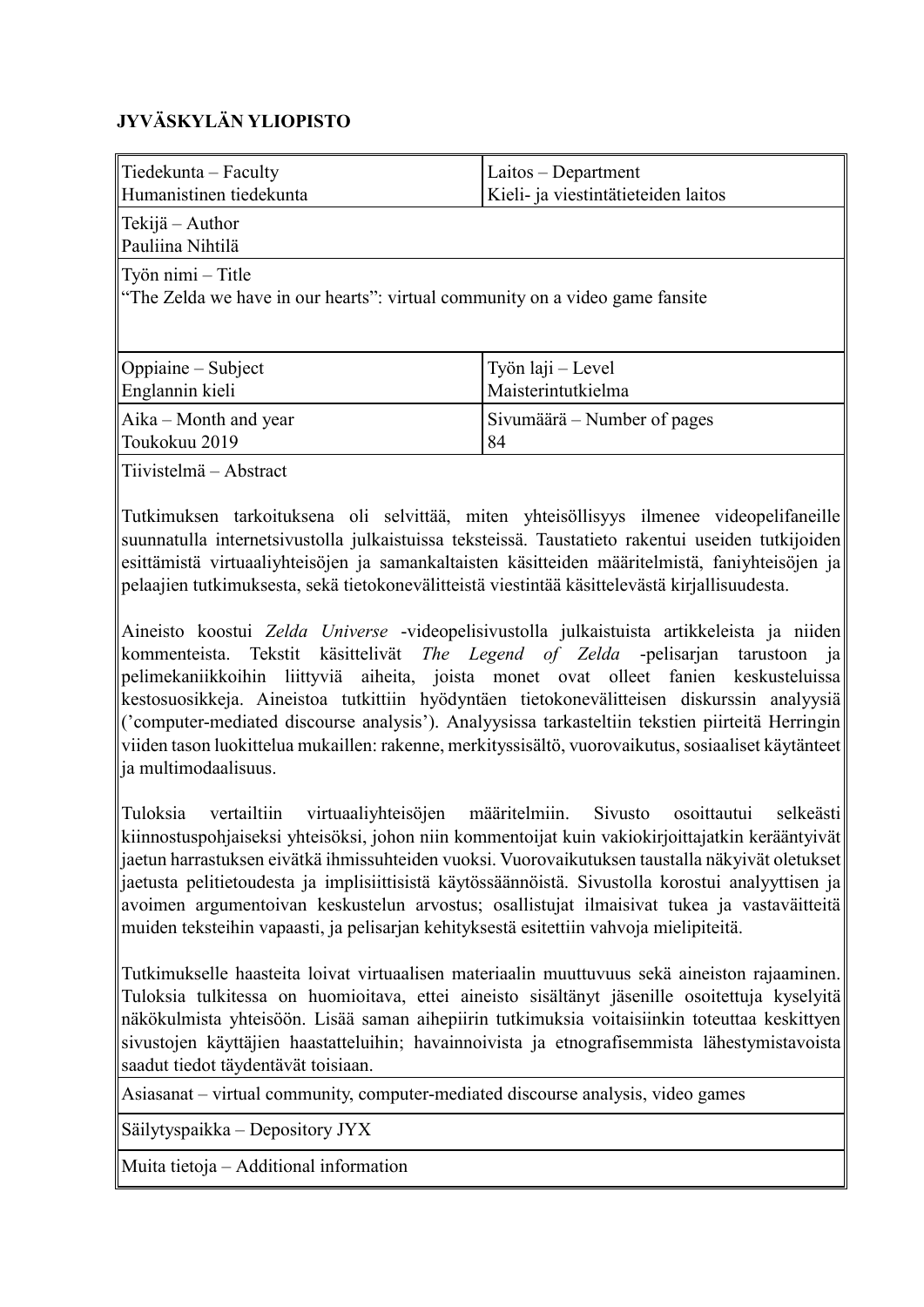**JYVÄSKYLÄN YLIOPISTO**

| Tiedekunta – Faculty<br>Humanistinen tiedekunta | Laitos – Department<br>Kieli- ja viestintätieteiden laitos |
|---|---|
| Tekijä – Author<br>Pauliina Nihtilä | |
| Työn nimi – Title<br>"The Zelda we have in our hearts": virtual community on a video game fansite | |
| Oppiaine – Subject<br>Englannin kieli | Työn laji – Level<br>Maisterintutkielma |
| Aika – Month and year<br>Toukokuu 2019 | Sivumäärä – Number of pages<br>84 |

Tiivistelmä – Abstract

Tutkimuksen tarkoituksena oli selvittää, miten yhteisöllisyys ilmenee videopelifaneille suunnatulla internetsivustolla julkaistuissa teksteissä. Taustatieto rakentui useiden tutkijoiden esittämistä virtuaaliyhteisöjen ja samankaltaisten käsitteiden määritelmistä, faniyhteisöjen ja pelaajien tutkimuksesta, sekä tietokonevälitteistä viestintää käsittelevästä kirjallisuudesta.

Aineisto koostui *Zelda Universe* -videopelisivustolla julkaistuista artikkeleista ja niiden kommenteista. Tekstit käsittelivät *The Legend of Zelda* -pelisarjan tarustoon ja pelimekaniikkoihin liittyviä aiheita, joista monet ovat olleet fanien keskusteluissa kestosuosikkeja. Aineistoa tutkittiin hyödyntäen tietokonevälitteisen diskurssin analyysiä ('computer-mediated discourse analysis'). Analyysissa tarkasteltiin tekstien piirteitä Herringin viiden tason luokittelua mukaillen: rakenne, merkityssisältö, vuorovaikutus, sosiaaliset käytänteet ja multimodaalisuus.

Tuloksia vertailtiin virtuaaliyhteisöjen määritelmiin. Sivusto osoittautui selkeästi kiinnostuspohjaiseksi yhteisöksi, johon niin kommentoijat kuin vakiokirjoittajatkin kerääntyivät jaetun harrastuksen eivätkä ihmissuhteiden vuoksi. Vuorovaikutuksen taustalla näkyivät oletukset jaetusta pelitietoudesta ja implisiittisistä käytössäännöistä. Sivustolla korostui analyyttisen ja avoimen argumentoivan keskustelun arvostus; osallistujat ilmaisivat tukea ja vastaväitteitä muiden teksteihin vapaasti, ja pelisarjan kehityksestä esitettiin vahvoja mielipiteitä.

Tutkimukselle haasteita loivat virtuaalisen materiaalin muuttuvuus sekä aineiston rajaaminen. Tuloksia tulkitessa on huomioitava, ettei aineisto sisältänyt jäsenille osoitettuja kyselyitä näkökulmista yhteisöön. Lisää saman aihepiirin tutkimuksia voitaisiinkin toteuttaa keskittyen sivustojen käyttäjien haastatteluihin; havainnoivista ja etnografisemmista lähestymistavoista saadut tiedot täydentävät toisiaan.

Asiasanat – virtual community, computer-mediated discourse analysis, video games

Säilytyspaikka – Depository JYX

Muita tietoja – Additional information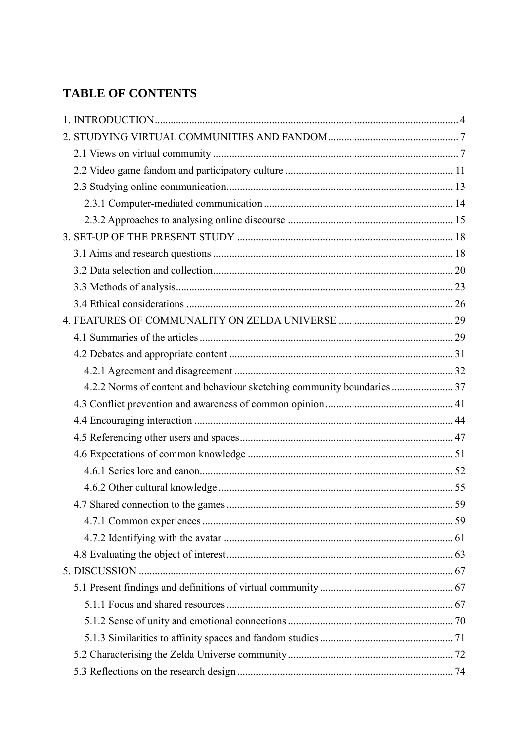## TABLE OF CONTENTS

1. INTRODUCTION ..... 4
2. STUDYING VIRTUAL COMMUNITIES AND FANDOM ..... 7
   - 2.1 Views on virtual community ..... 7
   - 2.2 Video game fandom and participatory culture ..... 11
   - 2.3 Studying online communication ..... 13
     - 2.3.1 Computer-mediated communication ..... 14
     - 2.3.2 Approaches to analysing online discourse ..... 15
3. SET-UP OF THE PRESENT STUDY ..... 18
   - 3.1 Aims and research questions ..... 18
   - 3.2 Data selection and collection ..... 20
   - 3.3 Methods of analysis ..... 23
   - 3.4 Ethical considerations ..... 26
4. FEATURES OF COMMUNALITY ON ZELDA UNIVERSE ..... 29
   - 4.1 Summaries of the articles ..... 29
   - 4.2 Debates and appropriate content ..... 31
     - 4.2.1 Agreement and disagreement ..... 32
     - 4.2.2 Norms of content and behaviour sketching community boundaries ..... 37
   - 4.3 Conflict prevention and awareness of common opinion ..... 41
   - 4.4 Encouraging interaction ..... 44
   - 4.5 Referencing other users and spaces ..... 47
   - 4.6 Expectations of common knowledge ..... 51
     - 4.6.1 Series lore and canon ..... 52
     - 4.6.2 Other cultural knowledge ..... 55
   - 4.7 Shared connection to the games ..... 59
     - 4.7.1 Common experiences ..... 59
     - 4.7.2 Identifying with the avatar ..... 61
   - 4.8 Evaluating the object of interest ..... 63
5. DISCUSSION ..... 67
   - 5.1 Present findings and definitions of virtual community ..... 67
     - 5.1.1 Focus and shared resources ..... 67
     - 5.1.2 Sense of unity and emotional connections ..... 70
     - 5.1.3 Similarities to affinity spaces and fandom studies ..... 71
   - 5.2 Characterising the Zelda Universe community ..... 72
   - 5.3 Reflections on the research design ..... 74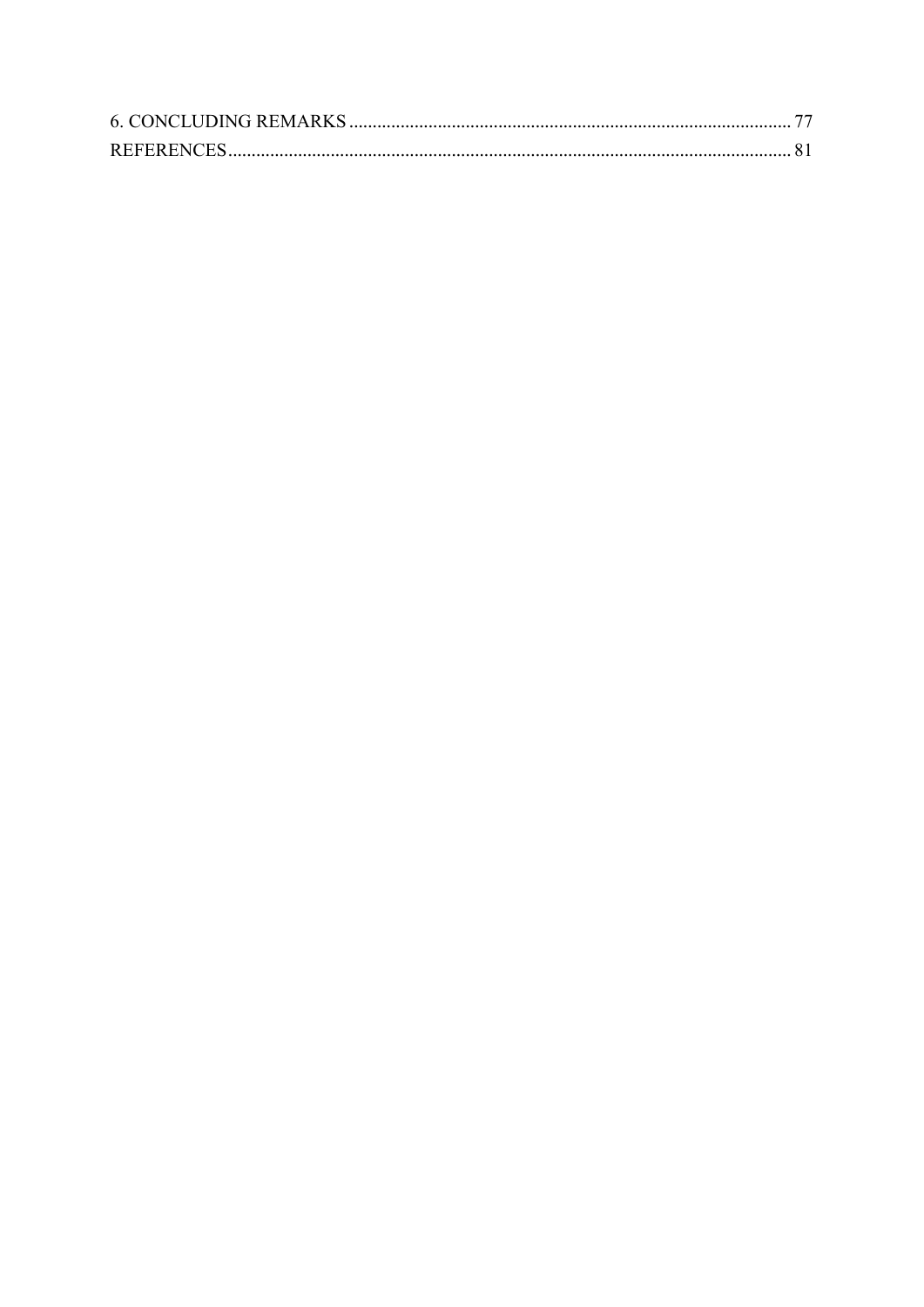6. CONCLUDING REMARKS ............................................................................................ 77

REFERENCES........................................................................................................................ 81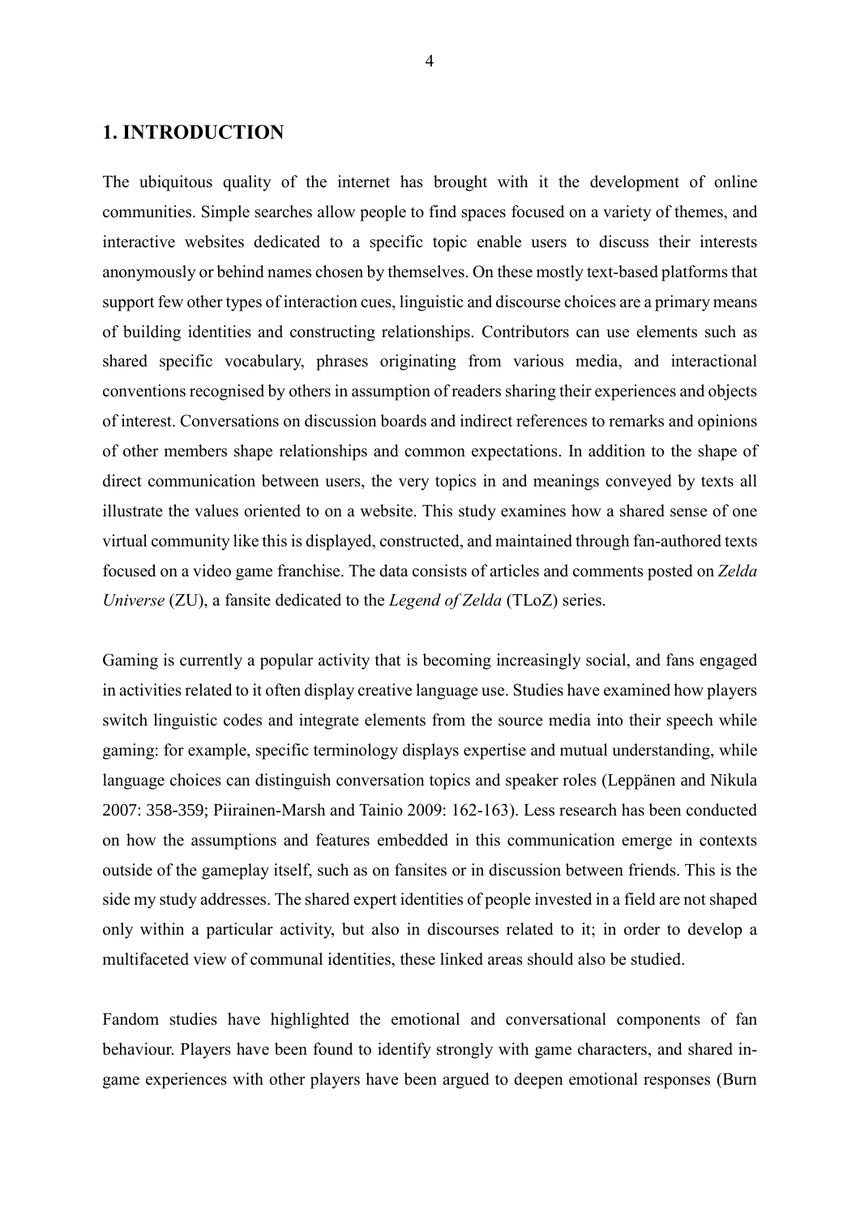# 1. INTRODUCTION

The ubiquitous quality of the internet has brought with it the development of online communities. Simple searches allow people to find spaces focused on a variety of themes, and interactive websites dedicated to a specific topic enable users to discuss their interests anonymously or behind names chosen by themselves. On these mostly text-based platforms that support few other types of interaction cues, linguistic and discourse choices are a primary means of building identities and constructing relationships. Contributors can use elements such as shared specific vocabulary, phrases originating from various media, and interactional conventions recognised by others in assumption of readers sharing their experiences and objects of interest. Conversations on discussion boards and indirect references to remarks and opinions of other members shape relationships and common expectations. In addition to the shape of direct communication between users, the very topics in and meanings conveyed by texts all illustrate the values oriented to on a website. This study examines how a shared sense of one virtual community like this is displayed, constructed, and maintained through fan-authored texts focused on a video game franchise. The data consists of articles and comments posted on *Zelda Universe* (ZU), a fansite dedicated to the *Legend of Zelda* (TLoZ) series.

Gaming is currently a popular activity that is becoming increasingly social, and fans engaged in activities related to it often display creative language use. Studies have examined how players switch linguistic codes and integrate elements from the source media into their speech while gaming: for example, specific terminology displays expertise and mutual understanding, while language choices can distinguish conversation topics and speaker roles (Leppänen and Nikula 2007: 358-359; Piirainen-Marsh and Tainio 2009: 162-163). Less research has been conducted on how the assumptions and features embedded in this communication emerge in contexts outside of the gameplay itself, such as on fansites or in discussion between friends. This is the side my study addresses. The shared expert identities of people invested in a field are not shaped only within a particular activity, but also in discourses related to it; in order to develop a multifaceted view of communal identities, these linked areas should also be studied.

Fandom studies have highlighted the emotional and conversational components of fan behaviour. Players have been found to identify strongly with game characters, and shared in-game experiences with other players have been argued to deepen emotional responses (Burn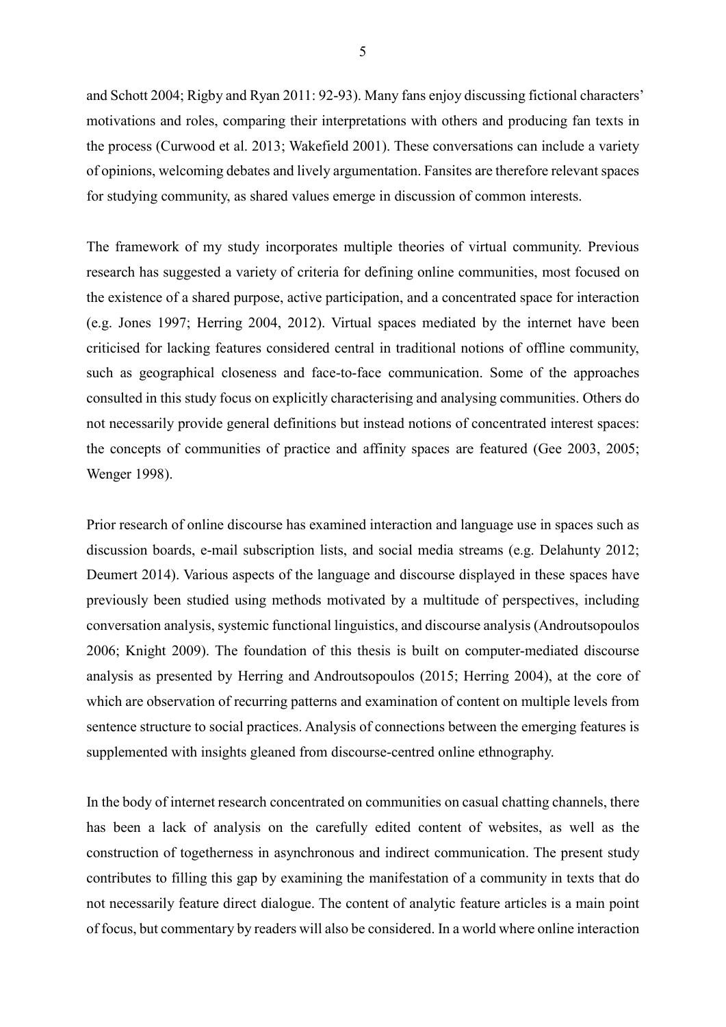and Schott 2004; Rigby and Ryan 2011: 92-93). Many fans enjoy discussing fictional characters' motivations and roles, comparing their interpretations with others and producing fan texts in the process (Curwood et al. 2013; Wakefield 2001). These conversations can include a variety of opinions, welcoming debates and lively argumentation. Fansites are therefore relevant spaces for studying community, as shared values emerge in discussion of common interests.

The framework of my study incorporates multiple theories of virtual community. Previous research has suggested a variety of criteria for defining online communities, most focused on the existence of a shared purpose, active participation, and a concentrated space for interaction (e.g. Jones 1997; Herring 2004, 2012). Virtual spaces mediated by the internet have been criticised for lacking features considered central in traditional notions of offline community, such as geographical closeness and face-to-face communication. Some of the approaches consulted in this study focus on explicitly characterising and analysing communities. Others do not necessarily provide general definitions but instead notions of concentrated interest spaces: the concepts of communities of practice and affinity spaces are featured (Gee 2003, 2005; Wenger 1998).

Prior research of online discourse has examined interaction and language use in spaces such as discussion boards, e-mail subscription lists, and social media streams (e.g. Delahunty 2012; Deumert 2014). Various aspects of the language and discourse displayed in these spaces have previously been studied using methods motivated by a multitude of perspectives, including conversation analysis, systemic functional linguistics, and discourse analysis (Androutsopoulos 2006; Knight 2009). The foundation of this thesis is built on computer-mediated discourse analysis as presented by Herring and Androutsopoulos (2015; Herring 2004), at the core of which are observation of recurring patterns and examination of content on multiple levels from sentence structure to social practices. Analysis of connections between the emerging features is supplemented with insights gleaned from discourse-centred online ethnography.

In the body of internet research concentrated on communities on casual chatting channels, there has been a lack of analysis on the carefully edited content of websites, as well as the construction of togetherness in asynchronous and indirect communication. The present study contributes to filling this gap by examining the manifestation of a community in texts that do not necessarily feature direct dialogue. The content of analytic feature articles is a main point of focus, but commentary by readers will also be considered. In a world where online interaction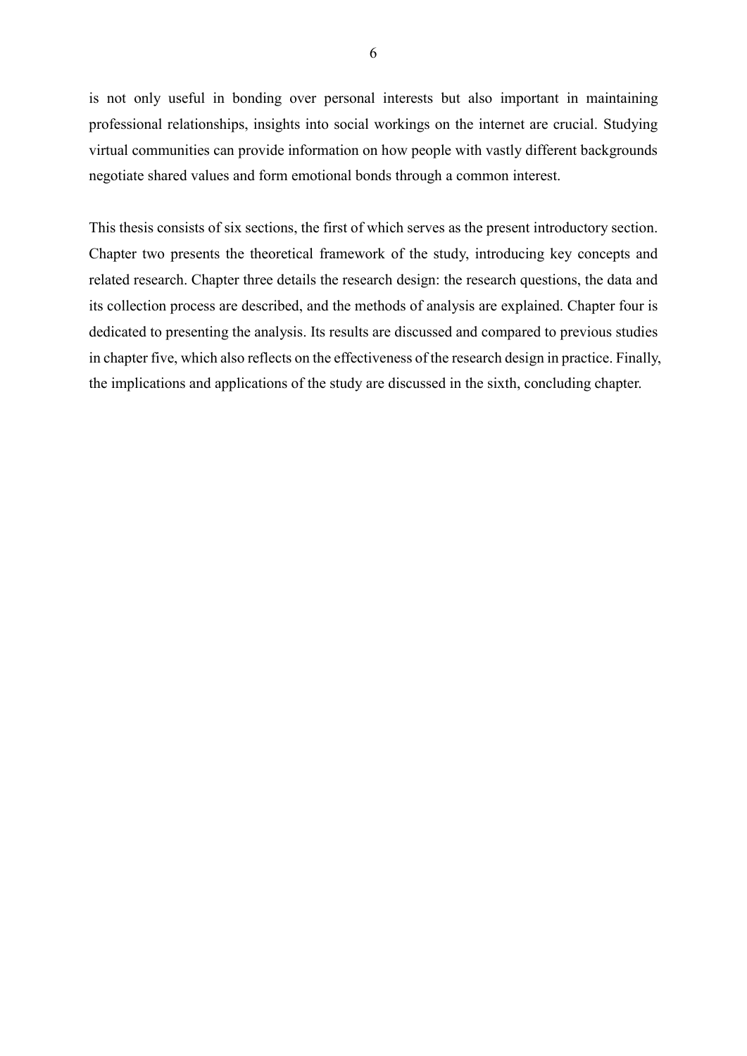is not only useful in bonding over personal interests but also important in maintaining professional relationships, insights into social workings on the internet are crucial. Studying virtual communities can provide information on how people with vastly different backgrounds negotiate shared values and form emotional bonds through a common interest.

This thesis consists of six sections, the first of which serves as the present introductory section. Chapter two presents the theoretical framework of the study, introducing key concepts and related research. Chapter three details the research design: the research questions, the data and its collection process are described, and the methods of analysis are explained. Chapter four is dedicated to presenting the analysis. Its results are discussed and compared to previous studies in chapter five, which also reflects on the effectiveness of the research design in practice. Finally, the implications and applications of the study are discussed in the sixth, concluding chapter.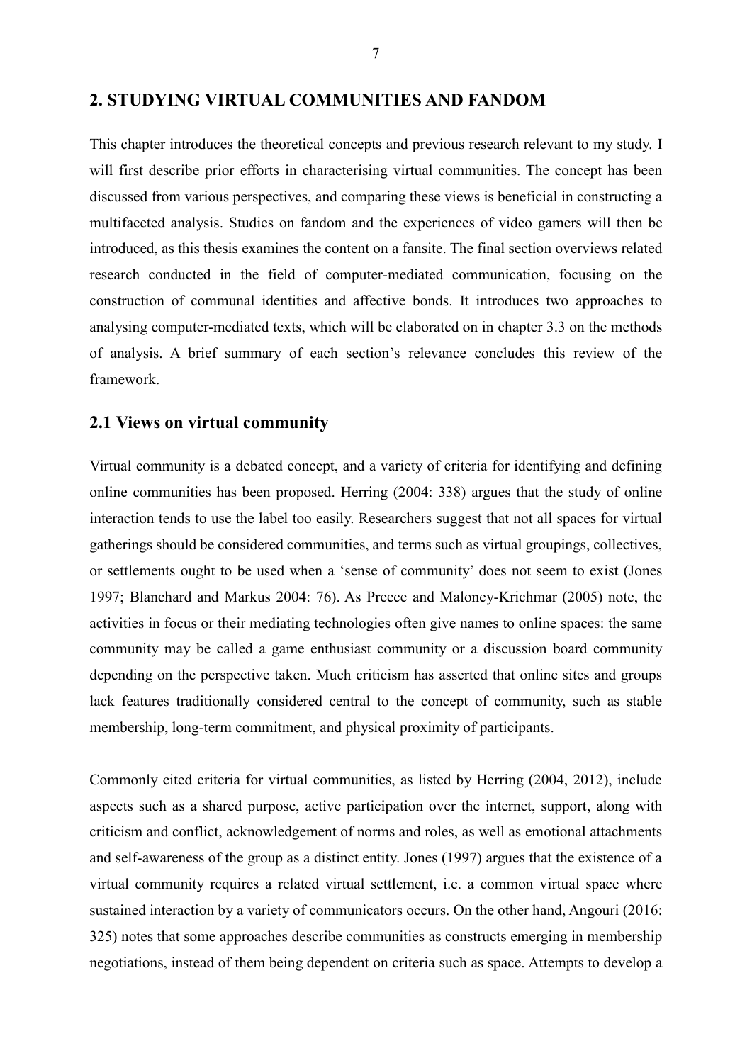## 2. STUDYING VIRTUAL COMMUNITIES AND FANDOM

This chapter introduces the theoretical concepts and previous research relevant to my study. I will first describe prior efforts in characterising virtual communities. The concept has been discussed from various perspectives, and comparing these views is beneficial in constructing a multifaceted analysis. Studies on fandom and the experiences of video gamers will then be introduced, as this thesis examines the content on a fansite. The final section overviews related research conducted in the field of computer-mediated communication, focusing on the construction of communal identities and affective bonds. It introduces two approaches to analysing computer-mediated texts, which will be elaborated on in chapter 3.3 on the methods of analysis. A brief summary of each section's relevance concludes this review of the framework.

### 2.1 Views on virtual community

Virtual community is a debated concept, and a variety of criteria for identifying and defining online communities has been proposed. Herring (2004: 338) argues that the study of online interaction tends to use the label too easily. Researchers suggest that not all spaces for virtual gatherings should be considered communities, and terms such as virtual groupings, collectives, or settlements ought to be used when a 'sense of community' does not seem to exist (Jones 1997; Blanchard and Markus 2004: 76). As Preece and Maloney-Krichmar (2005) note, the activities in focus or their mediating technologies often give names to online spaces: the same community may be called a game enthusiast community or a discussion board community depending on the perspective taken. Much criticism has asserted that online sites and groups lack features traditionally considered central to the concept of community, such as stable membership, long-term commitment, and physical proximity of participants.

Commonly cited criteria for virtual communities, as listed by Herring (2004, 2012), include aspects such as a shared purpose, active participation over the internet, support, along with criticism and conflict, acknowledgement of norms and roles, as well as emotional attachments and self-awareness of the group as a distinct entity. Jones (1997) argues that the existence of a virtual community requires a related virtual settlement, i.e. a common virtual space where sustained interaction by a variety of communicators occurs. On the other hand, Angouri (2016: 325) notes that some approaches describe communities as constructs emerging in membership negotiations, instead of them being dependent on criteria such as space. Attempts to develop a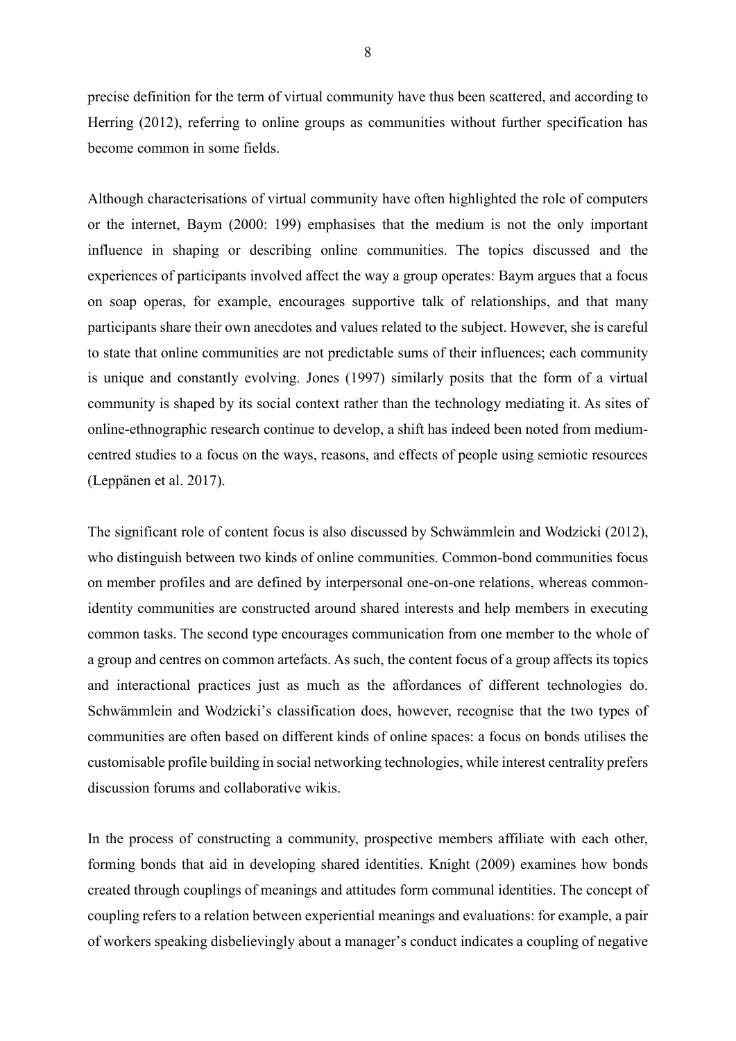precise definition for the term of virtual community have thus been scattered, and according to Herring (2012), referring to online groups as communities without further specification has become common in some fields.

Although characterisations of virtual community have often highlighted the role of computers or the internet, Baym (2000: 199) emphasises that the medium is not the only important influence in shaping or describing online communities. The topics discussed and the experiences of participants involved affect the way a group operates: Baym argues that a focus on soap operas, for example, encourages supportive talk of relationships, and that many participants share their own anecdotes and values related to the subject. However, she is careful to state that online communities are not predictable sums of their influences; each community is unique and constantly evolving. Jones (1997) similarly posits that the form of a virtual community is shaped by its social context rather than the technology mediating it. As sites of online-ethnographic research continue to develop, a shift has indeed been noted from medium-centred studies to a focus on the ways, reasons, and effects of people using semiotic resources (Leppänen et al. 2017).

The significant role of content focus is also discussed by Schwämmlein and Wodzicki (2012), who distinguish between two kinds of online communities. Common-bond communities focus on member profiles and are defined by interpersonal one-on-one relations, whereas common-identity communities are constructed around shared interests and help members in executing common tasks. The second type encourages communication from one member to the whole of a group and centres on common artefacts. As such, the content focus of a group affects its topics and interactional practices just as much as the affordances of different technologies do. Schwämmlein and Wodzicki's classification does, however, recognise that the two types of communities are often based on different kinds of online spaces: a focus on bonds utilises the customisable profile building in social networking technologies, while interest centrality prefers discussion forums and collaborative wikis.

In the process of constructing a community, prospective members affiliate with each other, forming bonds that aid in developing shared identities. Knight (2009) examines how bonds created through couplings of meanings and attitudes form communal identities. The concept of coupling refers to a relation between experiential meanings and evaluations: for example, a pair of workers speaking disbelievingly about a manager's conduct indicates a coupling of negative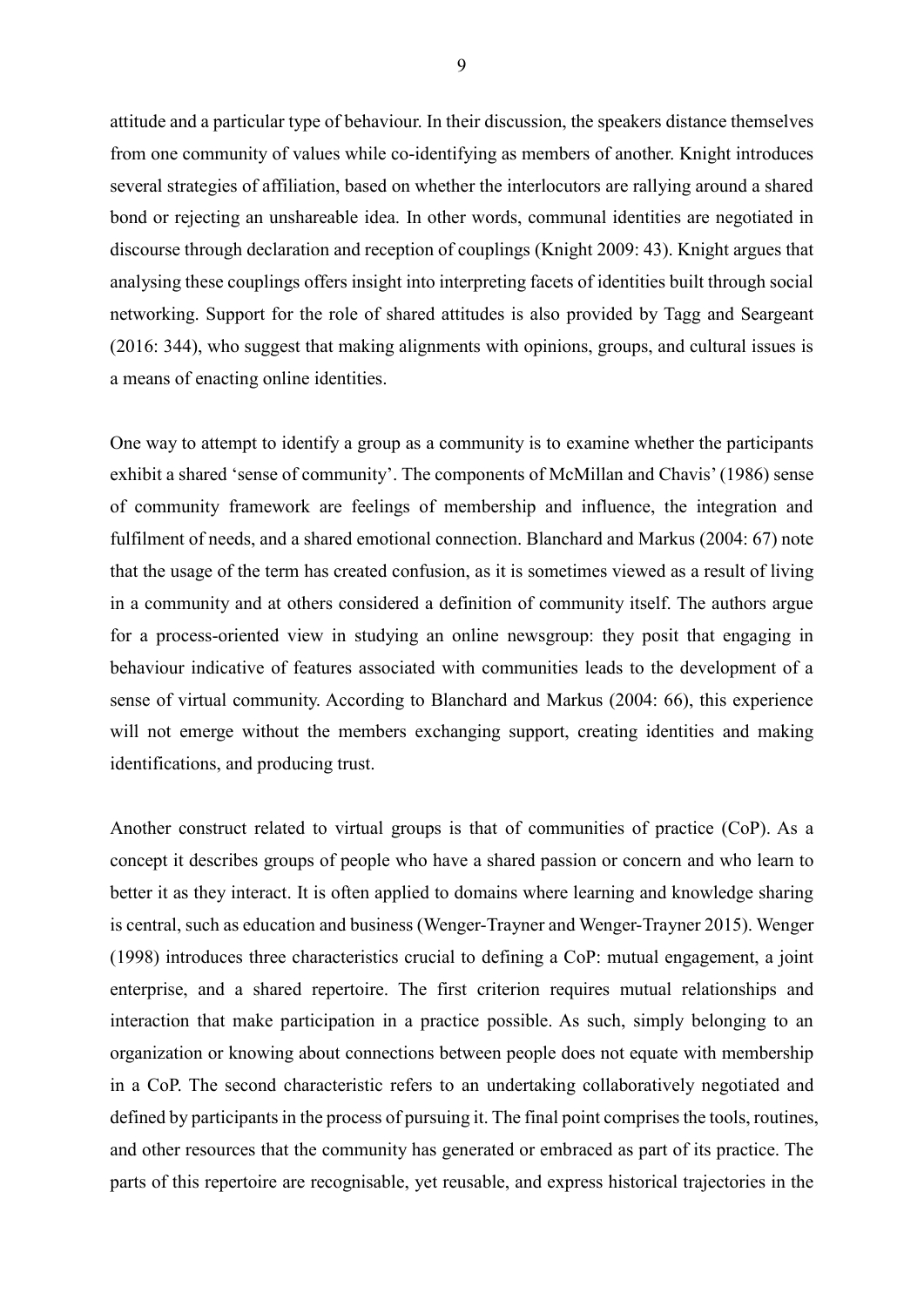attitude and a particular type of behaviour. In their discussion, the speakers distance themselves from one community of values while co-identifying as members of another. Knight introduces several strategies of affiliation, based on whether the interlocutors are rallying around a shared bond or rejecting an unshareable idea. In other words, communal identities are negotiated in discourse through declaration and reception of couplings (Knight 2009: 43). Knight argues that analysing these couplings offers insight into interpreting facets of identities built through social networking. Support for the role of shared attitudes is also provided by Tagg and Seargeant (2016: 344), who suggest that making alignments with opinions, groups, and cultural issues is a means of enacting online identities.

One way to attempt to identify a group as a community is to examine whether the participants exhibit a shared 'sense of community'. The components of McMillan and Chavis' (1986) sense of community framework are feelings of membership and influence, the integration and fulfilment of needs, and a shared emotional connection. Blanchard and Markus (2004: 67) note that the usage of the term has created confusion, as it is sometimes viewed as a result of living in a community and at others considered a definition of community itself. The authors argue for a process-oriented view in studying an online newsgroup: they posit that engaging in behaviour indicative of features associated with communities leads to the development of a sense of virtual community. According to Blanchard and Markus (2004: 66), this experience will not emerge without the members exchanging support, creating identities and making identifications, and producing trust.

Another construct related to virtual groups is that of communities of practice (CoP). As a concept it describes groups of people who have a shared passion or concern and who learn to better it as they interact. It is often applied to domains where learning and knowledge sharing is central, such as education and business (Wenger-Trayner and Wenger-Trayner 2015). Wenger (1998) introduces three characteristics crucial to defining a CoP: mutual engagement, a joint enterprise, and a shared repertoire. The first criterion requires mutual relationships and interaction that make participation in a practice possible. As such, simply belonging to an organization or knowing about connections between people does not equate with membership in a CoP. The second characteristic refers to an undertaking collaboratively negotiated and defined by participants in the process of pursuing it. The final point comprises the tools, routines, and other resources that the community has generated or embraced as part of its practice. The parts of this repertoire are recognisable, yet reusable, and express historical trajectories in the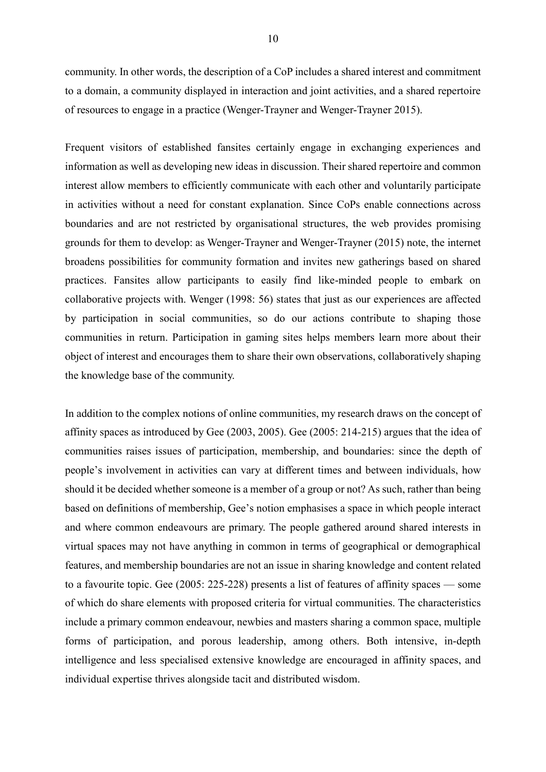community. In other words, the description of a CoP includes a shared interest and commitment to a domain, a community displayed in interaction and joint activities, and a shared repertoire of resources to engage in a practice (Wenger-Trayner and Wenger-Trayner 2015).

Frequent visitors of established fansites certainly engage in exchanging experiences and information as well as developing new ideas in discussion. Their shared repertoire and common interest allow members to efficiently communicate with each other and voluntarily participate in activities without a need for constant explanation. Since CoPs enable connections across boundaries and are not restricted by organisational structures, the web provides promising grounds for them to develop: as Wenger-Trayner and Wenger-Trayner (2015) note, the internet broadens possibilities for community formation and invites new gatherings based on shared practices. Fansites allow participants to easily find like-minded people to embark on collaborative projects with. Wenger (1998: 56) states that just as our experiences are affected by participation in social communities, so do our actions contribute to shaping those communities in return. Participation in gaming sites helps members learn more about their object of interest and encourages them to share their own observations, collaboratively shaping the knowledge base of the community.

In addition to the complex notions of online communities, my research draws on the concept of affinity spaces as introduced by Gee (2003, 2005). Gee (2005: 214-215) argues that the idea of communities raises issues of participation, membership, and boundaries: since the depth of people's involvement in activities can vary at different times and between individuals, how should it be decided whether someone is a member of a group or not? As such, rather than being based on definitions of membership, Gee's notion emphasises a space in which people interact and where common endeavours are primary. The people gathered around shared interests in virtual spaces may not have anything in common in terms of geographical or demographical features, and membership boundaries are not an issue in sharing knowledge and content related to a favourite topic. Gee (2005: 225-228) presents a list of features of affinity spaces — some of which do share elements with proposed criteria for virtual communities. The characteristics include a primary common endeavour, newbies and masters sharing a common space, multiple forms of participation, and porous leadership, among others. Both intensive, in-depth intelligence and less specialised extensive knowledge are encouraged in affinity spaces, and individual expertise thrives alongside tacit and distributed wisdom.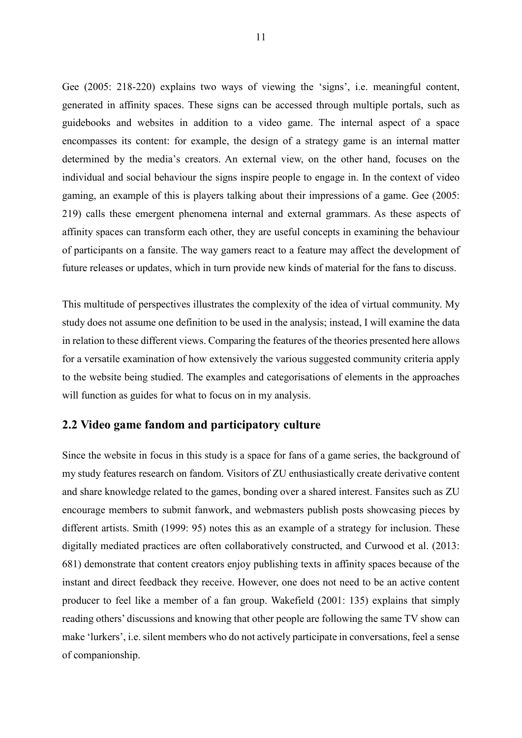Gee (2005: 218-220) explains two ways of viewing the 'signs', i.e. meaningful content, generated in affinity spaces. These signs can be accessed through multiple portals, such as guidebooks and websites in addition to a video game. The internal aspect of a space encompasses its content: for example, the design of a strategy game is an internal matter determined by the media's creators. An external view, on the other hand, focuses on the individual and social behaviour the signs inspire people to engage in. In the context of video gaming, an example of this is players talking about their impressions of a game. Gee (2005: 219) calls these emergent phenomena internal and external grammars. As these aspects of affinity spaces can transform each other, they are useful concepts in examining the behaviour of participants on a fansite. The way gamers react to a feature may affect the development of future releases or updates, which in turn provide new kinds of material for the fans to discuss.

This multitude of perspectives illustrates the complexity of the idea of virtual community. My study does not assume one definition to be used in the analysis; instead, I will examine the data in relation to these different views. Comparing the features of the theories presented here allows for a versatile examination of how extensively the various suggested community criteria apply to the website being studied. The examples and categorisations of elements in the approaches will function as guides for what to focus on in my analysis.

## 2.2 Video game fandom and participatory culture

Since the website in focus in this study is a space for fans of a game series, the background of my study features research on fandom. Visitors of ZU enthusiastically create derivative content and share knowledge related to the games, bonding over a shared interest. Fansites such as ZU encourage members to submit fanwork, and webmasters publish posts showcasing pieces by different artists. Smith (1999: 95) notes this as an example of a strategy for inclusion. These digitally mediated practices are often collaboratively constructed, and Curwood et al. (2013: 681) demonstrate that content creators enjoy publishing texts in affinity spaces because of the instant and direct feedback they receive. However, one does not need to be an active content producer to feel like a member of a fan group. Wakefield (2001: 135) explains that simply reading others' discussions and knowing that other people are following the same TV show can make 'lurkers', i.e. silent members who do not actively participate in conversations, feel a sense of companionship.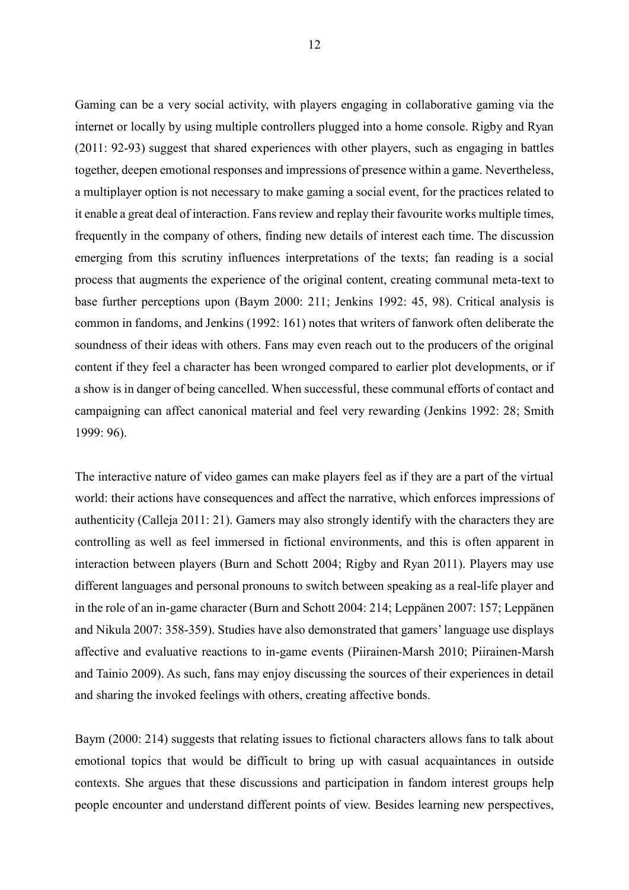Gaming can be a very social activity, with players engaging in collaborative gaming via the internet or locally by using multiple controllers plugged into a home console. Rigby and Ryan (2011: 92-93) suggest that shared experiences with other players, such as engaging in battles together, deepen emotional responses and impressions of presence within a game. Nevertheless, a multiplayer option is not necessary to make gaming a social event, for the practices related to it enable a great deal of interaction. Fans review and replay their favourite works multiple times, frequently in the company of others, finding new details of interest each time. The discussion emerging from this scrutiny influences interpretations of the texts; fan reading is a social process that augments the experience of the original content, creating communal meta-text to base further perceptions upon (Baym 2000: 211; Jenkins 1992: 45, 98). Critical analysis is common in fandoms, and Jenkins (1992: 161) notes that writers of fanwork often deliberate the soundness of their ideas with others. Fans may even reach out to the producers of the original content if they feel a character has been wronged compared to earlier plot developments, or if a show is in danger of being cancelled. When successful, these communal efforts of contact and campaigning can affect canonical material and feel very rewarding (Jenkins 1992: 28; Smith 1999: 96).

The interactive nature of video games can make players feel as if they are a part of the virtual world: their actions have consequences and affect the narrative, which enforces impressions of authenticity (Calleja 2011: 21). Gamers may also strongly identify with the characters they are controlling as well as feel immersed in fictional environments, and this is often apparent in interaction between players (Burn and Schott 2004; Rigby and Ryan 2011). Players may use different languages and personal pronouns to switch between speaking as a real-life player and in the role of an in-game character (Burn and Schott 2004: 214; Leppänen 2007: 157; Leppänen and Nikula 2007: 358-359). Studies have also demonstrated that gamers' language use displays affective and evaluative reactions to in-game events (Piirainen-Marsh 2010; Piirainen-Marsh and Tainio 2009). As such, fans may enjoy discussing the sources of their experiences in detail and sharing the invoked feelings with others, creating affective bonds.

Baym (2000: 214) suggests that relating issues to fictional characters allows fans to talk about emotional topics that would be difficult to bring up with casual acquaintances in outside contexts. She argues that these discussions and participation in fandom interest groups help people encounter and understand different points of view. Besides learning new perspectives,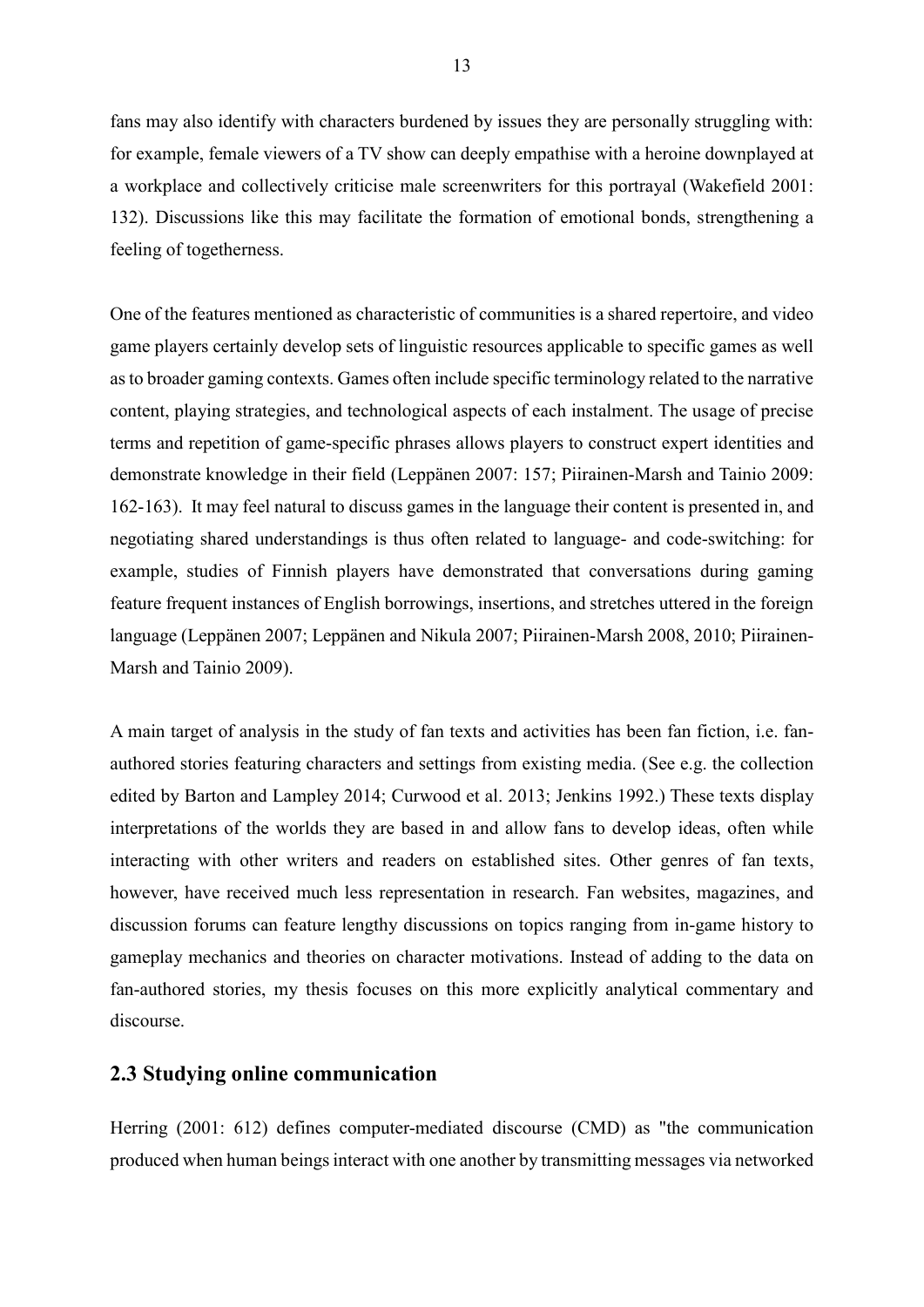fans may also identify with characters burdened by issues they are personally struggling with: for example, female viewers of a TV show can deeply empathise with a heroine downplayed at a workplace and collectively criticise male screenwriters for this portrayal (Wakefield 2001: 132). Discussions like this may facilitate the formation of emotional bonds, strengthening a feeling of togetherness.

One of the features mentioned as characteristic of communities is a shared repertoire, and video game players certainly develop sets of linguistic resources applicable to specific games as well as to broader gaming contexts. Games often include specific terminology related to the narrative content, playing strategies, and technological aspects of each instalment. The usage of precise terms and repetition of game-specific phrases allows players to construct expert identities and demonstrate knowledge in their field (Leppänen 2007: 157; Piirainen-Marsh and Tainio 2009: 162-163). It may feel natural to discuss games in the language their content is presented in, and negotiating shared understandings is thus often related to language- and code-switching: for example, studies of Finnish players have demonstrated that conversations during gaming feature frequent instances of English borrowings, insertions, and stretches uttered in the foreign language (Leppänen 2007; Leppänen and Nikula 2007; Piirainen-Marsh 2008, 2010; Piirainen-Marsh and Tainio 2009).

A main target of analysis in the study of fan texts and activities has been fan fiction, i.e. fan-authored stories featuring characters and settings from existing media. (See e.g. the collection edited by Barton and Lampley 2014; Curwood et al. 2013; Jenkins 1992.) These texts display interpretations of the worlds they are based in and allow fans to develop ideas, often while interacting with other writers and readers on established sites. Other genres of fan texts, however, have received much less representation in research. Fan websites, magazines, and discussion forums can feature lengthy discussions on topics ranging from in-game history to gameplay mechanics and theories on character motivations. Instead of adding to the data on fan-authored stories, my thesis focuses on this more explicitly analytical commentary and discourse.

## 2.3 Studying online communication

Herring (2001: 612) defines computer-mediated discourse (CMD) as "the communication produced when human beings interact with one another by transmitting messages via networked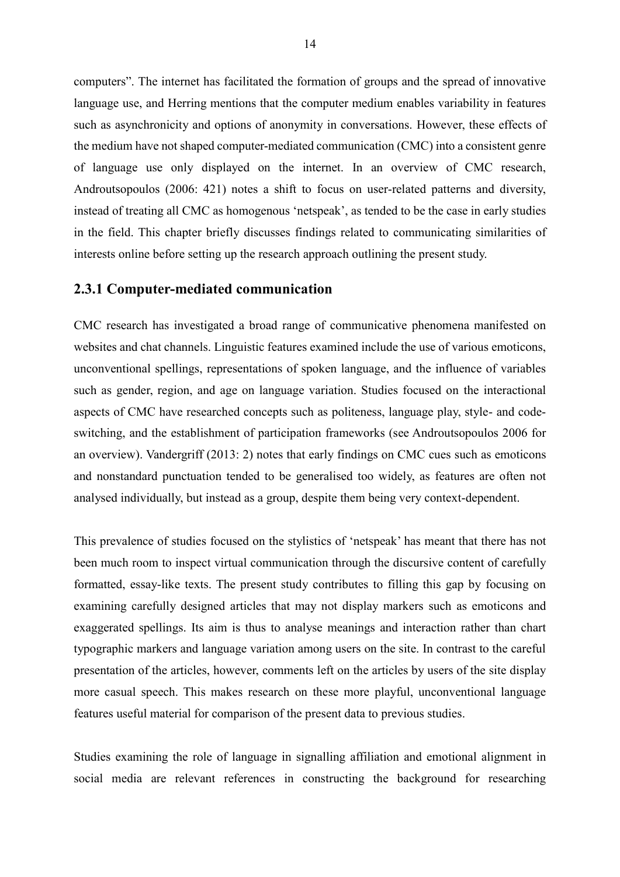computers". The internet has facilitated the formation of groups and the spread of innovative language use, and Herring mentions that the computer medium enables variability in features such as asynchronicity and options of anonymity in conversations. However, these effects of the medium have not shaped computer-mediated communication (CMC) into a consistent genre of language use only displayed on the internet. In an overview of CMC research, Androutsopoulos (2006: 421) notes a shift to focus on user-related patterns and diversity, instead of treating all CMC as homogenous 'netspeak', as tended to be the case in early studies in the field. This chapter briefly discusses findings related to communicating similarities of interests online before setting up the research approach outlining the present study.

### 2.3.1 Computer-mediated communication

CMC research has investigated a broad range of communicative phenomena manifested on websites and chat channels. Linguistic features examined include the use of various emoticons, unconventional spellings, representations of spoken language, and the influence of variables such as gender, region, and age on language variation. Studies focused on the interactional aspects of CMC have researched concepts such as politeness, language play, style- and code-switching, and the establishment of participation frameworks (see Androutsopoulos 2006 for an overview). Vandergriff (2013: 2) notes that early findings on CMC cues such as emoticons and nonstandard punctuation tended to be generalised too widely, as features are often not analysed individually, but instead as a group, despite them being very context-dependent.

This prevalence of studies focused on the stylistics of 'netspeak' has meant that there has not been much room to inspect virtual communication through the discursive content of carefully formatted, essay-like texts. The present study contributes to filling this gap by focusing on examining carefully designed articles that may not display markers such as emoticons and exaggerated spellings. Its aim is thus to analyse meanings and interaction rather than chart typographic markers and language variation among users on the site. In contrast to the careful presentation of the articles, however, comments left on the articles by users of the site display more casual speech. This makes research on these more playful, unconventional language features useful material for comparison of the present data to previous studies.

Studies examining the role of language in signalling affiliation and emotional alignment in social media are relevant references in constructing the background for researching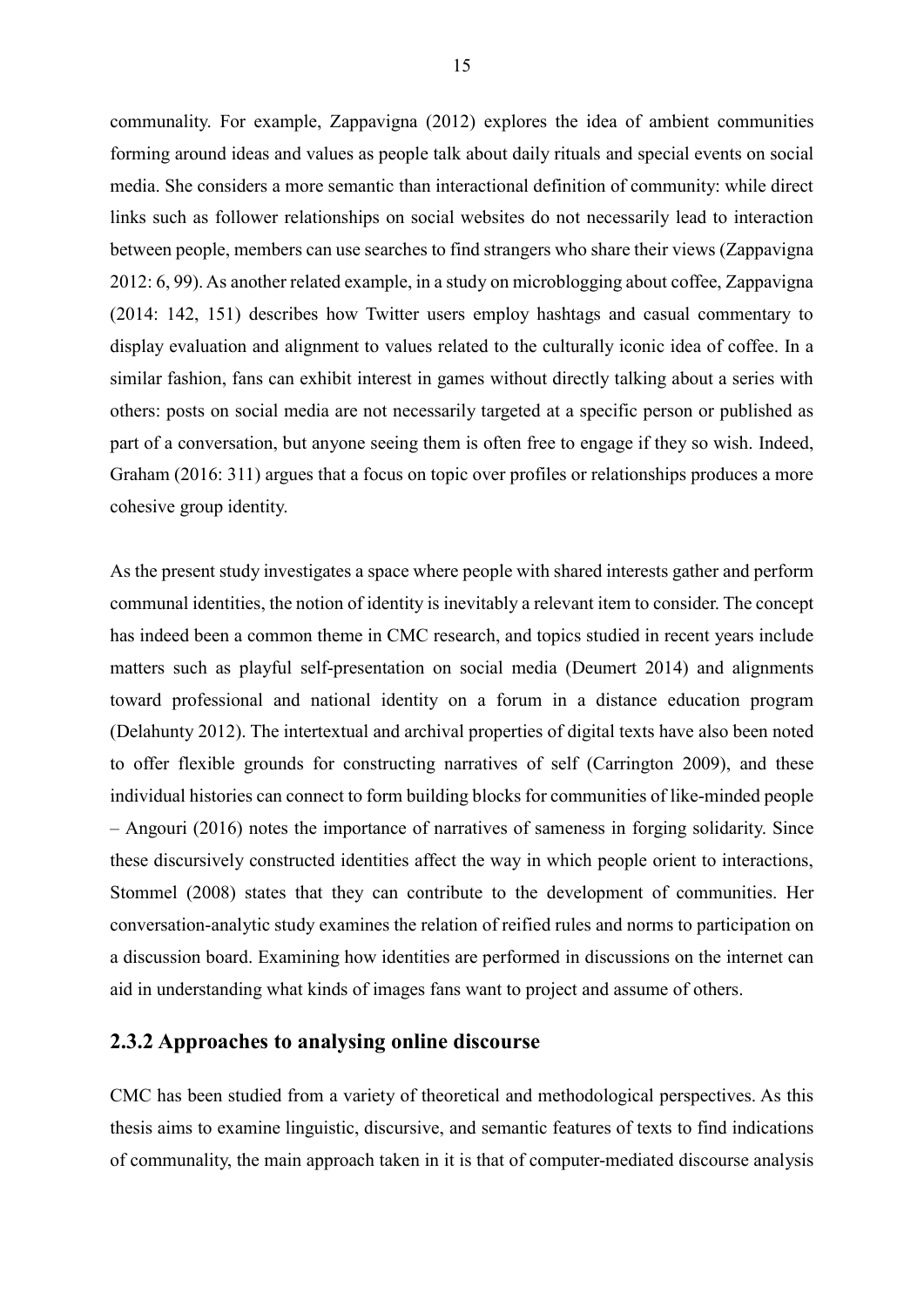communality. For example, Zappavigna (2012) explores the idea of ambient communities forming around ideas and values as people talk about daily rituals and special events on social media. She considers a more semantic than interactional definition of community: while direct links such as follower relationships on social websites do not necessarily lead to interaction between people, members can use searches to find strangers who share their views (Zappavigna 2012: 6, 99). As another related example, in a study on microblogging about coffee, Zappavigna (2014: 142, 151) describes how Twitter users employ hashtags and casual commentary to display evaluation and alignment to values related to the culturally iconic idea of coffee. In a similar fashion, fans can exhibit interest in games without directly talking about a series with others: posts on social media are not necessarily targeted at a specific person or published as part of a conversation, but anyone seeing them is often free to engage if they so wish. Indeed, Graham (2016: 311) argues that a focus on topic over profiles or relationships produces a more cohesive group identity.

As the present study investigates a space where people with shared interests gather and perform communal identities, the notion of identity is inevitably a relevant item to consider. The concept has indeed been a common theme in CMC research, and topics studied in recent years include matters such as playful self-presentation on social media (Deumert 2014) and alignments toward professional and national identity on a forum in a distance education program (Delahunty 2012). The intertextual and archival properties of digital texts have also been noted to offer flexible grounds for constructing narratives of self (Carrington 2009), and these individual histories can connect to form building blocks for communities of like-minded people – Angouri (2016) notes the importance of narratives of sameness in forging solidarity. Since these discursively constructed identities affect the way in which people orient to interactions, Stommel (2008) states that they can contribute to the development of communities. Her conversation-analytic study examines the relation of reified rules and norms to participation on a discussion board. Examining how identities are performed in discussions on the internet can aid in understanding what kinds of images fans want to project and assume of others.

### 2.3.2 Approaches to analysing online discourse

CMC has been studied from a variety of theoretical and methodological perspectives. As this thesis aims to examine linguistic, discursive, and semantic features of texts to find indications of communality, the main approach taken in it is that of computer-mediated discourse analysis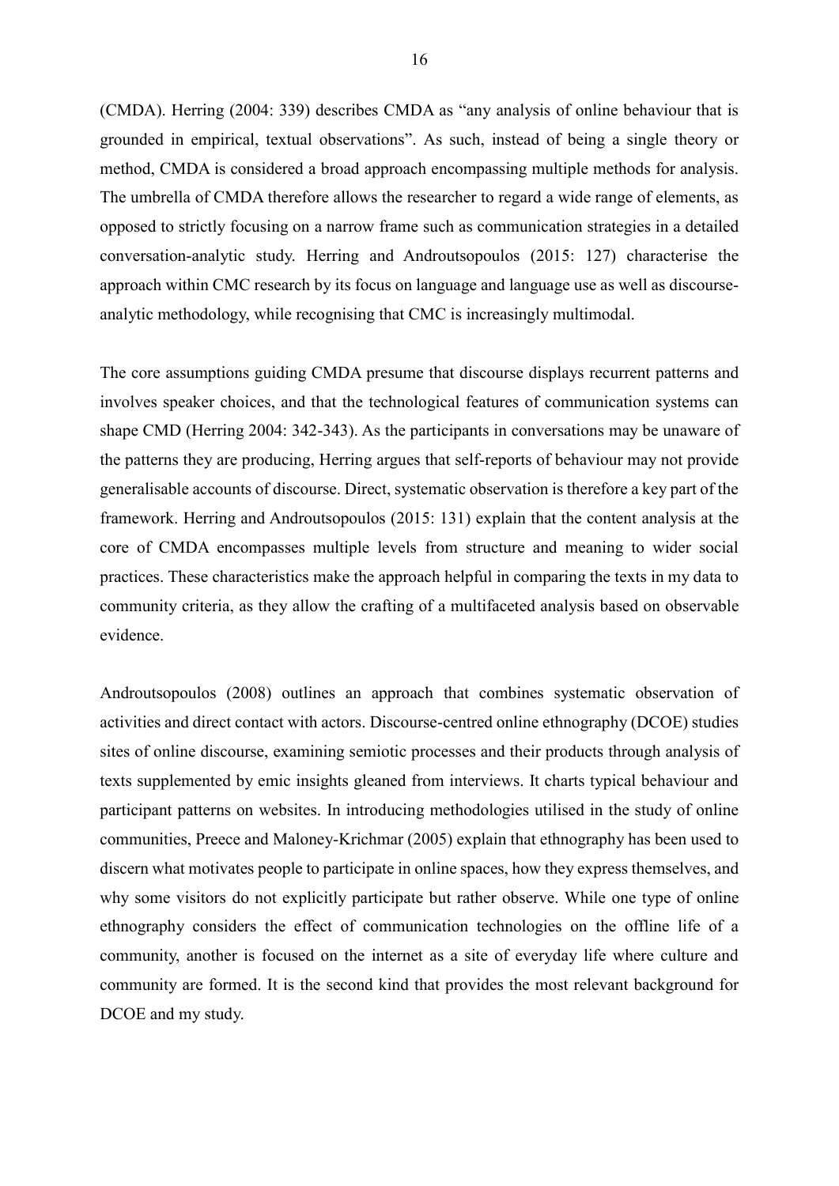(CMDA). Herring (2004: 339) describes CMDA as "any analysis of online behaviour that is grounded in empirical, textual observations". As such, instead of being a single theory or method, CMDA is considered a broad approach encompassing multiple methods for analysis. The umbrella of CMDA therefore allows the researcher to regard a wide range of elements, as opposed to strictly focusing on a narrow frame such as communication strategies in a detailed conversation-analytic study. Herring and Androutsopoulos (2015: 127) characterise the approach within CMC research by its focus on language and language use as well as discourse-analytic methodology, while recognising that CMC is increasingly multimodal.

The core assumptions guiding CMDA presume that discourse displays recurrent patterns and involves speaker choices, and that the technological features of communication systems can shape CMD (Herring 2004: 342-343). As the participants in conversations may be unaware of the patterns they are producing, Herring argues that self-reports of behaviour may not provide generalisable accounts of discourse. Direct, systematic observation is therefore a key part of the framework. Herring and Androutsopoulos (2015: 131) explain that the content analysis at the core of CMDA encompasses multiple levels from structure and meaning to wider social practices. These characteristics make the approach helpful in comparing the texts in my data to community criteria, as they allow the crafting of a multifaceted analysis based on observable evidence.

Androutsopoulos (2008) outlines an approach that combines systematic observation of activities and direct contact with actors. Discourse-centred online ethnography (DCOE) studies sites of online discourse, examining semiotic processes and their products through analysis of texts supplemented by emic insights gleaned from interviews. It charts typical behaviour and participant patterns on websites. In introducing methodologies utilised in the study of online communities, Preece and Maloney-Krichmar (2005) explain that ethnography has been used to discern what motivates people to participate in online spaces, how they express themselves, and why some visitors do not explicitly participate but rather observe. While one type of online ethnography considers the effect of communication technologies on the offline life of a community, another is focused on the internet as a site of everyday life where culture and community are formed. It is the second kind that provides the most relevant background for DCOE and my study.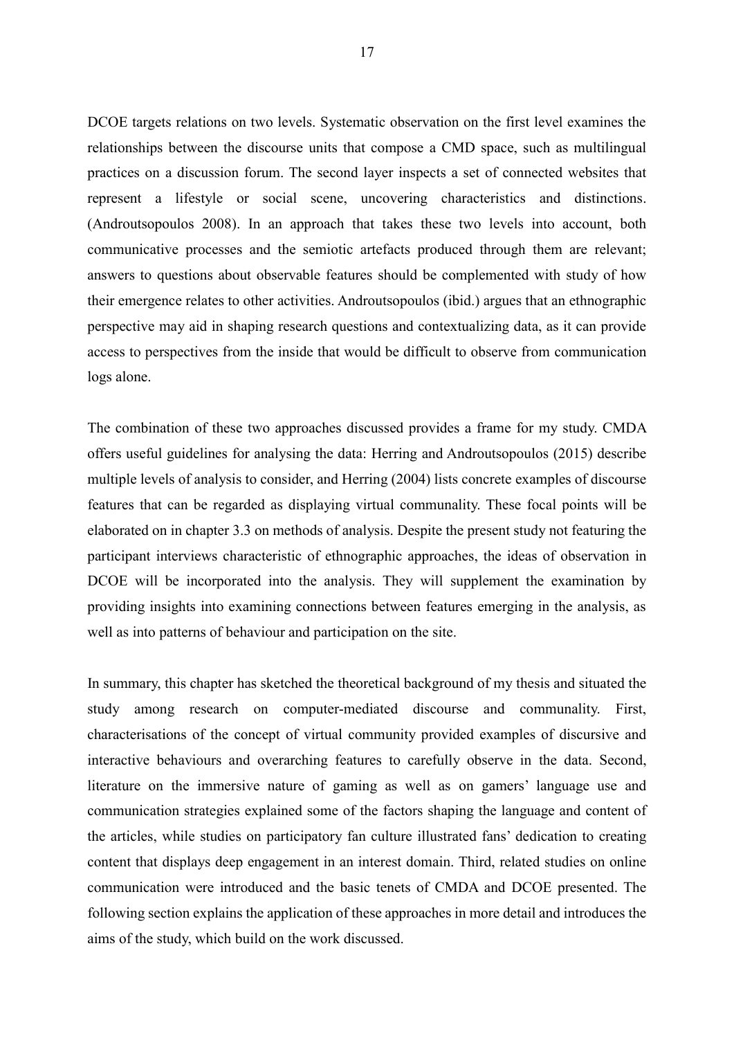DCOE targets relations on two levels. Systematic observation on the first level examines the relationships between the discourse units that compose a CMD space, such as multilingual practices on a discussion forum. The second layer inspects a set of connected websites that represent a lifestyle or social scene, uncovering characteristics and distinctions. (Androutsopoulos 2008). In an approach that takes these two levels into account, both communicative processes and the semiotic artefacts produced through them are relevant; answers to questions about observable features should be complemented with study of how their emergence relates to other activities. Androutsopoulos (ibid.) argues that an ethnographic perspective may aid in shaping research questions and contextualizing data, as it can provide access to perspectives from the inside that would be difficult to observe from communication logs alone.

The combination of these two approaches discussed provides a frame for my study. CMDA offers useful guidelines for analysing the data: Herring and Androutsopoulos (2015) describe multiple levels of analysis to consider, and Herring (2004) lists concrete examples of discourse features that can be regarded as displaying virtual communality. These focal points will be elaborated on in chapter 3.3 on methods of analysis. Despite the present study not featuring the participant interviews characteristic of ethnographic approaches, the ideas of observation in DCOE will be incorporated into the analysis. They will supplement the examination by providing insights into examining connections between features emerging in the analysis, as well as into patterns of behaviour and participation on the site.

In summary, this chapter has sketched the theoretical background of my thesis and situated the study among research on computer-mediated discourse and communality. First, characterisations of the concept of virtual community provided examples of discursive and interactive behaviours and overarching features to carefully observe in the data. Second, literature on the immersive nature of gaming as well as on gamers' language use and communication strategies explained some of the factors shaping the language and content of the articles, while studies on participatory fan culture illustrated fans' dedication to creating content that displays deep engagement in an interest domain. Third, related studies on online communication were introduced and the basic tenets of CMDA and DCOE presented. The following section explains the application of these approaches in more detail and introduces the aims of the study, which build on the work discussed.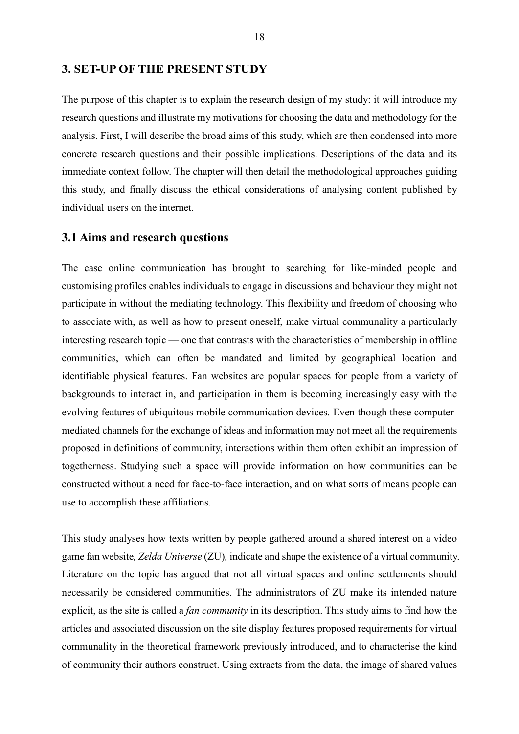# 3. SET-UP OF THE PRESENT STUDY

The purpose of this chapter is to explain the research design of my study: it will introduce my research questions and illustrate my motivations for choosing the data and methodology for the analysis. First, I will describe the broad aims of this study, which are then condensed into more concrete research questions and their possible implications. Descriptions of the data and its immediate context follow. The chapter will then detail the methodological approaches guiding this study, and finally discuss the ethical considerations of analysing content published by individual users on the internet.

## 3.1 Aims and research questions

The ease online communication has brought to searching for like-minded people and customising profiles enables individuals to engage in discussions and behaviour they might not participate in without the mediating technology. This flexibility and freedom of choosing who to associate with, as well as how to present oneself, make virtual communality a particularly interesting research topic — one that contrasts with the characteristics of membership in offline communities, which can often be mandated and limited by geographical location and identifiable physical features. Fan websites are popular spaces for people from a variety of backgrounds to interact in, and participation in them is becoming increasingly easy with the evolving features of ubiquitous mobile communication devices. Even though these computer-mediated channels for the exchange of ideas and information may not meet all the requirements proposed in definitions of community, interactions within them often exhibit an impression of togetherness. Studying such a space will provide information on how communities can be constructed without a need for face-to-face interaction, and on what sorts of means people can use to accomplish these affiliations.

This study analyses how texts written by people gathered around a shared interest on a video game fan website*, Zelda Universe* (ZU)*,* indicate and shape the existence of a virtual community. Literature on the topic has argued that not all virtual spaces and online settlements should necessarily be considered communities. The administrators of ZU make its intended nature explicit, as the site is called a *fan community* in its description. This study aims to find how the articles and associated discussion on the site display features proposed requirements for virtual communality in the theoretical framework previously introduced, and to characterise the kind of community their authors construct. Using extracts from the data, the image of shared values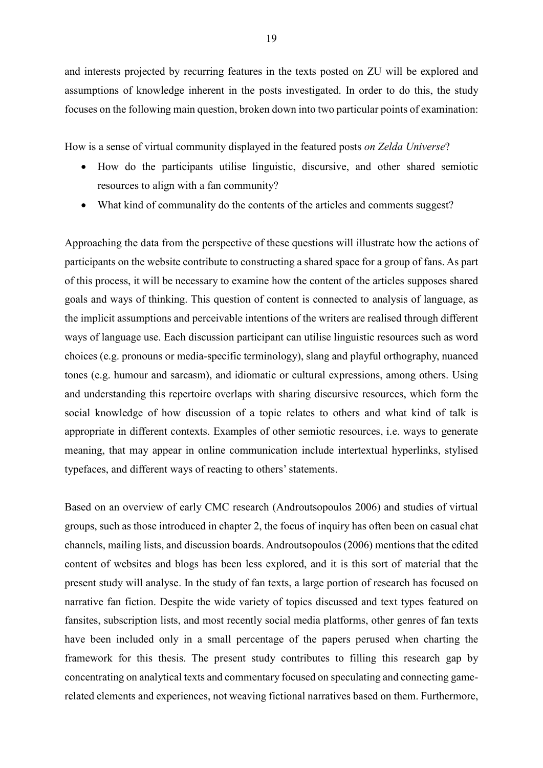and interests projected by recurring features in the texts posted on ZU will be explored and assumptions of knowledge inherent in the posts investigated. In order to do this, the study focuses on the following main question, broken down into two particular points of examination:

How is a sense of virtual community displayed in the featured posts *on Zelda Universe*?

- How do the participants utilise linguistic, discursive, and other shared semiotic resources to align with a fan community?
- What kind of communality do the contents of the articles and comments suggest?

Approaching the data from the perspective of these questions will illustrate how the actions of participants on the website contribute to constructing a shared space for a group of fans. As part of this process, it will be necessary to examine how the content of the articles supposes shared goals and ways of thinking. This question of content is connected to analysis of language, as the implicit assumptions and perceivable intentions of the writers are realised through different ways of language use. Each discussion participant can utilise linguistic resources such as word choices (e.g. pronouns or media-specific terminology), slang and playful orthography, nuanced tones (e.g. humour and sarcasm), and idiomatic or cultural expressions, among others. Using and understanding this repertoire overlaps with sharing discursive resources, which form the social knowledge of how discussion of a topic relates to others and what kind of talk is appropriate in different contexts. Examples of other semiotic resources, i.e. ways to generate meaning, that may appear in online communication include intertextual hyperlinks, stylised typefaces, and different ways of reacting to others' statements.

Based on an overview of early CMC research (Androutsopoulos 2006) and studies of virtual groups, such as those introduced in chapter 2, the focus of inquiry has often been on casual chat channels, mailing lists, and discussion boards. Androutsopoulos (2006) mentions that the edited content of websites and blogs has been less explored, and it is this sort of material that the present study will analyse. In the study of fan texts, a large portion of research has focused on narrative fan fiction. Despite the wide variety of topics discussed and text types featured on fansites, subscription lists, and most recently social media platforms, other genres of fan texts have been included only in a small percentage of the papers perused when charting the framework for this thesis. The present study contributes to filling this research gap by concentrating on analytical texts and commentary focused on speculating and connecting game-related elements and experiences, not weaving fictional narratives based on them. Furthermore,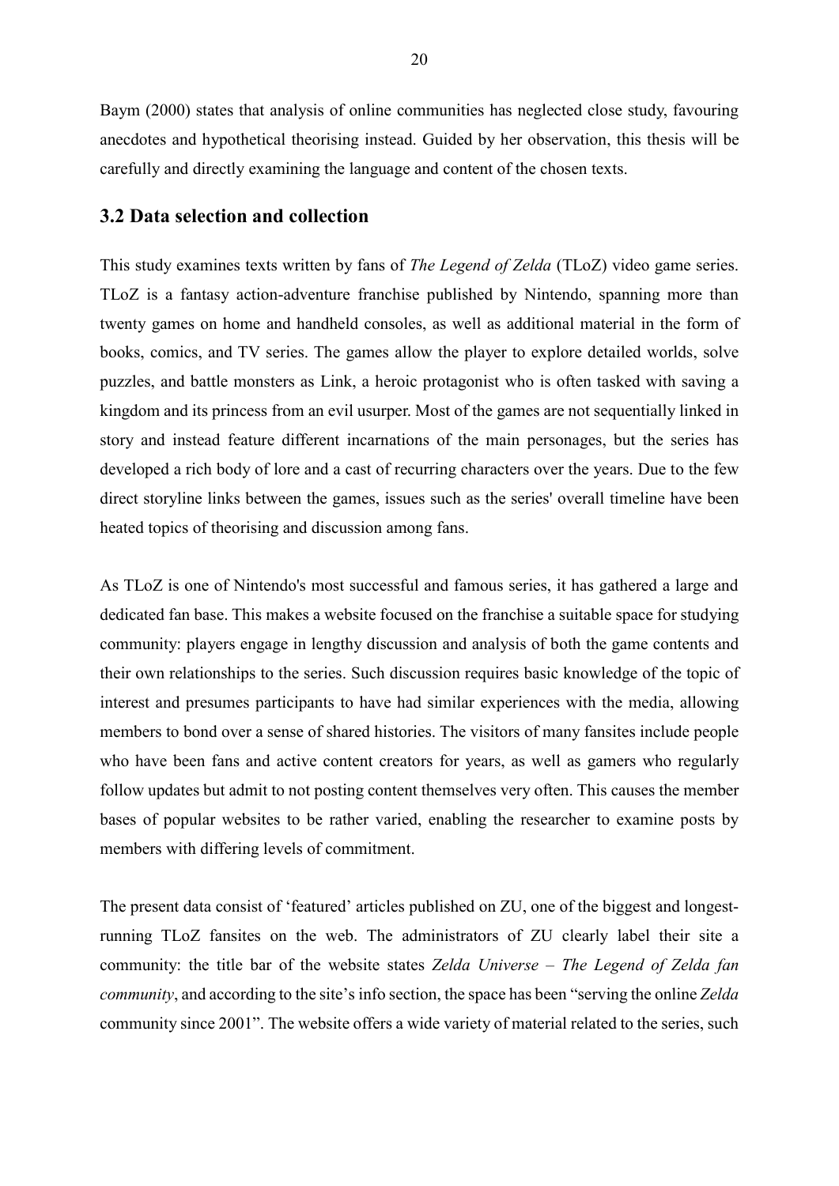Baym (2000) states that analysis of online communities has neglected close study, favouring anecdotes and hypothetical theorising instead. Guided by her observation, this thesis will be carefully and directly examining the language and content of the chosen texts.

## 3.2 Data selection and collection

This study examines texts written by fans of *The Legend of Zelda* (TLoZ) video game series. TLoZ is a fantasy action-adventure franchise published by Nintendo, spanning more than twenty games on home and handheld consoles, as well as additional material in the form of books, comics, and TV series. The games allow the player to explore detailed worlds, solve puzzles, and battle monsters as Link, a heroic protagonist who is often tasked with saving a kingdom and its princess from an evil usurper. Most of the games are not sequentially linked in story and instead feature different incarnations of the main personages, but the series has developed a rich body of lore and a cast of recurring characters over the years. Due to the few direct storyline links between the games, issues such as the series' overall timeline have been heated topics of theorising and discussion among fans.

As TLoZ is one of Nintendo's most successful and famous series, it has gathered a large and dedicated fan base. This makes a website focused on the franchise a suitable space for studying community: players engage in lengthy discussion and analysis of both the game contents and their own relationships to the series. Such discussion requires basic knowledge of the topic of interest and presumes participants to have had similar experiences with the media, allowing members to bond over a sense of shared histories. The visitors of many fansites include people who have been fans and active content creators for years, as well as gamers who regularly follow updates but admit to not posting content themselves very often. This causes the member bases of popular websites to be rather varied, enabling the researcher to examine posts by members with differing levels of commitment.

The present data consist of 'featured' articles published on ZU, one of the biggest and longest-running TLoZ fansites on the web. The administrators of ZU clearly label their site a community: the title bar of the website states *Zelda Universe – The Legend of Zelda fan community*, and according to the site's info section, the space has been "serving the online *Zelda* community since 2001". The website offers a wide variety of material related to the series, such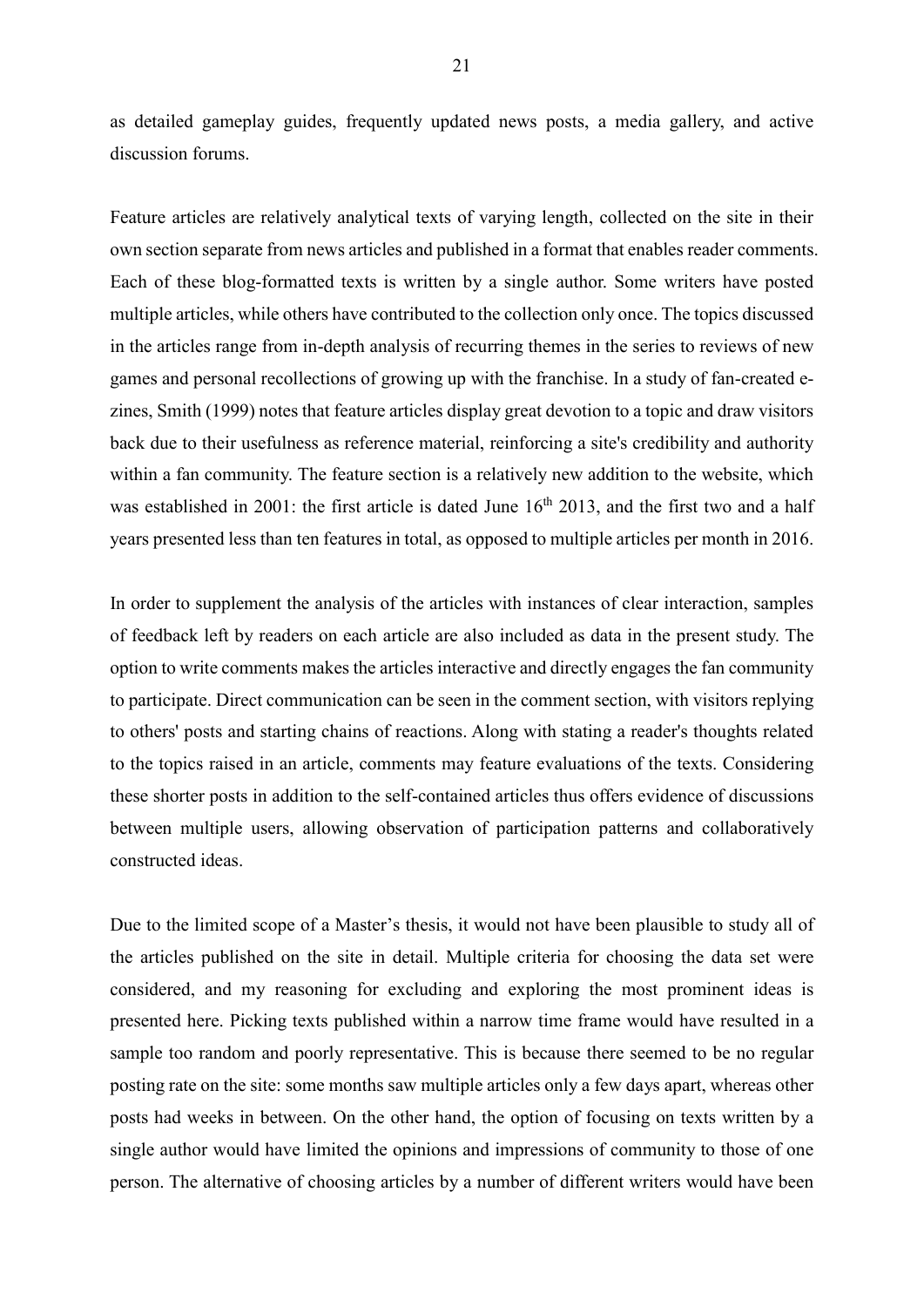as detailed gameplay guides, frequently updated news posts, a media gallery, and active discussion forums.

Feature articles are relatively analytical texts of varying length, collected on the site in their own section separate from news articles and published in a format that enables reader comments. Each of these blog-formatted texts is written by a single author. Some writers have posted multiple articles, while others have contributed to the collection only once. The topics discussed in the articles range from in-depth analysis of recurring themes in the series to reviews of new games and personal recollections of growing up with the franchise. In a study of fan-created e-zines, Smith (1999) notes that feature articles display great devotion to a topic and draw visitors back due to their usefulness as reference material, reinforcing a site's credibility and authority within a fan community. The feature section is a relatively new addition to the website, which was established in 2001: the first article is dated June 16th 2013, and the first two and a half years presented less than ten features in total, as opposed to multiple articles per month in 2016.

In order to supplement the analysis of the articles with instances of clear interaction, samples of feedback left by readers on each article are also included as data in the present study. The option to write comments makes the articles interactive and directly engages the fan community to participate. Direct communication can be seen in the comment section, with visitors replying to others' posts and starting chains of reactions. Along with stating a reader's thoughts related to the topics raised in an article, comments may feature evaluations of the texts. Considering these shorter posts in addition to the self-contained articles thus offers evidence of discussions between multiple users, allowing observation of participation patterns and collaboratively constructed ideas.

Due to the limited scope of a Master's thesis, it would not have been plausible to study all of the articles published on the site in detail. Multiple criteria for choosing the data set were considered, and my reasoning for excluding and exploring the most prominent ideas is presented here. Picking texts published within a narrow time frame would have resulted in a sample too random and poorly representative. This is because there seemed to be no regular posting rate on the site: some months saw multiple articles only a few days apart, whereas other posts had weeks in between. On the other hand, the option of focusing on texts written by a single author would have limited the opinions and impressions of community to those of one person. The alternative of choosing articles by a number of different writers would have been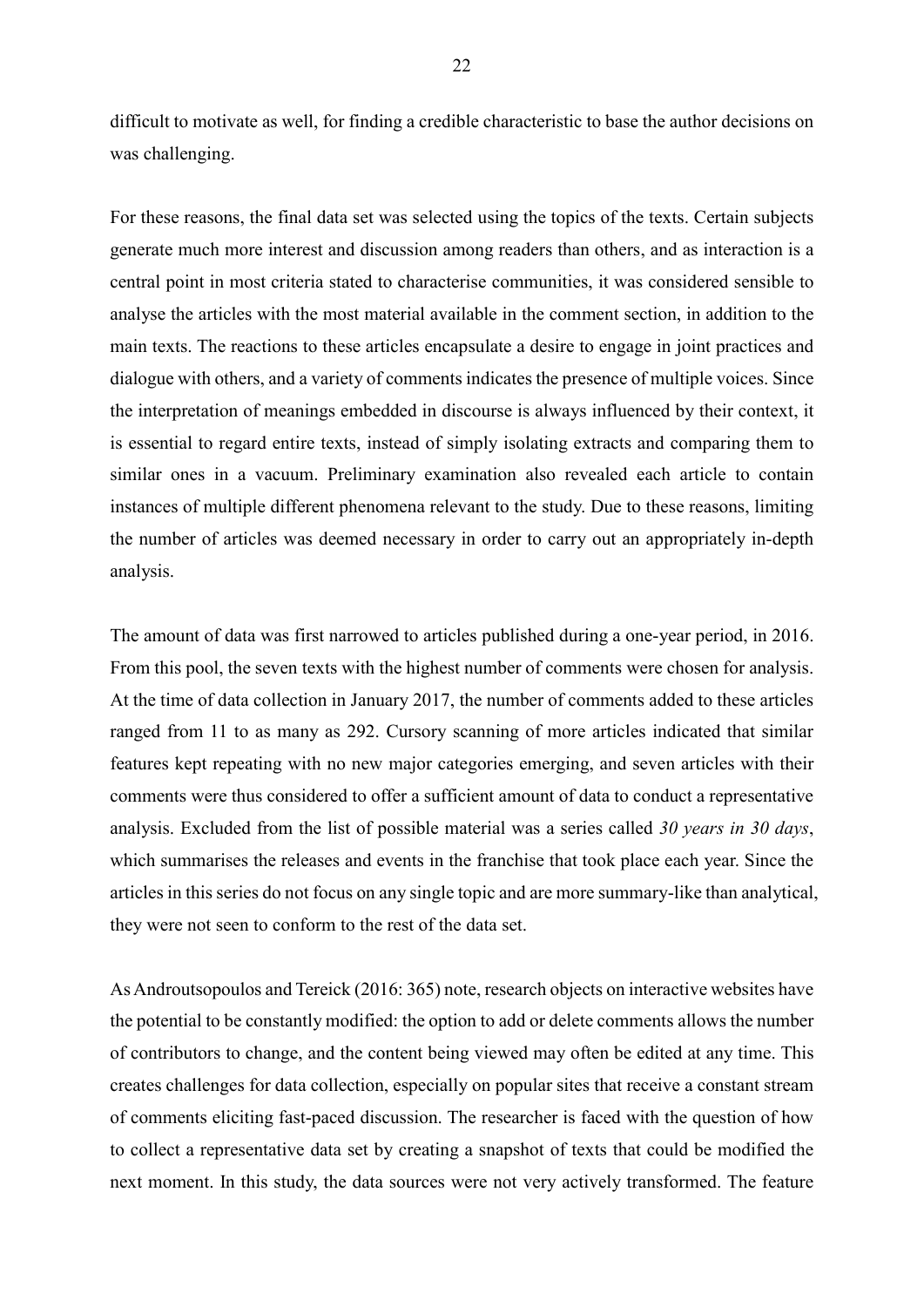difficult to motivate as well, for finding a credible characteristic to base the author decisions on was challenging.

For these reasons, the final data set was selected using the topics of the texts. Certain subjects generate much more interest and discussion among readers than others, and as interaction is a central point in most criteria stated to characterise communities, it was considered sensible to analyse the articles with the most material available in the comment section, in addition to the main texts. The reactions to these articles encapsulate a desire to engage in joint practices and dialogue with others, and a variety of comments indicates the presence of multiple voices. Since the interpretation of meanings embedded in discourse is always influenced by their context, it is essential to regard entire texts, instead of simply isolating extracts and comparing them to similar ones in a vacuum. Preliminary examination also revealed each article to contain instances of multiple different phenomena relevant to the study. Due to these reasons, limiting the number of articles was deemed necessary in order to carry out an appropriately in-depth analysis.

The amount of data was first narrowed to articles published during a one-year period, in 2016. From this pool, the seven texts with the highest number of comments were chosen for analysis. At the time of data collection in January 2017, the number of comments added to these articles ranged from 11 to as many as 292. Cursory scanning of more articles indicated that similar features kept repeating with no new major categories emerging, and seven articles with their comments were thus considered to offer a sufficient amount of data to conduct a representative analysis. Excluded from the list of possible material was a series called *30 years in 30 days*, which summarises the releases and events in the franchise that took place each year. Since the articles in this series do not focus on any single topic and are more summary-like than analytical, they were not seen to conform to the rest of the data set.

As Androutsopoulos and Tereick (2016: 365) note, research objects on interactive websites have the potential to be constantly modified: the option to add or delete comments allows the number of contributors to change, and the content being viewed may often be edited at any time. This creates challenges for data collection, especially on popular sites that receive a constant stream of comments eliciting fast-paced discussion. The researcher is faced with the question of how to collect a representative data set by creating a snapshot of texts that could be modified the next moment. In this study, the data sources were not very actively transformed. The feature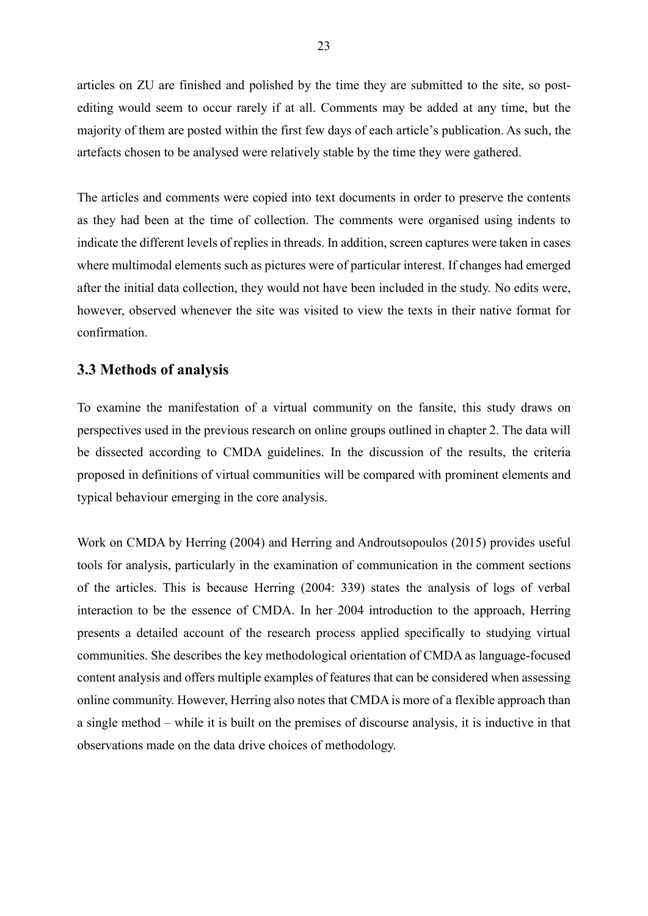articles on ZU are finished and polished by the time they are submitted to the site, so post-editing would seem to occur rarely if at all. Comments may be added at any time, but the majority of them are posted within the first few days of each article's publication. As such, the artefacts chosen to be analysed were relatively stable by the time they were gathered.

The articles and comments were copied into text documents in order to preserve the contents as they had been at the time of collection. The comments were organised using indents to indicate the different levels of replies in threads. In addition, screen captures were taken in cases where multimodal elements such as pictures were of particular interest. If changes had emerged after the initial data collection, they would not have been included in the study. No edits were, however, observed whenever the site was visited to view the texts in their native format for confirmation.

## 3.3 Methods of analysis

To examine the manifestation of a virtual community on the fansite, this study draws on perspectives used in the previous research on online groups outlined in chapter 2. The data will be dissected according to CMDA guidelines. In the discussion of the results, the criteria proposed in definitions of virtual communities will be compared with prominent elements and typical behaviour emerging in the core analysis.

Work on CMDA by Herring (2004) and Herring and Androutsopoulos (2015) provides useful tools for analysis, particularly in the examination of communication in the comment sections of the articles. This is because Herring (2004: 339) states the analysis of logs of verbal interaction to be the essence of CMDA. In her 2004 introduction to the approach, Herring presents a detailed account of the research process applied specifically to studying virtual communities. She describes the key methodological orientation of CMDA as language-focused content analysis and offers multiple examples of features that can be considered when assessing online community. However, Herring also notes that CMDA is more of a flexible approach than a single method – while it is built on the premises of discourse analysis, it is inductive in that observations made on the data drive choices of methodology.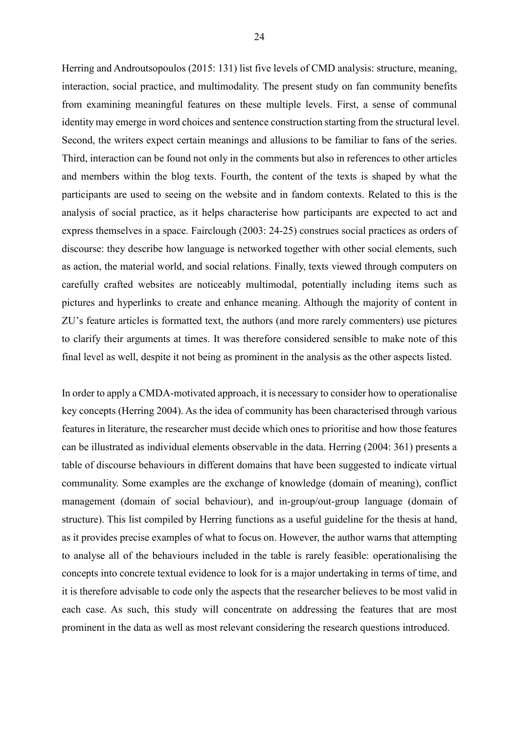Herring and Androutsopoulos (2015: 131) list five levels of CMD analysis: structure, meaning, interaction, social practice, and multimodality. The present study on fan community benefits from examining meaningful features on these multiple levels. First, a sense of communal identity may emerge in word choices and sentence construction starting from the structural level. Second, the writers expect certain meanings and allusions to be familiar to fans of the series. Third, interaction can be found not only in the comments but also in references to other articles and members within the blog texts. Fourth, the content of the texts is shaped by what the participants are used to seeing on the website and in fandom contexts. Related to this is the analysis of social practice, as it helps characterise how participants are expected to act and express themselves in a space. Fairclough (2003: 24-25) construes social practices as orders of discourse: they describe how language is networked together with other social elements, such as action, the material world, and social relations. Finally, texts viewed through computers on carefully crafted websites are noticeably multimodal, potentially including items such as pictures and hyperlinks to create and enhance meaning. Although the majority of content in ZU's feature articles is formatted text, the authors (and more rarely commenters) use pictures to clarify their arguments at times. It was therefore considered sensible to make note of this final level as well, despite it not being as prominent in the analysis as the other aspects listed.

In order to apply a CMDA-motivated approach, it is necessary to consider how to operationalise key concepts (Herring 2004). As the idea of community has been characterised through various features in literature, the researcher must decide which ones to prioritise and how those features can be illustrated as individual elements observable in the data. Herring (2004: 361) presents a table of discourse behaviours in different domains that have been suggested to indicate virtual communality. Some examples are the exchange of knowledge (domain of meaning), conflict management (domain of social behaviour), and in-group/out-group language (domain of structure). This list compiled by Herring functions as a useful guideline for the thesis at hand, as it provides precise examples of what to focus on. However, the author warns that attempting to analyse all of the behaviours included in the table is rarely feasible: operationalising the concepts into concrete textual evidence to look for is a major undertaking in terms of time, and it is therefore advisable to code only the aspects that the researcher believes to be most valid in each case. As such, this study will concentrate on addressing the features that are most prominent in the data as well as most relevant considering the research questions introduced.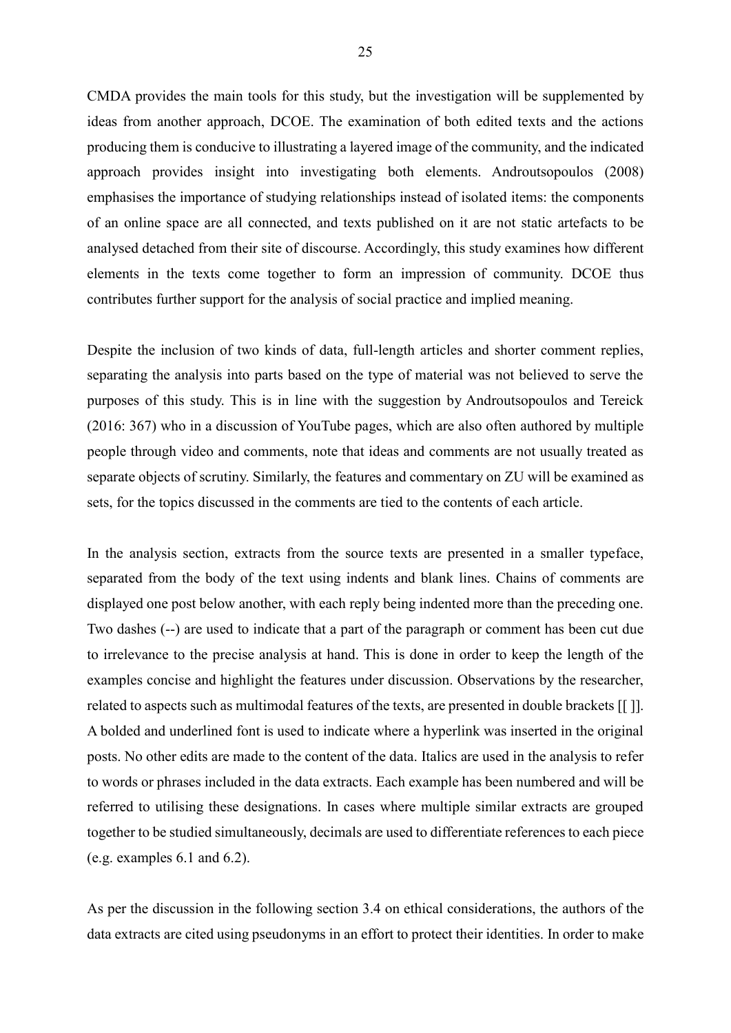CMDA provides the main tools for this study, but the investigation will be supplemented by ideas from another approach, DCOE. The examination of both edited texts and the actions producing them is conducive to illustrating a layered image of the community, and the indicated approach provides insight into investigating both elements. Androutsopoulos (2008) emphasises the importance of studying relationships instead of isolated items: the components of an online space are all connected, and texts published on it are not static artefacts to be analysed detached from their site of discourse. Accordingly, this study examines how different elements in the texts come together to form an impression of community. DCOE thus contributes further support for the analysis of social practice and implied meaning.

Despite the inclusion of two kinds of data, full-length articles and shorter comment replies, separating the analysis into parts based on the type of material was not believed to serve the purposes of this study. This is in line with the suggestion by Androutsopoulos and Tereick (2016: 367) who in a discussion of YouTube pages, which are also often authored by multiple people through video and comments, note that ideas and comments are not usually treated as separate objects of scrutiny. Similarly, the features and commentary on ZU will be examined as sets, for the topics discussed in the comments are tied to the contents of each article.

In the analysis section, extracts from the source texts are presented in a smaller typeface, separated from the body of the text using indents and blank lines. Chains of comments are displayed one post below another, with each reply being indented more than the preceding one. Two dashes (--) are used to indicate that a part of the paragraph or comment has been cut due to irrelevance to the precise analysis at hand. This is done in order to keep the length of the examples concise and highlight the features under discussion. Observations by the researcher, related to aspects such as multimodal features of the texts, are presented in double brackets [[ ]]. A bolded and underlined font is used to indicate where a hyperlink was inserted in the original posts. No other edits are made to the content of the data. Italics are used in the analysis to refer to words or phrases included in the data extracts. Each example has been numbered and will be referred to utilising these designations. In cases where multiple similar extracts are grouped together to be studied simultaneously, decimals are used to differentiate references to each piece (e.g. examples 6.1 and 6.2).

As per the discussion in the following section 3.4 on ethical considerations, the authors of the data extracts are cited using pseudonyms in an effort to protect their identities. In order to make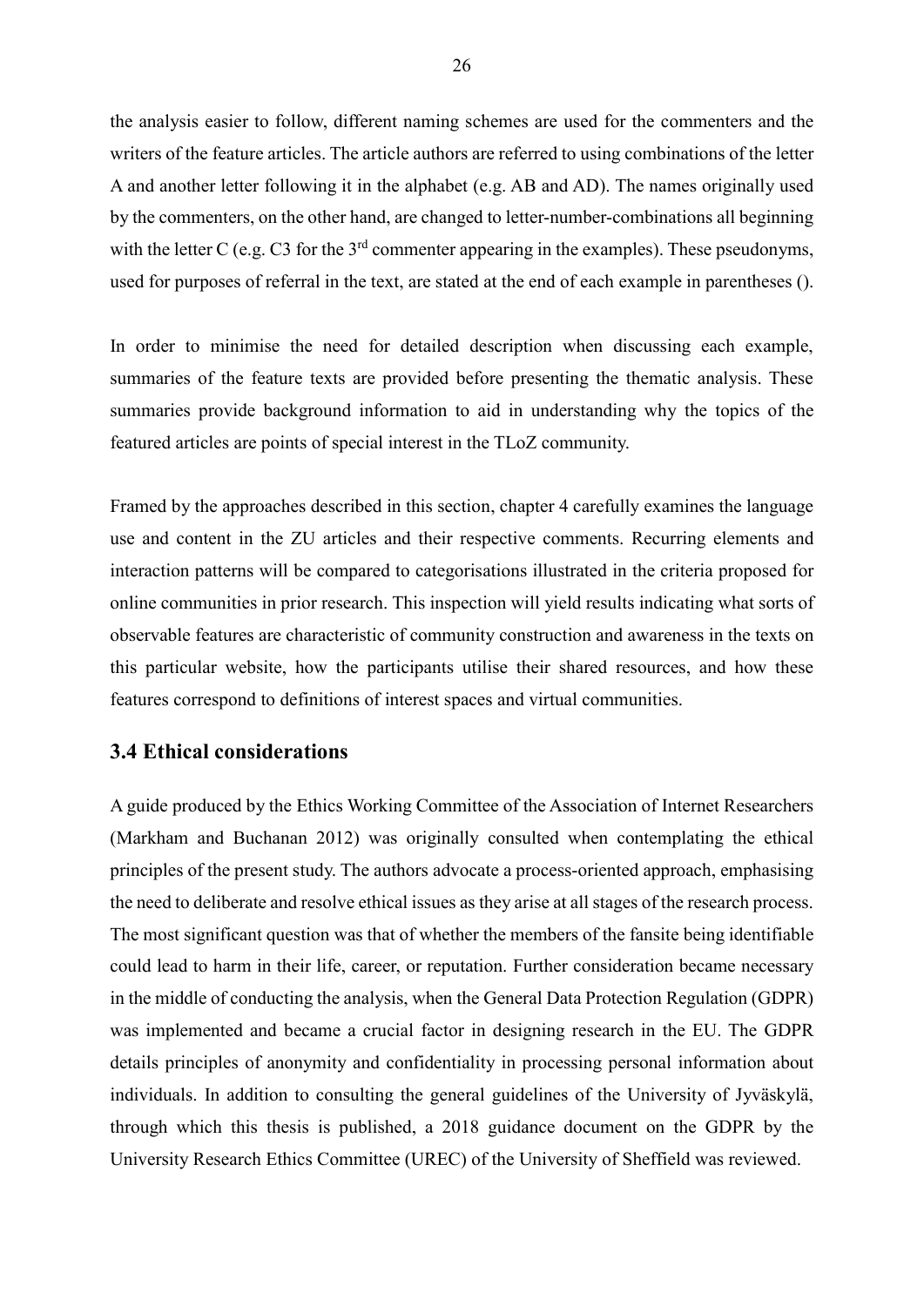the analysis easier to follow, different naming schemes are used for the commenters and the writers of the feature articles. The article authors are referred to using combinations of the letter A and another letter following it in the alphabet (e.g. AB and AD). The names originally used by the commenters, on the other hand, are changed to letter-number-combinations all beginning with the letter C (e.g. C3 for the 3rd commenter appearing in the examples). These pseudonyms, used for purposes of referral in the text, are stated at the end of each example in parentheses ().

In order to minimise the need for detailed description when discussing each example, summaries of the feature texts are provided before presenting the thematic analysis. These summaries provide background information to aid in understanding why the topics of the featured articles are points of special interest in the TLoZ community.

Framed by the approaches described in this section, chapter 4 carefully examines the language use and content in the ZU articles and their respective comments. Recurring elements and interaction patterns will be compared to categorisations illustrated in the criteria proposed for online communities in prior research. This inspection will yield results indicating what sorts of observable features are characteristic of community construction and awareness in the texts on this particular website, how the participants utilise their shared resources, and how these features correspond to definitions of interest spaces and virtual communities.

## 3.4 Ethical considerations

A guide produced by the Ethics Working Committee of the Association of Internet Researchers (Markham and Buchanan 2012) was originally consulted when contemplating the ethical principles of the present study. The authors advocate a process-oriented approach, emphasising the need to deliberate and resolve ethical issues as they arise at all stages of the research process. The most significant question was that of whether the members of the fansite being identifiable could lead to harm in their life, career, or reputation. Further consideration became necessary in the middle of conducting the analysis, when the General Data Protection Regulation (GDPR) was implemented and became a crucial factor in designing research in the EU. The GDPR details principles of anonymity and confidentiality in processing personal information about individuals. In addition to consulting the general guidelines of the University of Jyväskylä, through which this thesis is published, a 2018 guidance document on the GDPR by the University Research Ethics Committee (UREC) of the University of Sheffield was reviewed.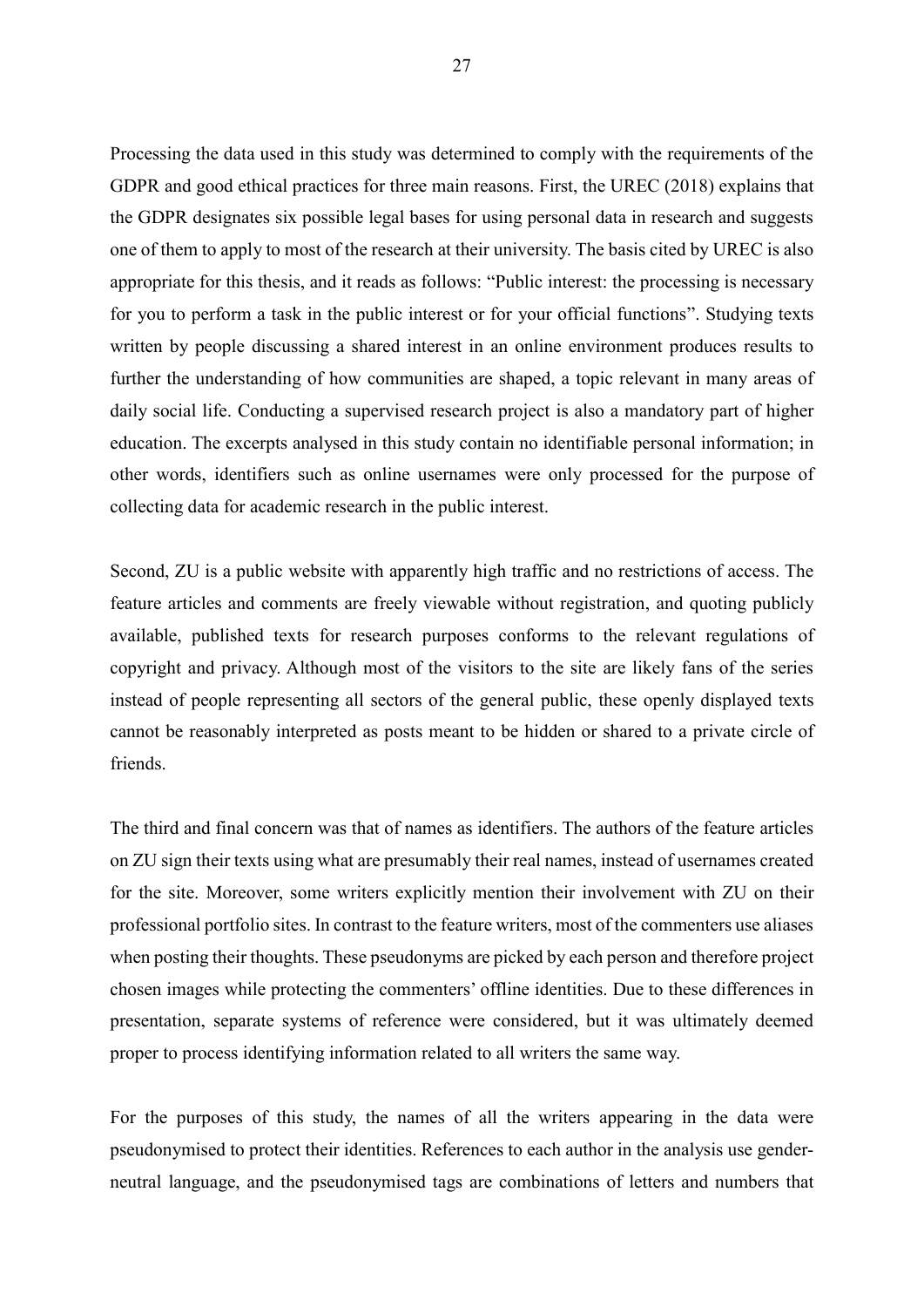Processing the data used in this study was determined to comply with the requirements of the GDPR and good ethical practices for three main reasons. First, the UREC (2018) explains that the GDPR designates six possible legal bases for using personal data in research and suggests one of them to apply to most of the research at their university. The basis cited by UREC is also appropriate for this thesis, and it reads as follows: "Public interest: the processing is necessary for you to perform a task in the public interest or for your official functions". Studying texts written by people discussing a shared interest in an online environment produces results to further the understanding of how communities are shaped, a topic relevant in many areas of daily social life. Conducting a supervised research project is also a mandatory part of higher education. The excerpts analysed in this study contain no identifiable personal information; in other words, identifiers such as online usernames were only processed for the purpose of collecting data for academic research in the public interest.

Second, ZU is a public website with apparently high traffic and no restrictions of access. The feature articles and comments are freely viewable without registration, and quoting publicly available, published texts for research purposes conforms to the relevant regulations of copyright and privacy. Although most of the visitors to the site are likely fans of the series instead of people representing all sectors of the general public, these openly displayed texts cannot be reasonably interpreted as posts meant to be hidden or shared to a private circle of friends.

The third and final concern was that of names as identifiers. The authors of the feature articles on ZU sign their texts using what are presumably their real names, instead of usernames created for the site. Moreover, some writers explicitly mention their involvement with ZU on their professional portfolio sites. In contrast to the feature writers, most of the commenters use aliases when posting their thoughts. These pseudonyms are picked by each person and therefore project chosen images while protecting the commenters' offline identities. Due to these differences in presentation, separate systems of reference were considered, but it was ultimately deemed proper to process identifying information related to all writers the same way.

For the purposes of this study, the names of all the writers appearing in the data were pseudonymised to protect their identities. References to each author in the analysis use gender-neutral language, and the pseudonymised tags are combinations of letters and numbers that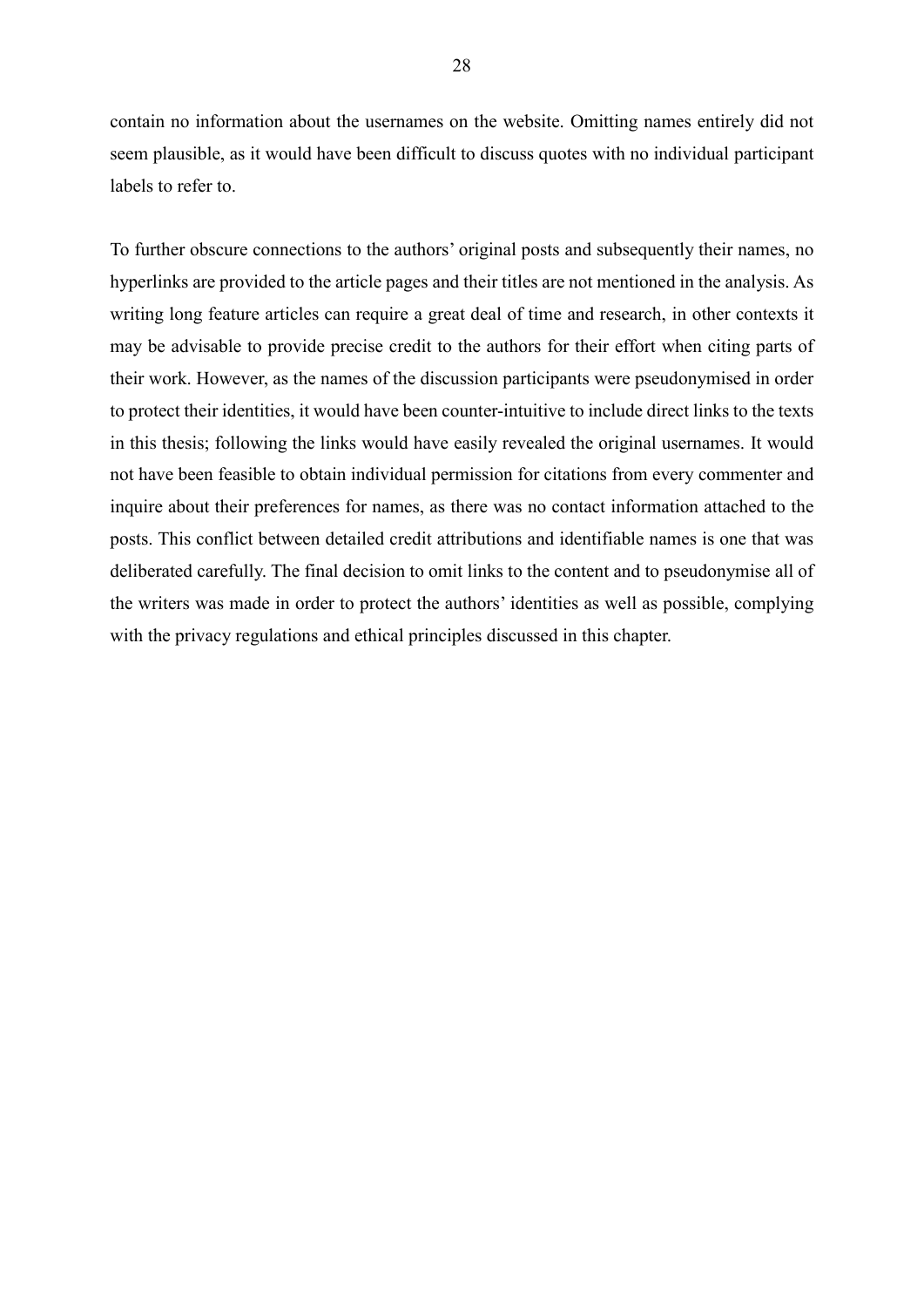contain no information about the usernames on the website. Omitting names entirely did not seem plausible, as it would have been difficult to discuss quotes with no individual participant labels to refer to.

To further obscure connections to the authors' original posts and subsequently their names, no hyperlinks are provided to the article pages and their titles are not mentioned in the analysis. As writing long feature articles can require a great deal of time and research, in other contexts it may be advisable to provide precise credit to the authors for their effort when citing parts of their work. However, as the names of the discussion participants were pseudonymised in order to protect their identities, it would have been counter-intuitive to include direct links to the texts in this thesis; following the links would have easily revealed the original usernames. It would not have been feasible to obtain individual permission for citations from every commenter and inquire about their preferences for names, as there was no contact information attached to the posts. This conflict between detailed credit attributions and identifiable names is one that was deliberated carefully. The final decision to omit links to the content and to pseudonymise all of the writers was made in order to protect the authors' identities as well as possible, complying with the privacy regulations and ethical principles discussed in this chapter.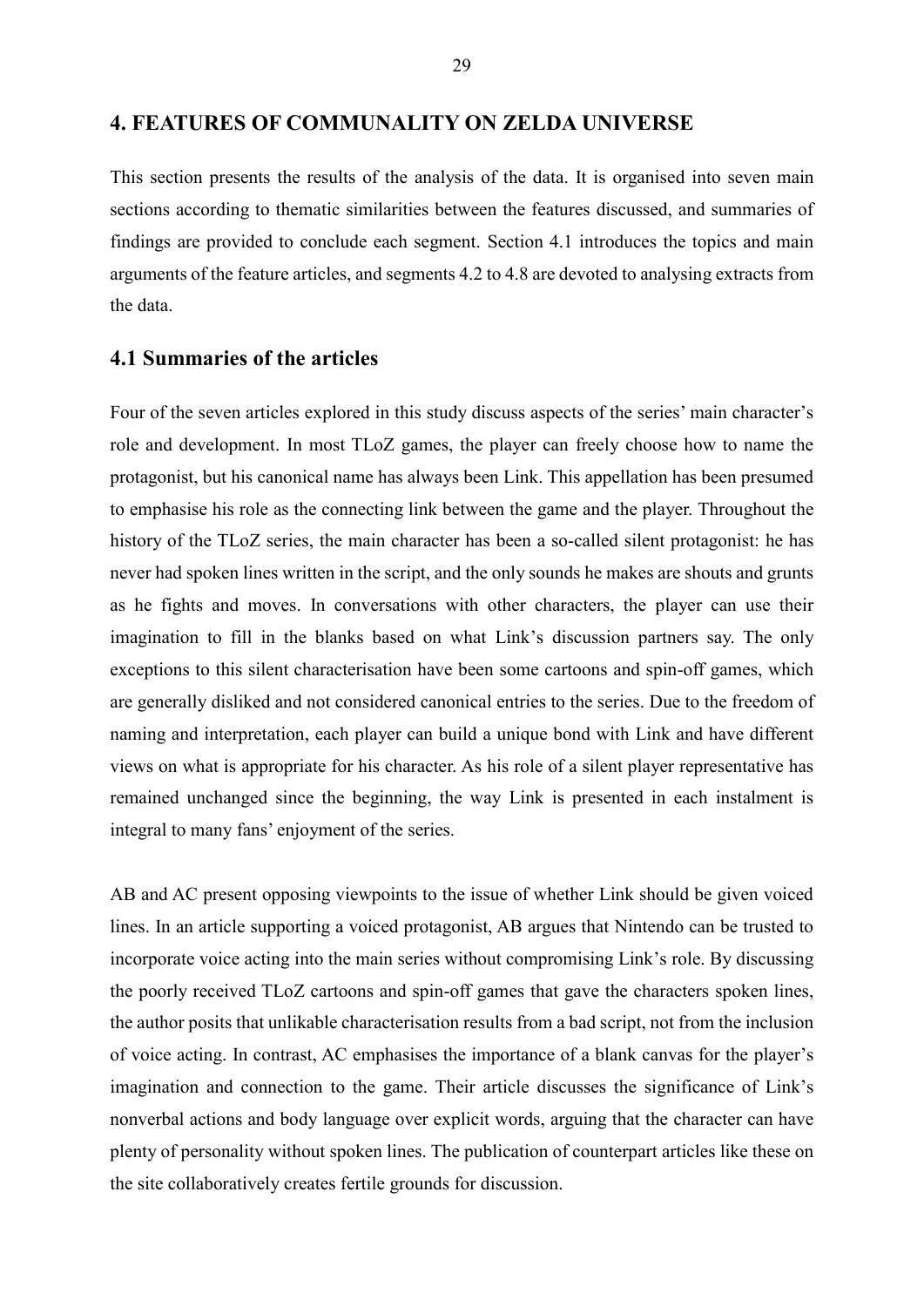# 4. FEATURES OF COMMUNALITY ON ZELDA UNIVERSE

This section presents the results of the analysis of the data. It is organised into seven main sections according to thematic similarities between the features discussed, and summaries of findings are provided to conclude each segment. Section 4.1 introduces the topics and main arguments of the feature articles, and segments 4.2 to 4.8 are devoted to analysing extracts from the data.

## 4.1 Summaries of the articles

Four of the seven articles explored in this study discuss aspects of the series' main character's role and development. In most TLoZ games, the player can freely choose how to name the protagonist, but his canonical name has always been Link. This appellation has been presumed to emphasise his role as the connecting link between the game and the player. Throughout the history of the TLoZ series, the main character has been a so-called silent protagonist: he has never had spoken lines written in the script, and the only sounds he makes are shouts and grunts as he fights and moves. In conversations with other characters, the player can use their imagination to fill in the blanks based on what Link's discussion partners say. The only exceptions to this silent characterisation have been some cartoons and spin-off games, which are generally disliked and not considered canonical entries to the series. Due to the freedom of naming and interpretation, each player can build a unique bond with Link and have different views on what is appropriate for his character. As his role of a silent player representative has remained unchanged since the beginning, the way Link is presented in each instalment is integral to many fans' enjoyment of the series.

AB and AC present opposing viewpoints to the issue of whether Link should be given voiced lines. In an article supporting a voiced protagonist, AB argues that Nintendo can be trusted to incorporate voice acting into the main series without compromising Link's role. By discussing the poorly received TLoZ cartoons and spin-off games that gave the characters spoken lines, the author posits that unlikable characterisation results from a bad script, not from the inclusion of voice acting. In contrast, AC emphasises the importance of a blank canvas for the player's imagination and connection to the game. Their article discusses the significance of Link's nonverbal actions and body language over explicit words, arguing that the character can have plenty of personality without spoken lines. The publication of counterpart articles like these on the site collaboratively creates fertile grounds for discussion.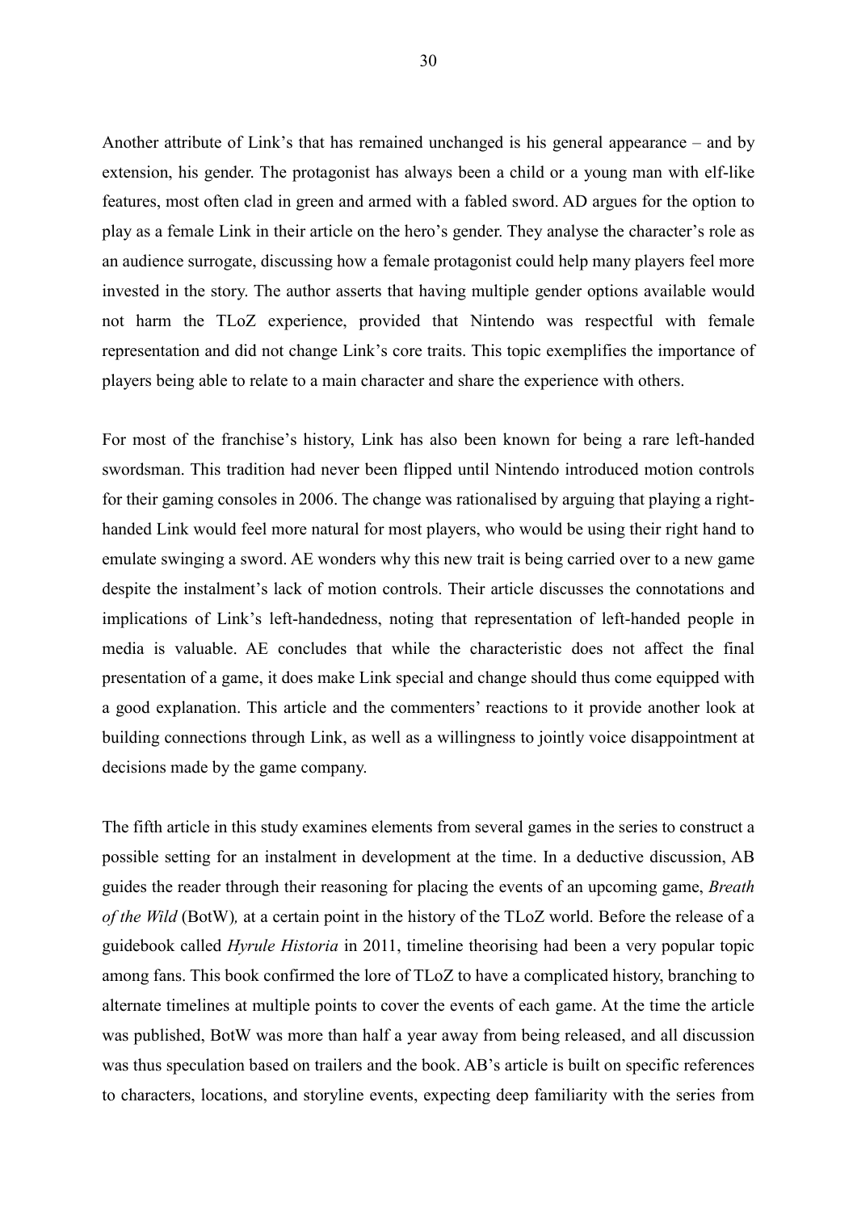Another attribute of Link's that has remained unchanged is his general appearance – and by extension, his gender. The protagonist has always been a child or a young man with elf-like features, most often clad in green and armed with a fabled sword. AD argues for the option to play as a female Link in their article on the hero's gender. They analyse the character's role as an audience surrogate, discussing how a female protagonist could help many players feel more invested in the story. The author asserts that having multiple gender options available would not harm the TLoZ experience, provided that Nintendo was respectful with female representation and did not change Link's core traits. This topic exemplifies the importance of players being able to relate to a main character and share the experience with others.

For most of the franchise's history, Link has also been known for being a rare left-handed swordsman. This tradition had never been flipped until Nintendo introduced motion controls for their gaming consoles in 2006. The change was rationalised by arguing that playing a right-handed Link would feel more natural for most players, who would be using their right hand to emulate swinging a sword. AE wonders why this new trait is being carried over to a new game despite the instalment's lack of motion controls. Their article discusses the connotations and implications of Link's left-handedness, noting that representation of left-handed people in media is valuable. AE concludes that while the characteristic does not affect the final presentation of a game, it does make Link special and change should thus come equipped with a good explanation. This article and the commenters' reactions to it provide another look at building connections through Link, as well as a willingness to jointly voice disappointment at decisions made by the game company.

The fifth article in this study examines elements from several games in the series to construct a possible setting for an instalment in development at the time. In a deductive discussion, AB guides the reader through their reasoning for placing the events of an upcoming game, *Breath of the Wild* (BotW)*,* at a certain point in the history of the TLoZ world. Before the release of a guidebook called *Hyrule Historia* in 2011, timeline theorising had been a very popular topic among fans. This book confirmed the lore of TLoZ to have a complicated history, branching to alternate timelines at multiple points to cover the events of each game. At the time the article was published, BotW was more than half a year away from being released, and all discussion was thus speculation based on trailers and the book. AB's article is built on specific references to characters, locations, and storyline events, expecting deep familiarity with the series from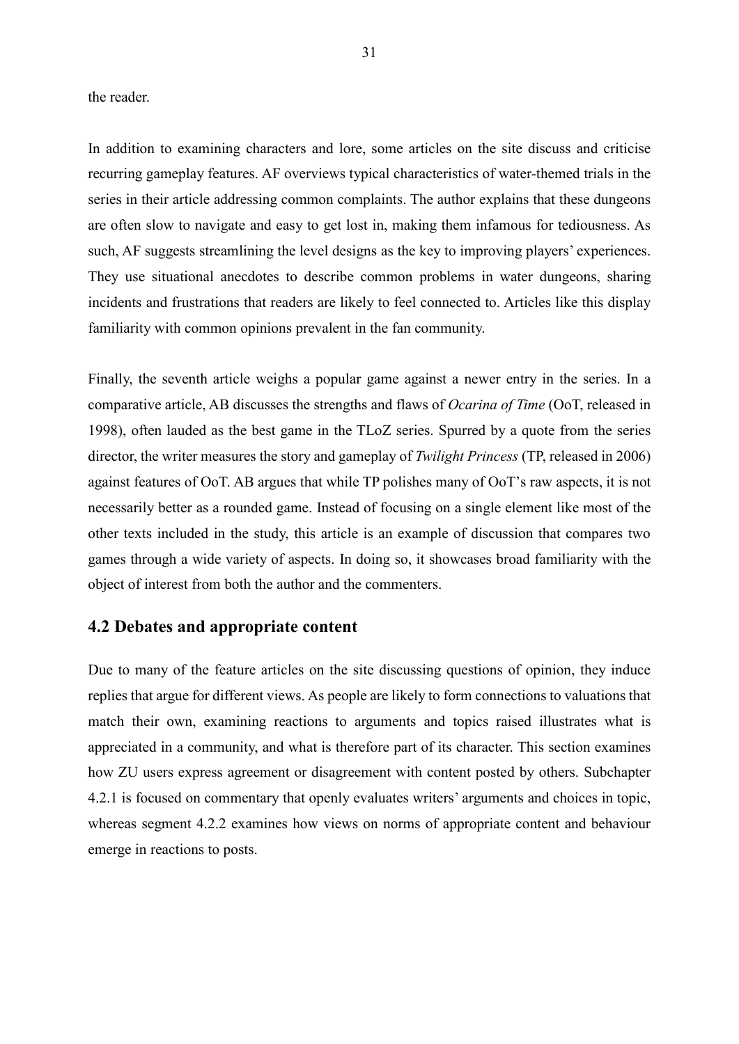the reader.

In addition to examining characters and lore, some articles on the site discuss and criticise recurring gameplay features. AF overviews typical characteristics of water-themed trials in the series in their article addressing common complaints. The author explains that these dungeons are often slow to navigate and easy to get lost in, making them infamous for tediousness. As such, AF suggests streamlining the level designs as the key to improving players' experiences. They use situational anecdotes to describe common problems in water dungeons, sharing incidents and frustrations that readers are likely to feel connected to. Articles like this display familiarity with common opinions prevalent in the fan community.

Finally, the seventh article weighs a popular game against a newer entry in the series. In a comparative article, AB discusses the strengths and flaws of *Ocarina of Time* (OoT, released in 1998), often lauded as the best game in the TLoZ series. Spurred by a quote from the series director, the writer measures the story and gameplay of *Twilight Princess* (TP, released in 2006) against features of OoT. AB argues that while TP polishes many of OoT's raw aspects, it is not necessarily better as a rounded game. Instead of focusing on a single element like most of the other texts included in the study, this article is an example of discussion that compares two games through a wide variety of aspects. In doing so, it showcases broad familiarity with the object of interest from both the author and the commenters.

## 4.2 Debates and appropriate content

Due to many of the feature articles on the site discussing questions of opinion, they induce replies that argue for different views. As people are likely to form connections to valuations that match their own, examining reactions to arguments and topics raised illustrates what is appreciated in a community, and what is therefore part of its character. This section examines how ZU users express agreement or disagreement with content posted by others. Subchapter 4.2.1 is focused on commentary that openly evaluates writers' arguments and choices in topic, whereas segment 4.2.2 examines how views on norms of appropriate content and behaviour emerge in reactions to posts.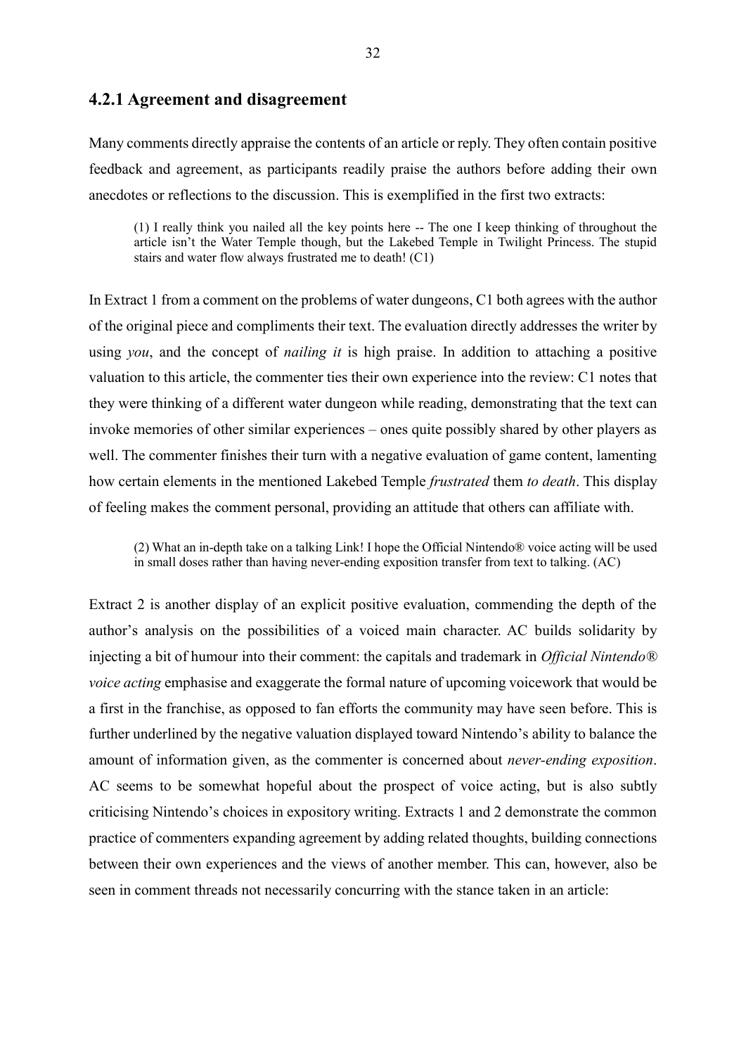### 4.2.1 Agreement and disagreement

Many comments directly appraise the contents of an article or reply. They often contain positive feedback and agreement, as participants readily praise the authors before adding their own anecdotes or reflections to the discussion. This is exemplified in the first two extracts:

> (1) I really think you nailed all the key points here -- The one I keep thinking of throughout the article isn't the Water Temple though, but the Lakebed Temple in Twilight Princess. The stupid stairs and water flow always frustrated me to death! (C1)

In Extract 1 from a comment on the problems of water dungeons, C1 both agrees with the author of the original piece and compliments their text. The evaluation directly addresses the writer by using *you*, and the concept of *nailing it* is high praise. In addition to attaching a positive valuation to this article, the commenter ties their own experience into the review: C1 notes that they were thinking of a different water dungeon while reading, demonstrating that the text can invoke memories of other similar experiences – ones quite possibly shared by other players as well. The commenter finishes their turn with a negative evaluation of game content, lamenting how certain elements in the mentioned Lakebed Temple *frustrated* them *to death*. This display of feeling makes the comment personal, providing an attitude that others can affiliate with.

> (2) What an in-depth take on a talking Link! I hope the Official Nintendo® voice acting will be used in small doses rather than having never-ending exposition transfer from text to talking. (AC)

Extract 2 is another display of an explicit positive evaluation, commending the depth of the author's analysis on the possibilities of a voiced main character. AC builds solidarity by injecting a bit of humour into their comment: the capitals and trademark in *Official Nintendo® voice acting* emphasise and exaggerate the formal nature of upcoming voicework that would be a first in the franchise, as opposed to fan efforts the community may have seen before. This is further underlined by the negative valuation displayed toward Nintendo's ability to balance the amount of information given, as the commenter is concerned about *never-ending exposition*. AC seems to be somewhat hopeful about the prospect of voice acting, but is also subtly criticising Nintendo's choices in expository writing. Extracts 1 and 2 demonstrate the common practice of commenters expanding agreement by adding related thoughts, building connections between their own experiences and the views of another member. This can, however, also be seen in comment threads not necessarily concurring with the stance taken in an article: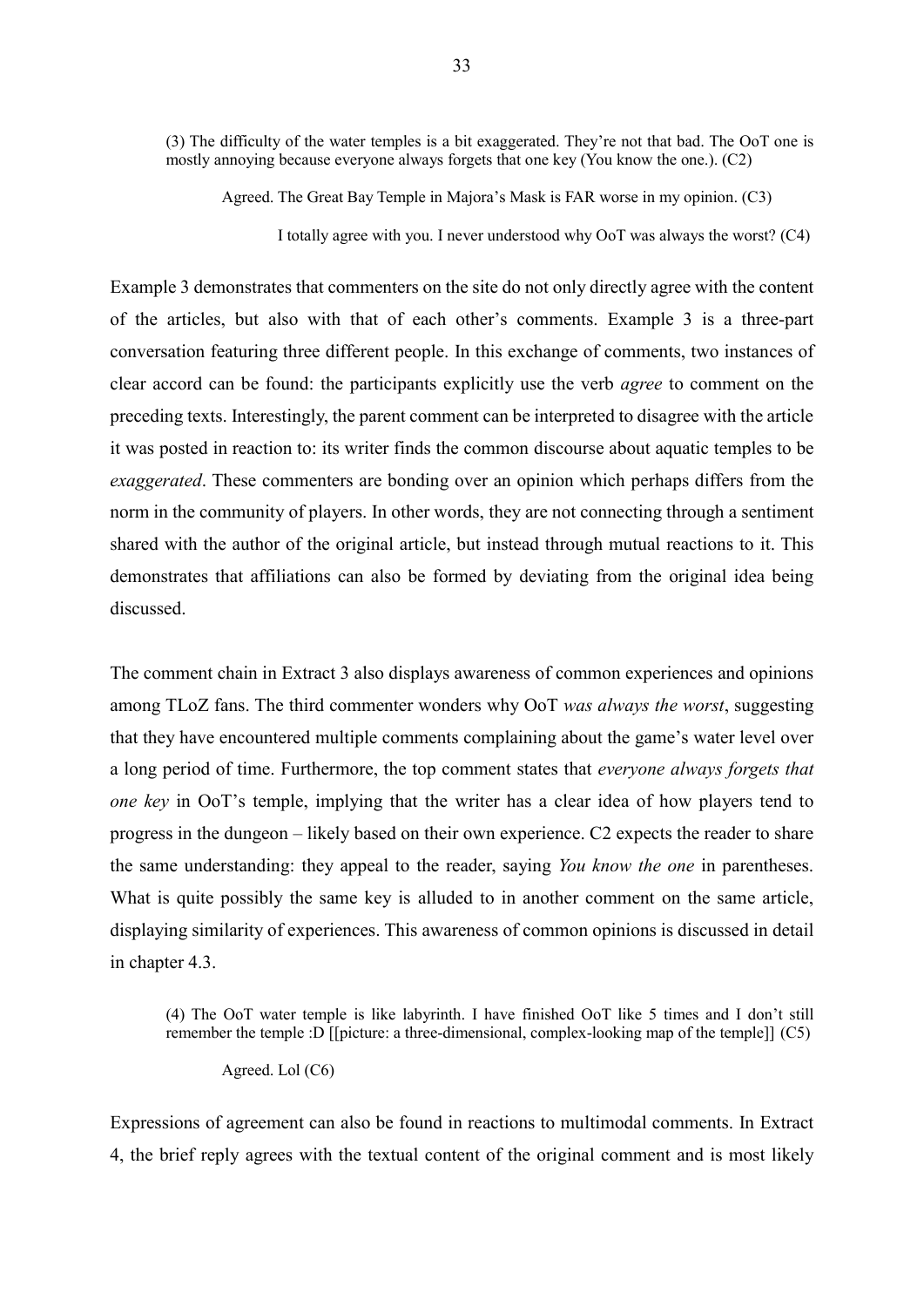(3) The difficulty of the water temples is a bit exaggerated. They're not that bad. The OoT one is mostly annoying because everyone always forgets that one key (You know the one.). (C2)

> Agreed. The Great Bay Temple in Majora's Mask is FAR worse in my opinion. (C3)
>
> > I totally agree with you. I never understood why OoT was always the worst? (C4)

Example 3 demonstrates that commenters on the site do not only directly agree with the content of the articles, but also with that of each other's comments. Example 3 is a three-part conversation featuring three different people. In this exchange of comments, two instances of clear accord can be found: the participants explicitly use the verb *agree* to comment on the preceding texts. Interestingly, the parent comment can be interpreted to disagree with the article it was posted in reaction to: its writer finds the common discourse about aquatic temples to be *exaggerated*. These commenters are bonding over an opinion which perhaps differs from the norm in the community of players. In other words, they are not connecting through a sentiment shared with the author of the original article, but instead through mutual reactions to it. This demonstrates that affiliations can also be formed by deviating from the original idea being discussed.

The comment chain in Extract 3 also displays awareness of common experiences and opinions among TLoZ fans. The third commenter wonders why OoT *was always the worst*, suggesting that they have encountered multiple comments complaining about the game's water level over a long period of time. Furthermore, the top comment states that *everyone always forgets that one key* in OoT's temple, implying that the writer has a clear idea of how players tend to progress in the dungeon – likely based on their own experience. C2 expects the reader to share the same understanding: they appeal to the reader, saying *You know the one* in parentheses. What is quite possibly the same key is alluded to in another comment on the same article, displaying similarity of experiences. This awareness of common opinions is discussed in detail in chapter 4.3.

(4) The OoT water temple is like labyrinth. I have finished OoT like 5 times and I don't still remember the temple :D [[picture: a three-dimensional, complex-looking map of the temple]] (C5)

> Agreed. Lol (C6)

Expressions of agreement can also be found in reactions to multimodal comments. In Extract 4, the brief reply agrees with the textual content of the original comment and is most likely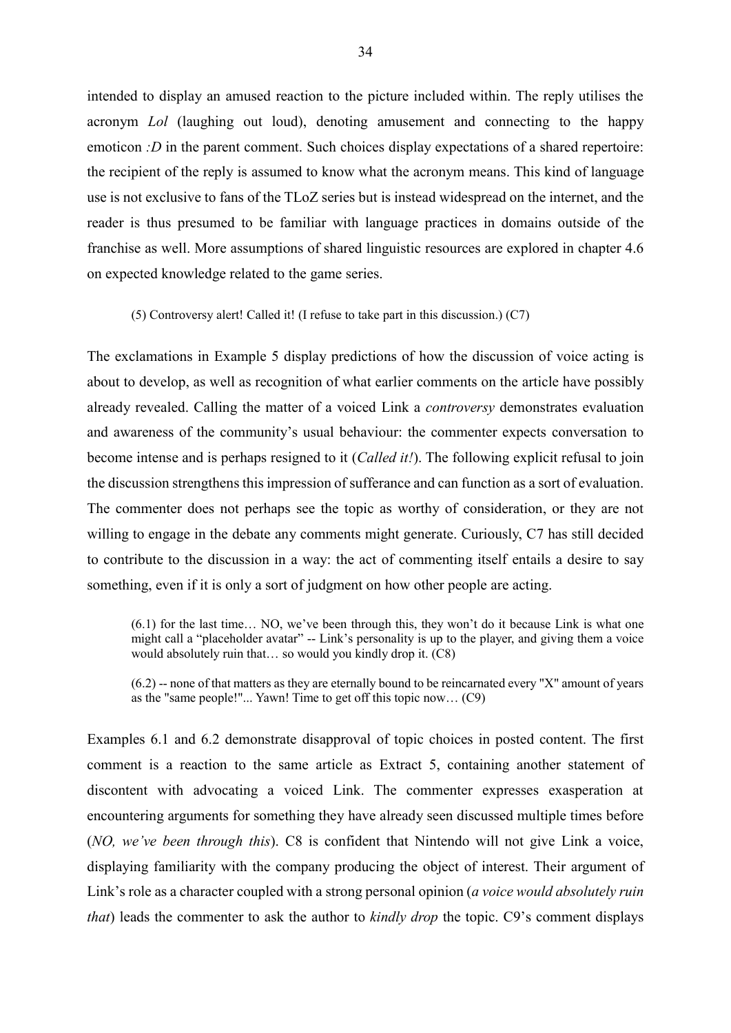intended to display an amused reaction to the picture included within. The reply utilises the acronym *Lol* (laughing out loud), denoting amusement and connecting to the happy emoticon *:D* in the parent comment. Such choices display expectations of a shared repertoire: the recipient of the reply is assumed to know what the acronym means. This kind of language use is not exclusive to fans of the TLoZ series but is instead widespread on the internet, and the reader is thus presumed to be familiar with language practices in domains outside of the franchise as well. More assumptions of shared linguistic resources are explored in chapter 4.6 on expected knowledge related to the game series.

> (5) Controversy alert! Called it! (I refuse to take part in this discussion.) (C7)

The exclamations in Example 5 display predictions of how the discussion of voice acting is about to develop, as well as recognition of what earlier comments on the article have possibly already revealed. Calling the matter of a voiced Link a *controversy* demonstrates evaluation and awareness of the community's usual behaviour: the commenter expects conversation to become intense and is perhaps resigned to it (*Called it!*). The following explicit refusal to join the discussion strengthens this impression of sufferance and can function as a sort of evaluation. The commenter does not perhaps see the topic as worthy of consideration, or they are not willing to engage in the debate any comments might generate. Curiously, C7 has still decided to contribute to the discussion in a way: the act of commenting itself entails a desire to say something, even if it is only a sort of judgment on how other people are acting.

> (6.1) for the last time… NO, we've been through this, they won't do it because Link is what one might call a "placeholder avatar" -- Link's personality is up to the player, and giving them a voice would absolutely ruin that… so would you kindly drop it. (C8)

> (6.2) -- none of that matters as they are eternally bound to be reincarnated every "X" amount of years as the "same people!"... Yawn! Time to get off this topic now… (C9)

Examples 6.1 and 6.2 demonstrate disapproval of topic choices in posted content. The first comment is a reaction to the same article as Extract 5, containing another statement of discontent with advocating a voiced Link. The commenter expresses exasperation at encountering arguments for something they have already seen discussed multiple times before (*NO, we've been through this*). C8 is confident that Nintendo will not give Link a voice, displaying familiarity with the company producing the object of interest. Their argument of Link's role as a character coupled with a strong personal opinion (*a voice would absolutely ruin that*) leads the commenter to ask the author to *kindly drop* the topic. C9's comment displays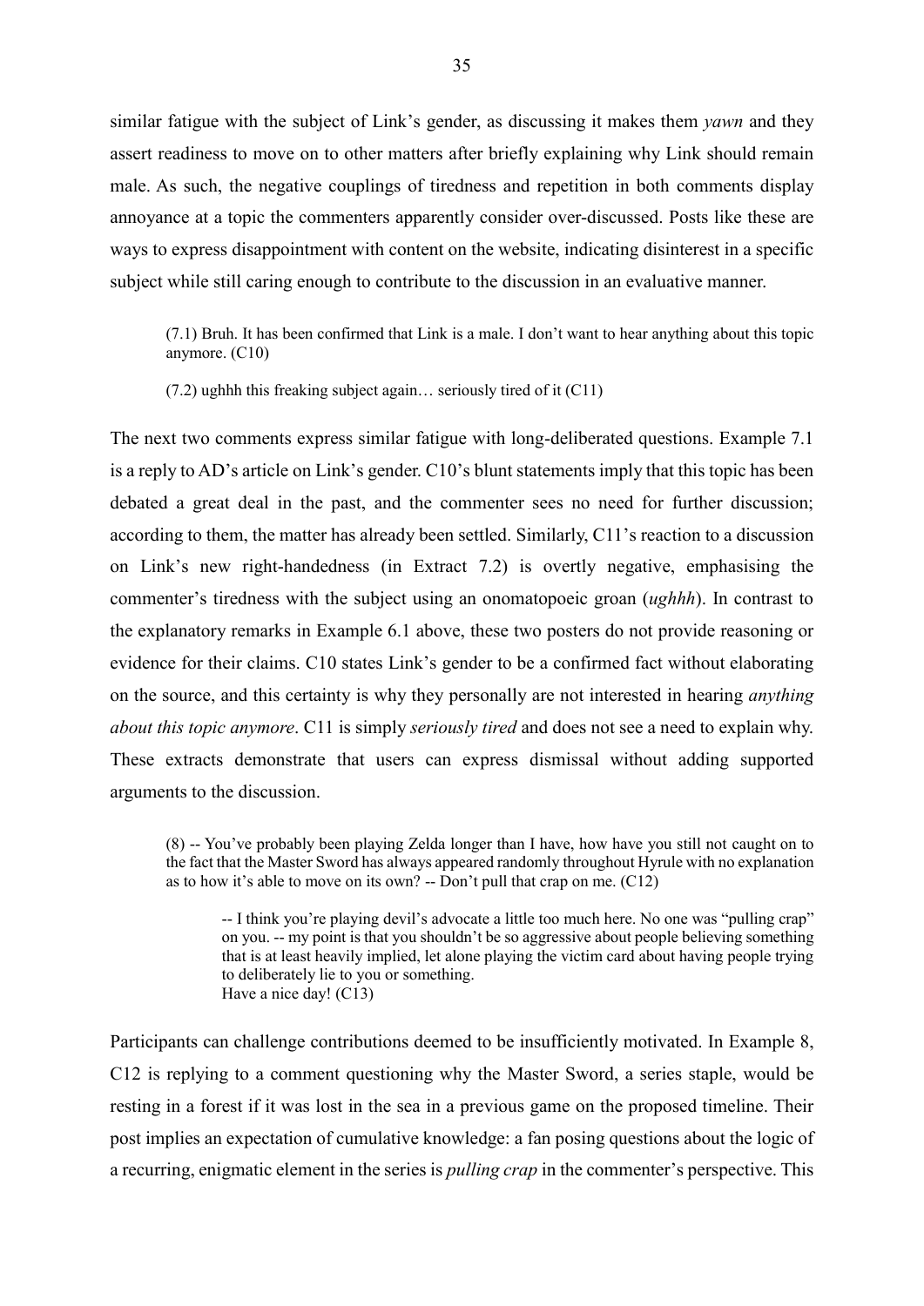similar fatigue with the subject of Link's gender, as discussing it makes them *yawn* and they assert readiness to move on to other matters after briefly explaining why Link should remain male. As such, the negative couplings of tiredness and repetition in both comments display annoyance at a topic the commenters apparently consider over-discussed. Posts like these are ways to express disappointment with content on the website, indicating disinterest in a specific subject while still caring enough to contribute to the discussion in an evaluative manner.

> (7.1) Bruh. It has been confirmed that Link is a male. I don't want to hear anything about this topic anymore. (C10)
>
> (7.2) ughhh this freaking subject again… seriously tired of it (C11)

The next two comments express similar fatigue with long-deliberated questions. Example 7.1 is a reply to AD's article on Link's gender. C10's blunt statements imply that this topic has been debated a great deal in the past, and the commenter sees no need for further discussion; according to them, the matter has already been settled. Similarly, C11's reaction to a discussion on Link's new right-handedness (in Extract 7.2) is overtly negative, emphasising the commenter's tiredness with the subject using an onomatopoeic groan (*ughhh*). In contrast to the explanatory remarks in Example 6.1 above, these two posters do not provide reasoning or evidence for their claims. C10 states Link's gender to be a confirmed fact without elaborating on the source, and this certainty is why they personally are not interested in hearing *anything about this topic anymore*. C11 is simply *seriously tired* and does not see a need to explain why. These extracts demonstrate that users can express dismissal without adding supported arguments to the discussion.

> (8) -- You've probably been playing Zelda longer than I have, how have you still not caught on to the fact that the Master Sword has always appeared randomly throughout Hyrule with no explanation as to how it's able to move on its own? -- Don't pull that crap on me. (C12)
>
>> -- I think you're playing devil's advocate a little too much here. No one was "pulling crap" on you. -- my point is that you shouldn't be so aggressive about people believing something that is at least heavily implied, let alone playing the victim card about having people trying to deliberately lie to you or something.
>> Have a nice day! (C13)

Participants can challenge contributions deemed to be insufficiently motivated. In Example 8, C12 is replying to a comment questioning why the Master Sword, a series staple, would be resting in a forest if it was lost in the sea in a previous game on the proposed timeline. Their post implies an expectation of cumulative knowledge: a fan posing questions about the logic of a recurring, enigmatic element in the series is *pulling crap* in the commenter's perspective. This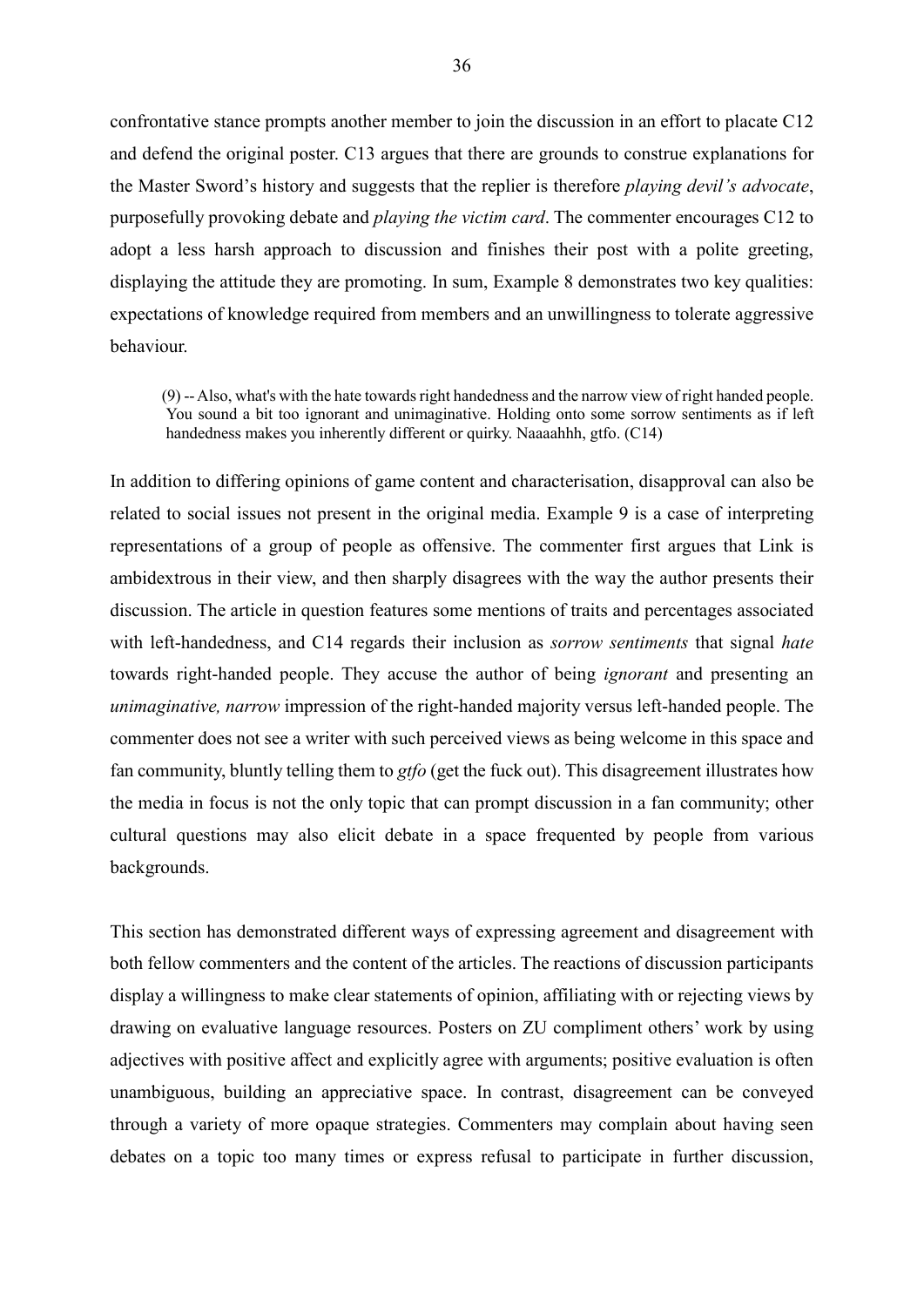confrontative stance prompts another member to join the discussion in an effort to placate C12 and defend the original poster. C13 argues that there are grounds to construe explanations for the Master Sword's history and suggests that the replier is therefore *playing devil's advocate*, purposefully provoking debate and *playing the victim card*. The commenter encourages C12 to adopt a less harsh approach to discussion and finishes their post with a polite greeting, displaying the attitude they are promoting. In sum, Example 8 demonstrates two key qualities: expectations of knowledge required from members and an unwillingness to tolerate aggressive behaviour.

> (9) -- Also, what's with the hate towards right handedness and the narrow view of right handed people. You sound a bit too ignorant and unimaginative. Holding onto some sorrow sentiments as if left handedness makes you inherently different or quirky. Naaaahhh, gtfo. (C14)

In addition to differing opinions of game content and characterisation, disapproval can also be related to social issues not present in the original media. Example 9 is a case of interpreting representations of a group of people as offensive. The commenter first argues that Link is ambidextrous in their view, and then sharply disagrees with the way the author presents their discussion. The article in question features some mentions of traits and percentages associated with left-handedness, and C14 regards their inclusion as *sorrow sentiments* that signal *hate* towards right-handed people. They accuse the author of being *ignorant* and presenting an *unimaginative, narrow* impression of the right-handed majority versus left-handed people. The commenter does not see a writer with such perceived views as being welcome in this space and fan community, bluntly telling them to *gtfo* (get the fuck out). This disagreement illustrates how the media in focus is not the only topic that can prompt discussion in a fan community; other cultural questions may also elicit debate in a space frequented by people from various backgrounds.

This section has demonstrated different ways of expressing agreement and disagreement with both fellow commenters and the content of the articles. The reactions of discussion participants display a willingness to make clear statements of opinion, affiliating with or rejecting views by drawing on evaluative language resources. Posters on ZU compliment others' work by using adjectives with positive affect and explicitly agree with arguments; positive evaluation is often unambiguous, building an appreciative space. In contrast, disagreement can be conveyed through a variety of more opaque strategies. Commenters may complain about having seen debates on a topic too many times or express refusal to participate in further discussion,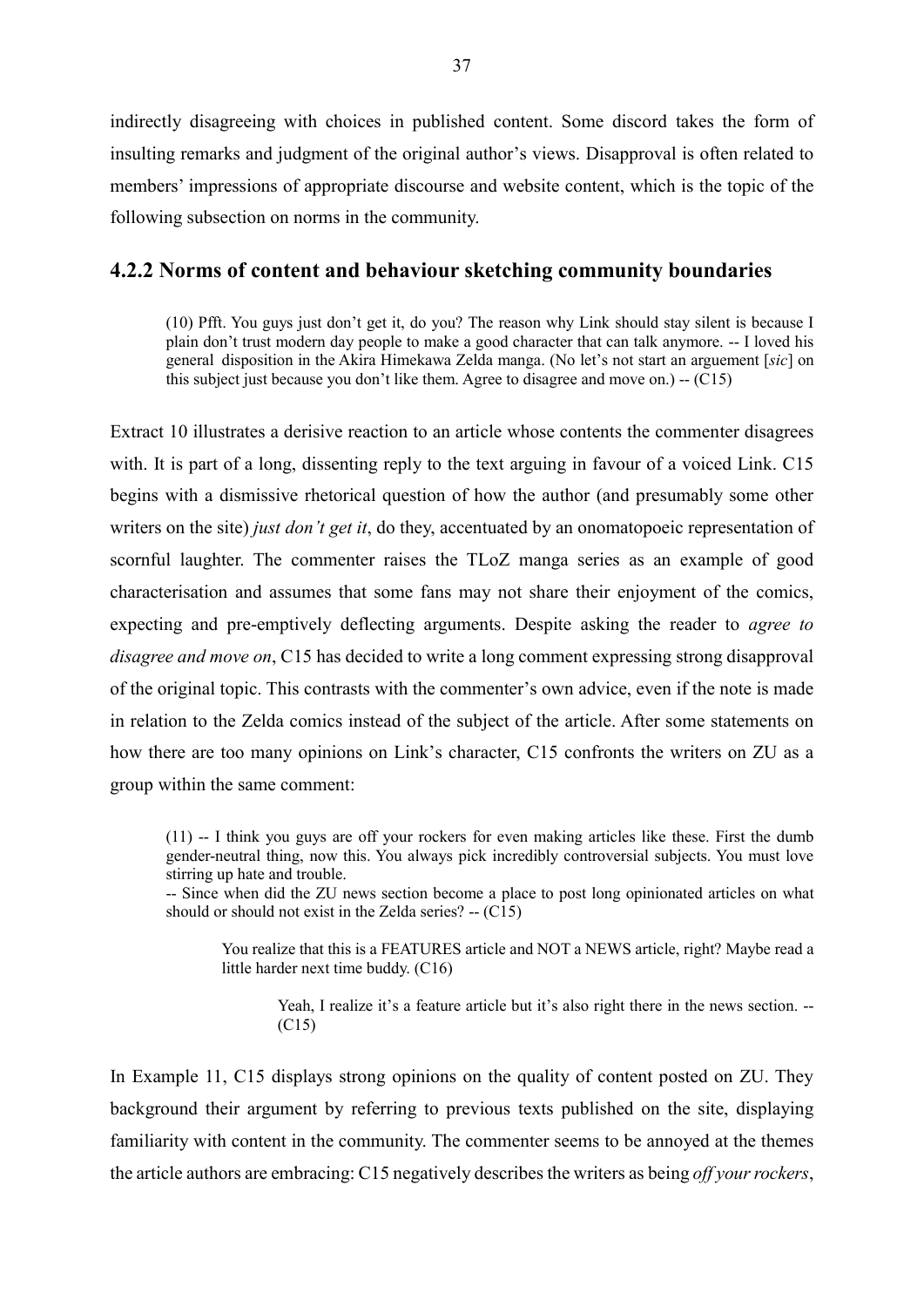indirectly disagreeing with choices in published content. Some discord takes the form of insulting remarks and judgment of the original author's views. Disapproval is often related to members' impressions of appropriate discourse and website content, which is the topic of the following subsection on norms in the community.

### 4.2.2 Norms of content and behaviour sketching community boundaries

> (10) Pfft. You guys just don't get it, do you? The reason why Link should stay silent is because I plain don't trust modern day people to make a good character that can talk anymore. -- I loved his general disposition in the Akira Himekawa Zelda manga. (No let's not start an arguement [*sic*] on this subject just because you don't like them. Agree to disagree and move on.) -- (C15)

Extract 10 illustrates a derisive reaction to an article whose contents the commenter disagrees with. It is part of a long, dissenting reply to the text arguing in favour of a voiced Link. C15 begins with a dismissive rhetorical question of how the author (and presumably some other writers on the site) *just don't get it*, do they, accentuated by an onomatopoeic representation of scornful laughter. The commenter raises the TLoZ manga series as an example of good characterisation and assumes that some fans may not share their enjoyment of the comics, expecting and pre-emptively deflecting arguments. Despite asking the reader to *agree to disagree and move on*, C15 has decided to write a long comment expressing strong disapproval of the original topic. This contrasts with the commenter's own advice, even if the note is made in relation to the Zelda comics instead of the subject of the article. After some statements on how there are too many opinions on Link's character, C15 confronts the writers on ZU as a group within the same comment:

> (11) -- I think you guys are off your rockers for even making articles like these. First the dumb gender-neutral thing, now this. You always pick incredibly controversial subjects. You must love stirring up hate and trouble.
> -- Since when did the ZU news section become a place to post long opinionated articles on what should or should not exist in the Zelda series? -- (C15)
>
>> You realize that this is a FEATURES article and NOT a NEWS article, right? Maybe read a little harder next time buddy. (C16)
>>
>>> Yeah, I realize it's a feature article but it's also right there in the news section. -- (C15)

In Example 11, C15 displays strong opinions on the quality of content posted on ZU. They background their argument by referring to previous texts published on the site, displaying familiarity with content in the community. The commenter seems to be annoyed at the themes the article authors are embracing: C15 negatively describes the writers as being *off your rockers*,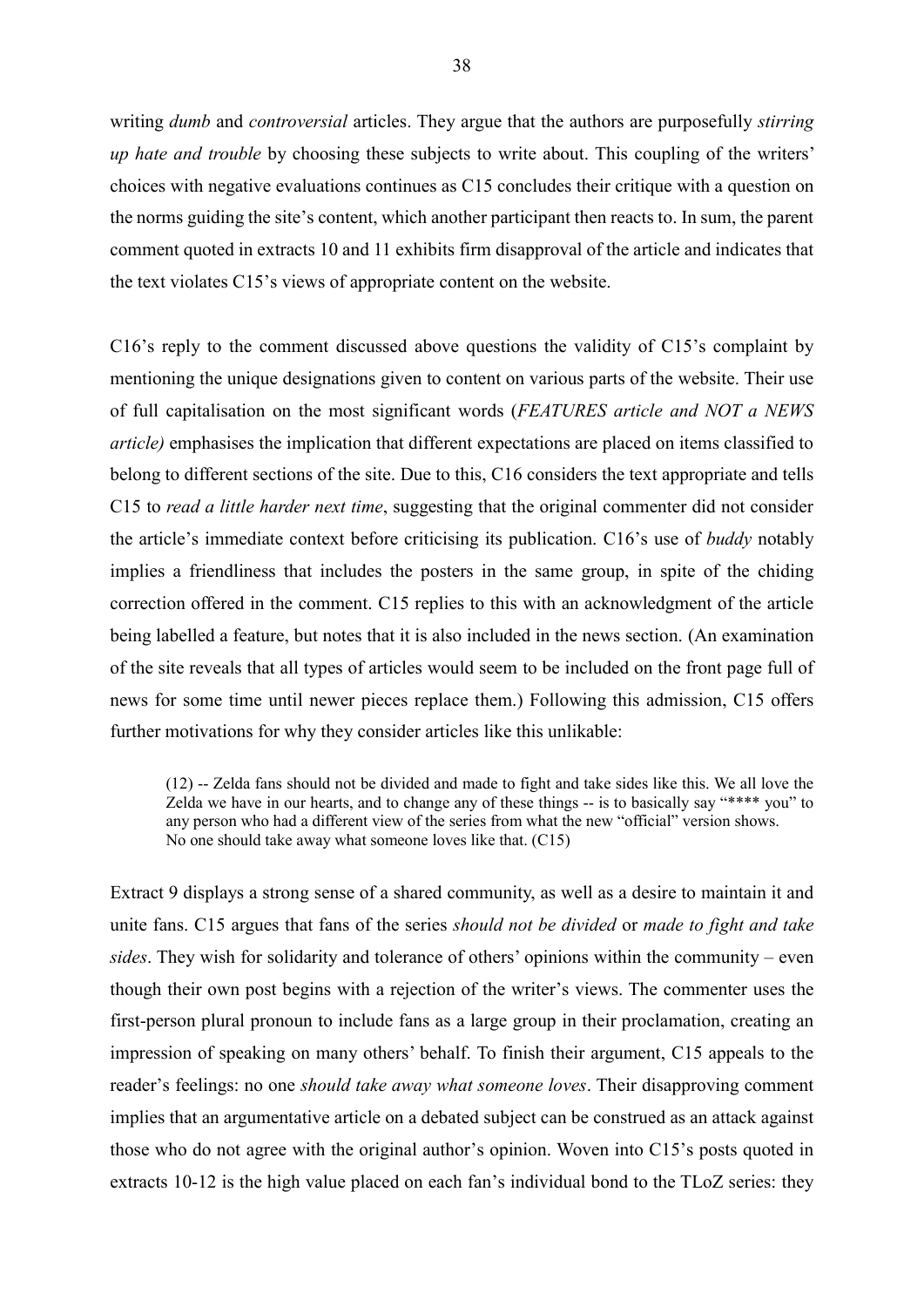writing *dumb* and *controversial* articles. They argue that the authors are purposefully *stirring up hate and trouble* by choosing these subjects to write about. This coupling of the writers' choices with negative evaluations continues as C15 concludes their critique with a question on the norms guiding the site's content, which another participant then reacts to. In sum, the parent comment quoted in extracts 10 and 11 exhibits firm disapproval of the article and indicates that the text violates C15's views of appropriate content on the website.

C16's reply to the comment discussed above questions the validity of C15's complaint by mentioning the unique designations given to content on various parts of the website. Their use of full capitalisation on the most significant words (*FEATURES article and NOT a NEWS article)* emphasises the implication that different expectations are placed on items classified to belong to different sections of the site. Due to this, C16 considers the text appropriate and tells C15 to *read a little harder next time*, suggesting that the original commenter did not consider the article's immediate context before criticising its publication. C16's use of *buddy* notably implies a friendliness that includes the posters in the same group, in spite of the chiding correction offered in the comment. C15 replies to this with an acknowledgment of the article being labelled a feature, but notes that it is also included in the news section. (An examination of the site reveals that all types of articles would seem to be included on the front page full of news for some time until newer pieces replace them.) Following this admission, C15 offers further motivations for why they consider articles like this unlikable:

> (12) -- Zelda fans should not be divided and made to fight and take sides like this. We all love the Zelda we have in our hearts, and to change any of these things -- is to basically say "**** you" to any person who had a different view of the series from what the new "official" version shows. No one should take away what someone loves like that. (C15)

Extract 9 displays a strong sense of a shared community, as well as a desire to maintain it and unite fans. C15 argues that fans of the series *should not be divided* or *made to fight and take sides*. They wish for solidarity and tolerance of others' opinions within the community – even though their own post begins with a rejection of the writer's views. The commenter uses the first-person plural pronoun to include fans as a large group in their proclamation, creating an impression of speaking on many others' behalf. To finish their argument, C15 appeals to the reader's feelings: no one *should take away what someone loves*. Their disapproving comment implies that an argumentative article on a debated subject can be construed as an attack against those who do not agree with the original author's opinion. Woven into C15's posts quoted in extracts 10-12 is the high value placed on each fan's individual bond to the TLoZ series: they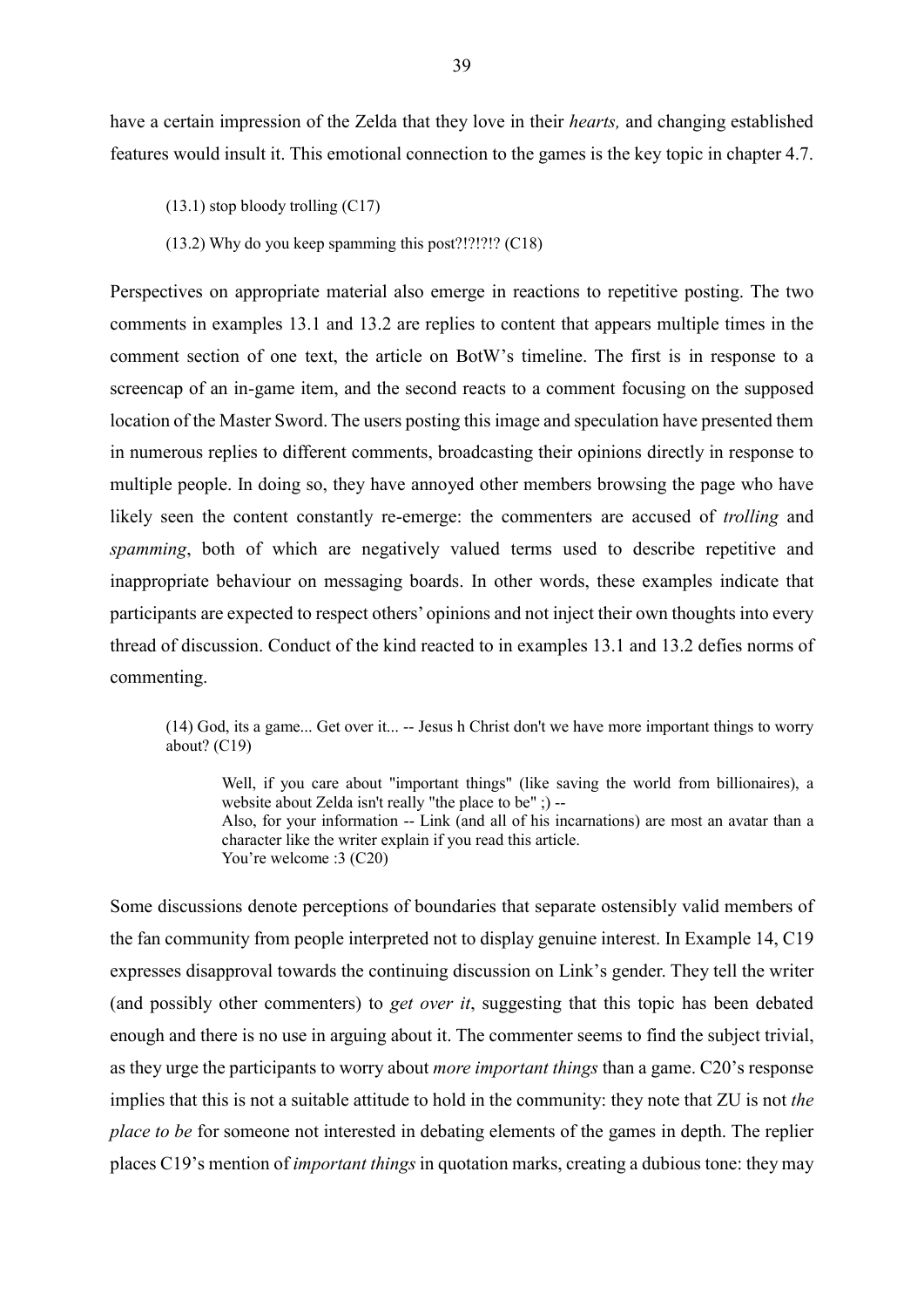have a certain impression of the Zelda that they love in their *hearts,* and changing established features would insult it. This emotional connection to the games is the key topic in chapter 4.7.

> (13.1) stop bloody trolling (C17)
>
> (13.2) Why do you keep spamming this post?!?!?!? (C18)

Perspectives on appropriate material also emerge in reactions to repetitive posting. The two comments in examples 13.1 and 13.2 are replies to content that appears multiple times in the comment section of one text, the article on BotW's timeline. The first is in response to a screencap of an in-game item, and the second reacts to a comment focusing on the supposed location of the Master Sword. The users posting this image and speculation have presented them in numerous replies to different comments, broadcasting their opinions directly in response to multiple people. In doing so, they have annoyed other members browsing the page who have likely seen the content constantly re-emerge: the commenters are accused of *trolling* and *spamming*, both of which are negatively valued terms used to describe repetitive and inappropriate behaviour on messaging boards. In other words, these examples indicate that participants are expected to respect others' opinions and not inject their own thoughts into every thread of discussion. Conduct of the kind reacted to in examples 13.1 and 13.2 defies norms of commenting.

> (14) God, its a game... Get over it... -- Jesus h Christ don't we have more important things to worry about? (C19)
>
> > Well, if you care about "important things" (like saving the world from billionaires), a website about Zelda isn't really "the place to be" ;) --
> > Also, for your information -- Link (and all of his incarnations) are most an avatar than a character like the writer explain if you read this article.
> > You're welcome :3 (C20)

Some discussions denote perceptions of boundaries that separate ostensibly valid members of the fan community from people interpreted not to display genuine interest. In Example 14, C19 expresses disapproval towards the continuing discussion on Link's gender. They tell the writer (and possibly other commenters) to *get over it*, suggesting that this topic has been debated enough and there is no use in arguing about it. The commenter seems to find the subject trivial, as they urge the participants to worry about *more important things* than a game. C20's response implies that this is not a suitable attitude to hold in the community: they note that ZU is not *the place to be* for someone not interested in debating elements of the games in depth. The replier places C19's mention of *important things* in quotation marks, creating a dubious tone: they may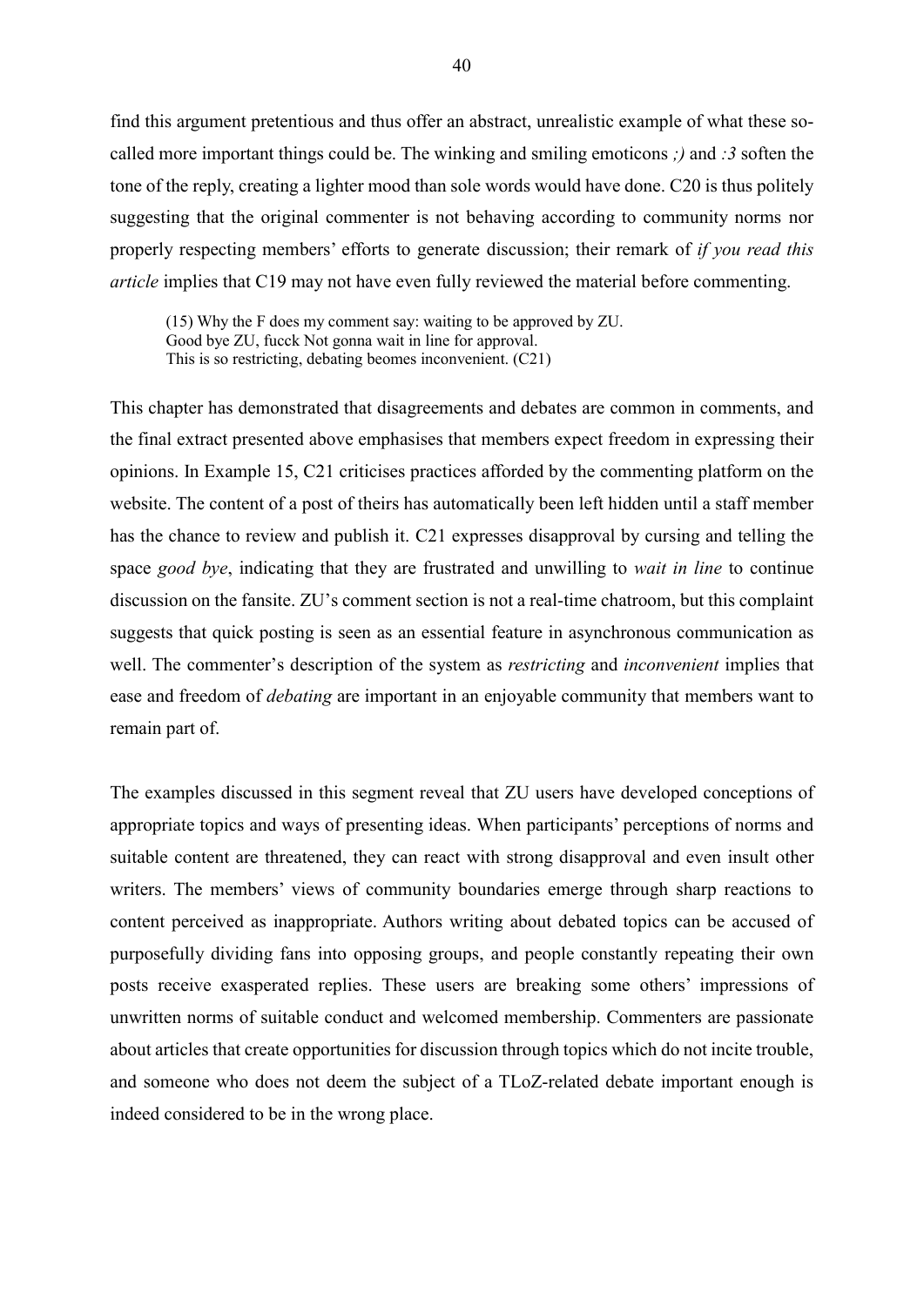find this argument pretentious and thus offer an abstract, unrealistic example of what these so-called more important things could be. The winking and smiling emoticons *;)* and *:3* soften the tone of the reply, creating a lighter mood than sole words would have done. C20 is thus politely suggesting that the original commenter is not behaving according to community norms nor properly respecting members' efforts to generate discussion; their remark of *if you read this article* implies that C19 may not have even fully reviewed the material before commenting.

> (15) Why the F does my comment say: waiting to be approved by ZU.
> Good bye ZU, fucck Not gonna wait in line for approval.
> This is so restricting, debating beomes inconvenient. (C21)

This chapter has demonstrated that disagreements and debates are common in comments, and the final extract presented above emphasises that members expect freedom in expressing their opinions. In Example 15, C21 criticises practices afforded by the commenting platform on the website. The content of a post of theirs has automatically been left hidden until a staff member has the chance to review and publish it. C21 expresses disapproval by cursing and telling the space *good bye*, indicating that they are frustrated and unwilling to *wait in line* to continue discussion on the fansite. ZU's comment section is not a real-time chatroom, but this complaint suggests that quick posting is seen as an essential feature in asynchronous communication as well. The commenter's description of the system as *restricting* and *inconvenient* implies that ease and freedom of *debating* are important in an enjoyable community that members want to remain part of.

The examples discussed in this segment reveal that ZU users have developed conceptions of appropriate topics and ways of presenting ideas. When participants' perceptions of norms and suitable content are threatened, they can react with strong disapproval and even insult other writers. The members' views of community boundaries emerge through sharp reactions to content perceived as inappropriate. Authors writing about debated topics can be accused of purposefully dividing fans into opposing groups, and people constantly repeating their own posts receive exasperated replies. These users are breaking some others' impressions of unwritten norms of suitable conduct and welcomed membership. Commenters are passionate about articles that create opportunities for discussion through topics which do not incite trouble, and someone who does not deem the subject of a TLoZ-related debate important enough is indeed considered to be in the wrong place.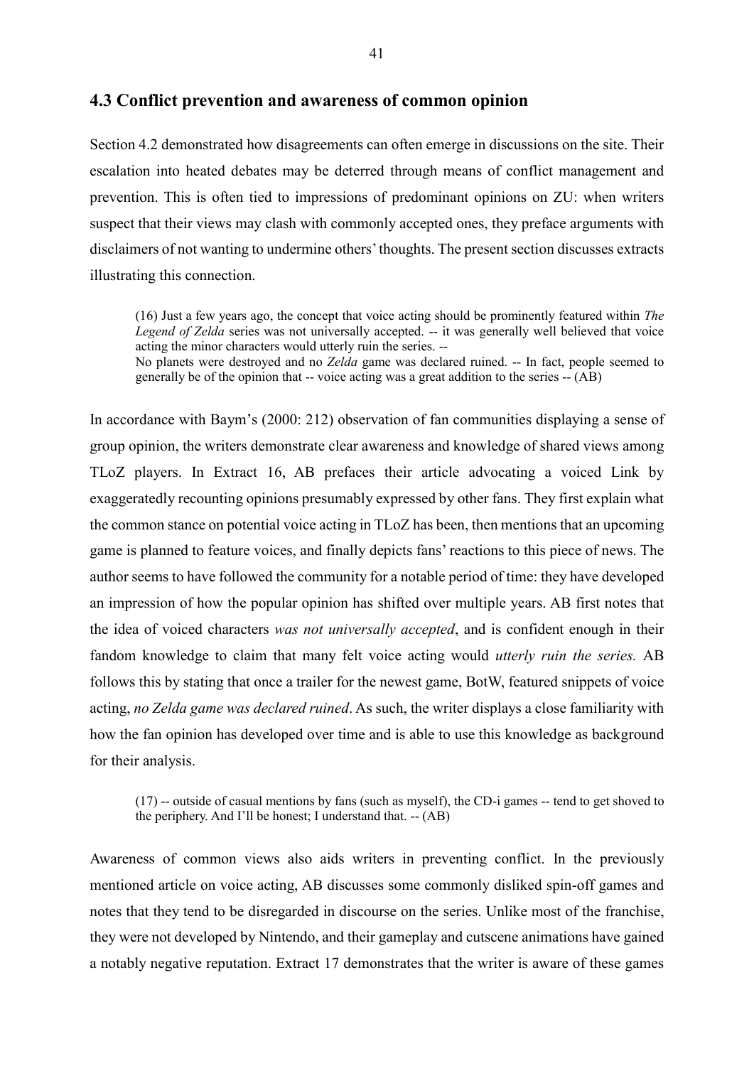## 4.3 Conflict prevention and awareness of common opinion

Section 4.2 demonstrated how disagreements can often emerge in discussions on the site. Their escalation into heated debates may be deterred through means of conflict management and prevention. This is often tied to impressions of predominant opinions on ZU: when writers suspect that their views may clash with commonly accepted ones, they preface arguments with disclaimers of not wanting to undermine others' thoughts. The present section discusses extracts illustrating this connection.

> (16) Just a few years ago, the concept that voice acting should be prominently featured within *The Legend of Zelda* series was not universally accepted. -- it was generally well believed that voice acting the minor characters would utterly ruin the series. --
> No planets were destroyed and no *Zelda* game was declared ruined. -- In fact, people seemed to generally be of the opinion that -- voice acting was a great addition to the series -- (AB)

In accordance with Baym's (2000: 212) observation of fan communities displaying a sense of group opinion, the writers demonstrate clear awareness and knowledge of shared views among TLoZ players. In Extract 16, AB prefaces their article advocating a voiced Link by exaggeratedly recounting opinions presumably expressed by other fans. They first explain what the common stance on potential voice acting in TLoZ has been, then mentions that an upcoming game is planned to feature voices, and finally depicts fans' reactions to this piece of news. The author seems to have followed the community for a notable period of time: they have developed an impression of how the popular opinion has shifted over multiple years. AB first notes that the idea of voiced characters *was not universally accepted*, and is confident enough in their fandom knowledge to claim that many felt voice acting would *utterly ruin the series.* AB follows this by stating that once a trailer for the newest game, BotW, featured snippets of voice acting, *no Zelda game was declared ruined*. As such, the writer displays a close familiarity with how the fan opinion has developed over time and is able to use this knowledge as background for their analysis.

> (17) -- outside of casual mentions by fans (such as myself), the CD-i games -- tend to get shoved to the periphery. And I'll be honest; I understand that. -- (AB)

Awareness of common views also aids writers in preventing conflict. In the previously mentioned article on voice acting, AB discusses some commonly disliked spin-off games and notes that they tend to be disregarded in discourse on the series. Unlike most of the franchise, they were not developed by Nintendo, and their gameplay and cutscene animations have gained a notably negative reputation. Extract 17 demonstrates that the writer is aware of these games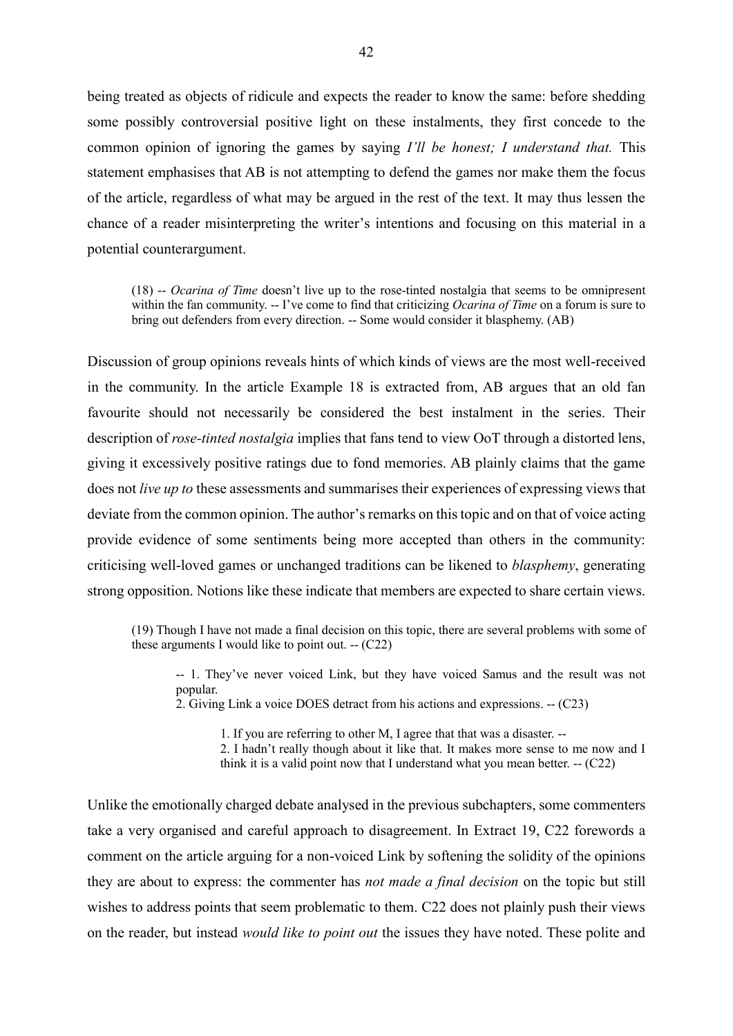being treated as objects of ridicule and expects the reader to know the same: before shedding some possibly controversial positive light on these instalments, they first concede to the common opinion of ignoring the games by saying *I'll be honest; I understand that.* This statement emphasises that AB is not attempting to defend the games nor make them the focus of the article, regardless of what may be argued in the rest of the text. It may thus lessen the chance of a reader misinterpreting the writer's intentions and focusing on this material in a potential counterargument.

> (18) -- *Ocarina of Time* doesn't live up to the rose-tinted nostalgia that seems to be omnipresent within the fan community. -- I've come to find that criticizing *Ocarina of Time* on a forum is sure to bring out defenders from every direction. -- Some would consider it blasphemy. (AB)

Discussion of group opinions reveals hints of which kinds of views are the most well-received in the community. In the article Example 18 is extracted from, AB argues that an old fan favourite should not necessarily be considered the best instalment in the series. Their description of *rose-tinted nostalgia* implies that fans tend to view OoT through a distorted lens, giving it excessively positive ratings due to fond memories. AB plainly claims that the game does not *live up to* these assessments and summarises their experiences of expressing views that deviate from the common opinion. The author's remarks on this topic and on that of voice acting provide evidence of some sentiments being more accepted than others in the community: criticising well-loved games or unchanged traditions can be likened to *blasphemy*, generating strong opposition. Notions like these indicate that members are expected to share certain views.

> (19) Though I have not made a final decision on this topic, there are several problems with some of these arguments I would like to point out. -- (C22)
>
> > -- 1. They've never voiced Link, but they have voiced Samus and the result was not popular.
> > 2. Giving Link a voice DOES detract from his actions and expressions. -- (C23)
> >
> > > 1. If you are referring to other M, I agree that that was a disaster. --
> > > 2. I hadn't really though about it like that. It makes more sense to me now and I think it is a valid point now that I understand what you mean better. -- (C22)

Unlike the emotionally charged debate analysed in the previous subchapters, some commenters take a very organised and careful approach to disagreement. In Extract 19, C22 forewords a comment on the article arguing for a non-voiced Link by softening the solidity of the opinions they are about to express: the commenter has *not made a final decision* on the topic but still wishes to address points that seem problematic to them. C22 does not plainly push their views on the reader, but instead *would like to point out* the issues they have noted. These polite and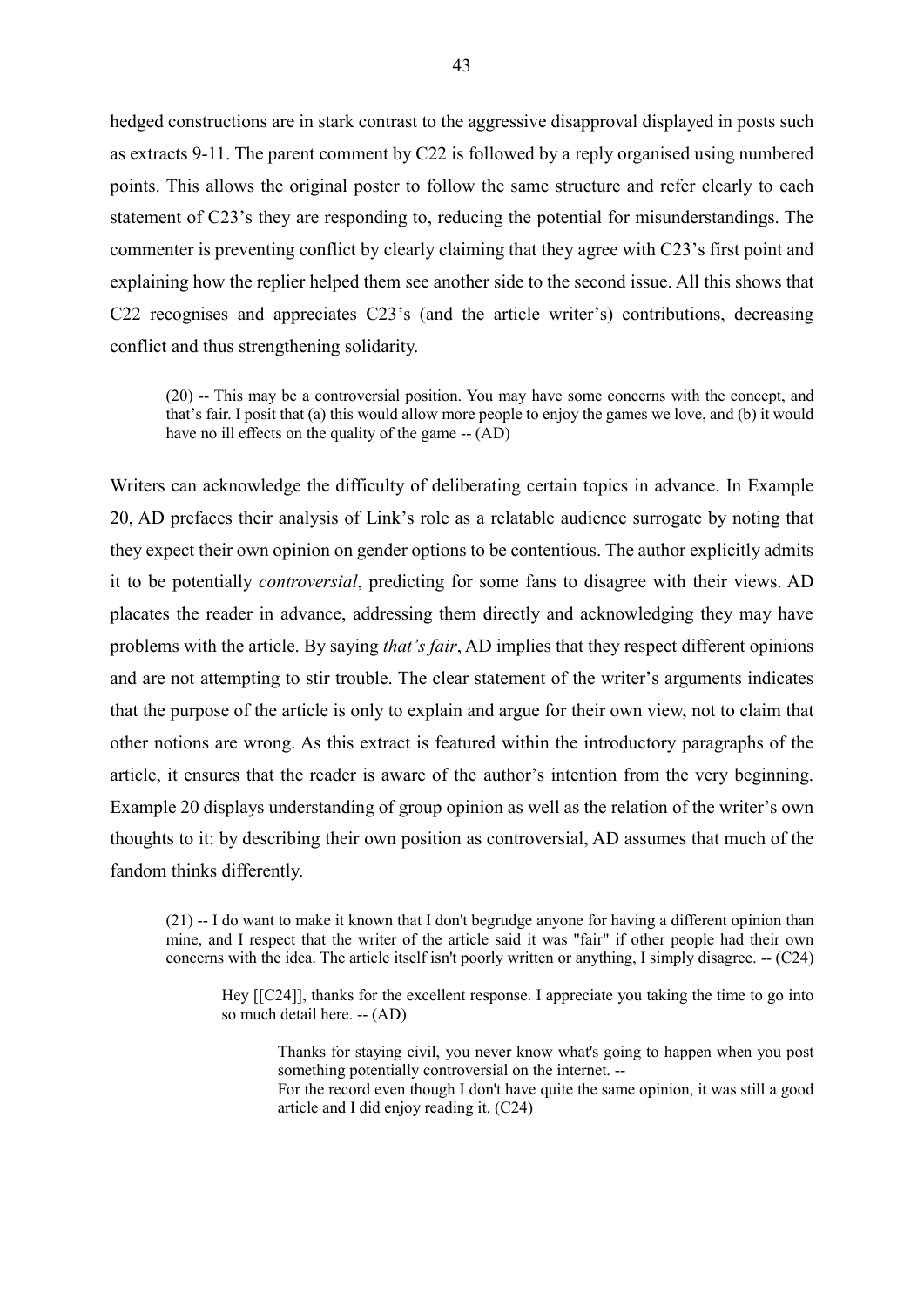hedged constructions are in stark contrast to the aggressive disapproval displayed in posts such as extracts 9-11. The parent comment by C22 is followed by a reply organised using numbered points. This allows the original poster to follow the same structure and refer clearly to each statement of C23's they are responding to, reducing the potential for misunderstandings. The commenter is preventing conflict by clearly claiming that they agree with C23's first point and explaining how the replier helped them see another side to the second issue. All this shows that C22 recognises and appreciates C23's (and the article writer's) contributions, decreasing conflict and thus strengthening solidarity.

> (20) -- This may be a controversial position. You may have some concerns with the concept, and that's fair. I posit that (a) this would allow more people to enjoy the games we love, and (b) it would have no ill effects on the quality of the game -- (AD)

Writers can acknowledge the difficulty of deliberating certain topics in advance. In Example 20, AD prefaces their analysis of Link's role as a relatable audience surrogate by noting that they expect their own opinion on gender options to be contentious. The author explicitly admits it to be potentially *controversial*, predicting for some fans to disagree with their views. AD placates the reader in advance, addressing them directly and acknowledging they may have problems with the article. By saying *that's fair*, AD implies that they respect different opinions and are not attempting to stir trouble. The clear statement of the writer's arguments indicates that the purpose of the article is only to explain and argue for their own view, not to claim that other notions are wrong. As this extract is featured within the introductory paragraphs of the article, it ensures that the reader is aware of the author's intention from the very beginning. Example 20 displays understanding of group opinion as well as the relation of the writer's own thoughts to it: by describing their own position as controversial, AD assumes that much of the fandom thinks differently.

> (21) -- I do want to make it known that I don't begrudge anyone for having a different opinion than mine, and I respect that the writer of the article said it was "fair" if other people had their own concerns with the idea. The article itself isn't poorly written or anything, I simply disagree. -- (C24)
>
> > Hey [[C24]], thanks for the excellent response. I appreciate you taking the time to go into so much detail here. -- (AD)
> >
> > > Thanks for staying civil, you never know what's going to happen when you post something potentially controversial on the internet. --
> > > For the record even though I don't have quite the same opinion, it was still a good article and I did enjoy reading it. (C24)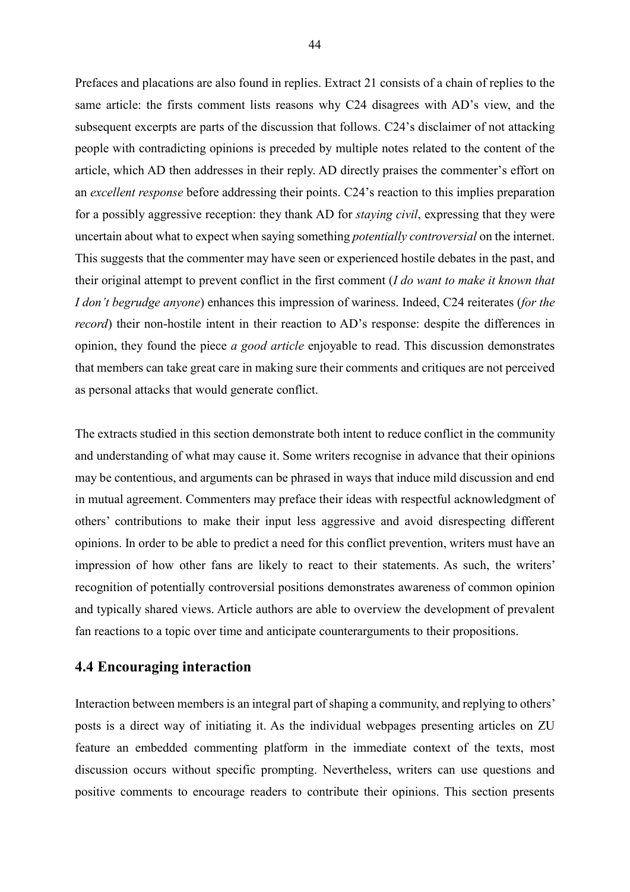Prefaces and placations are also found in replies. Extract 21 consists of a chain of replies to the same article: the firsts comment lists reasons why C24 disagrees with AD's view, and the subsequent excerpts are parts of the discussion that follows. C24's disclaimer of not attacking people with contradicting opinions is preceded by multiple notes related to the content of the article, which AD then addresses in their reply. AD directly praises the commenter's effort on an *excellent response* before addressing their points. C24's reaction to this implies preparation for a possibly aggressive reception: they thank AD for *staying civil*, expressing that they were uncertain about what to expect when saying something *potentially controversial* on the internet. This suggests that the commenter may have seen or experienced hostile debates in the past, and their original attempt to prevent conflict in the first comment (*I do want to make it known that I don't begrudge anyone*) enhances this impression of wariness. Indeed, C24 reiterates (*for the record*) their non-hostile intent in their reaction to AD's response: despite the differences in opinion, they found the piece *a good article* enjoyable to read. This discussion demonstrates that members can take great care in making sure their comments and critiques are not perceived as personal attacks that would generate conflict.

The extracts studied in this section demonstrate both intent to reduce conflict in the community and understanding of what may cause it. Some writers recognise in advance that their opinions may be contentious, and arguments can be phrased in ways that induce mild discussion and end in mutual agreement. Commenters may preface their ideas with respectful acknowledgment of others' contributions to make their input less aggressive and avoid disrespecting different opinions. In order to be able to predict a need for this conflict prevention, writers must have an impression of how other fans are likely to react to their statements. As such, the writers' recognition of potentially controversial positions demonstrates awareness of common opinion and typically shared views. Article authors are able to overview the development of prevalent fan reactions to a topic over time and anticipate counterarguments to their propositions.

## 4.4 Encouraging interaction

Interaction between members is an integral part of shaping a community, and replying to others' posts is a direct way of initiating it. As the individual webpages presenting articles on ZU feature an embedded commenting platform in the immediate context of the texts, most discussion occurs without specific prompting. Nevertheless, writers can use questions and positive comments to encourage readers to contribute their opinions. This section presents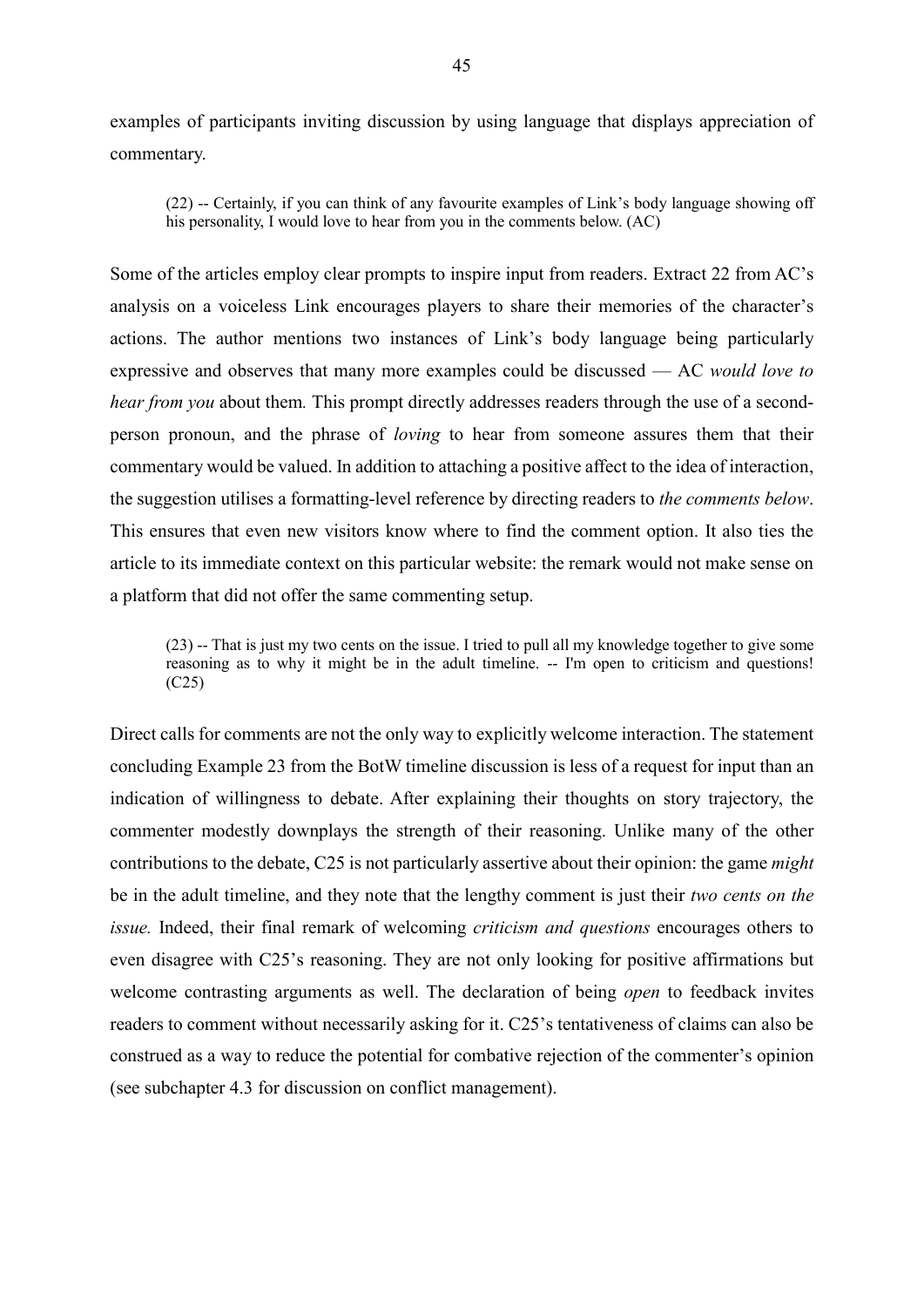examples of participants inviting discussion by using language that displays appreciation of commentary.

> (22) -- Certainly, if you can think of any favourite examples of Link's body language showing off his personality, I would love to hear from you in the comments below. (AC)

Some of the articles employ clear prompts to inspire input from readers. Extract 22 from AC's analysis on a voiceless Link encourages players to share their memories of the character's actions. The author mentions two instances of Link's body language being particularly expressive and observes that many more examples could be discussed — AC *would love to hear from you* about them. This prompt directly addresses readers through the use of a second-person pronoun, and the phrase of *loving* to hear from someone assures them that their commentary would be valued. In addition to attaching a positive affect to the idea of interaction, the suggestion utilises a formatting-level reference by directing readers to *the comments below*. This ensures that even new visitors know where to find the comment option. It also ties the article to its immediate context on this particular website: the remark would not make sense on a platform that did not offer the same commenting setup.

> (23) -- That is just my two cents on the issue. I tried to pull all my knowledge together to give some reasoning as to why it might be in the adult timeline. -- I'm open to criticism and questions! (C25)

Direct calls for comments are not the only way to explicitly welcome interaction. The statement concluding Example 23 from the BotW timeline discussion is less of a request for input than an indication of willingness to debate. After explaining their thoughts on story trajectory, the commenter modestly downplays the strength of their reasoning. Unlike many of the other contributions to the debate, C25 is not particularly assertive about their opinion: the game *might* be in the adult timeline, and they note that the lengthy comment is just their *two cents on the issue.* Indeed, their final remark of welcoming *criticism and questions* encourages others to even disagree with C25's reasoning. They are not only looking for positive affirmations but welcome contrasting arguments as well. The declaration of being *open* to feedback invites readers to comment without necessarily asking for it. C25's tentativeness of claims can also be construed as a way to reduce the potential for combative rejection of the commenter's opinion (see subchapter 4.3 for discussion on conflict management).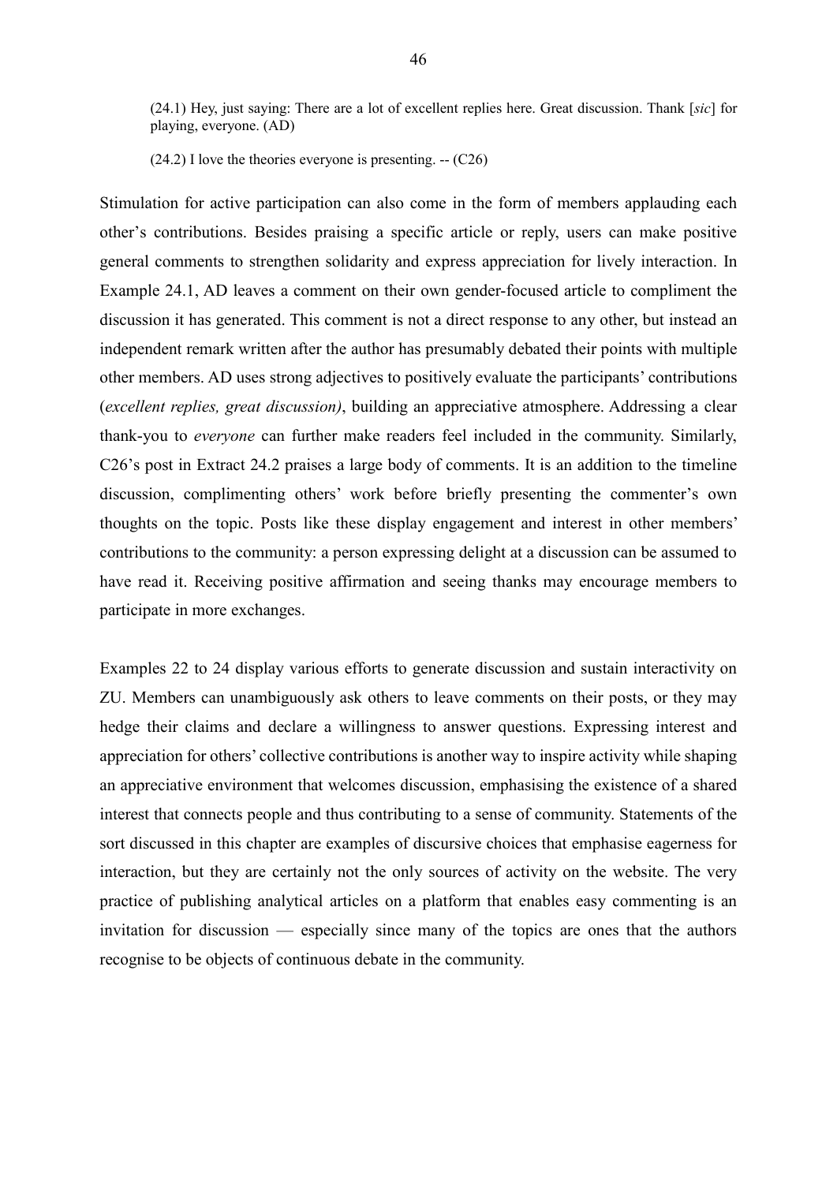(24.1) Hey, just saying: There are a lot of excellent replies here. Great discussion. Thank [*sic*] for playing, everyone. (AD)

(24.2) I love the theories everyone is presenting. -- (C26)

Stimulation for active participation can also come in the form of members applauding each other's contributions. Besides praising a specific article or reply, users can make positive general comments to strengthen solidarity and express appreciation for lively interaction. In Example 24.1, AD leaves a comment on their own gender-focused article to compliment the discussion it has generated. This comment is not a direct response to any other, but instead an independent remark written after the author has presumably debated their points with multiple other members. AD uses strong adjectives to positively evaluate the participants' contributions (*excellent replies, great discussion)*, building an appreciative atmosphere. Addressing a clear thank-you to *everyone* can further make readers feel included in the community. Similarly, C26's post in Extract 24.2 praises a large body of comments. It is an addition to the timeline discussion, complimenting others' work before briefly presenting the commenter's own thoughts on the topic. Posts like these display engagement and interest in other members' contributions to the community: a person expressing delight at a discussion can be assumed to have read it. Receiving positive affirmation and seeing thanks may encourage members to participate in more exchanges.

Examples 22 to 24 display various efforts to generate discussion and sustain interactivity on ZU. Members can unambiguously ask others to leave comments on their posts, or they may hedge their claims and declare a willingness to answer questions. Expressing interest and appreciation for others' collective contributions is another way to inspire activity while shaping an appreciative environment that welcomes discussion, emphasising the existence of a shared interest that connects people and thus contributing to a sense of community. Statements of the sort discussed in this chapter are examples of discursive choices that emphasise eagerness for interaction, but they are certainly not the only sources of activity on the website. The very practice of publishing analytical articles on a platform that enables easy commenting is an invitation for discussion — especially since many of the topics are ones that the authors recognise to be objects of continuous debate in the community.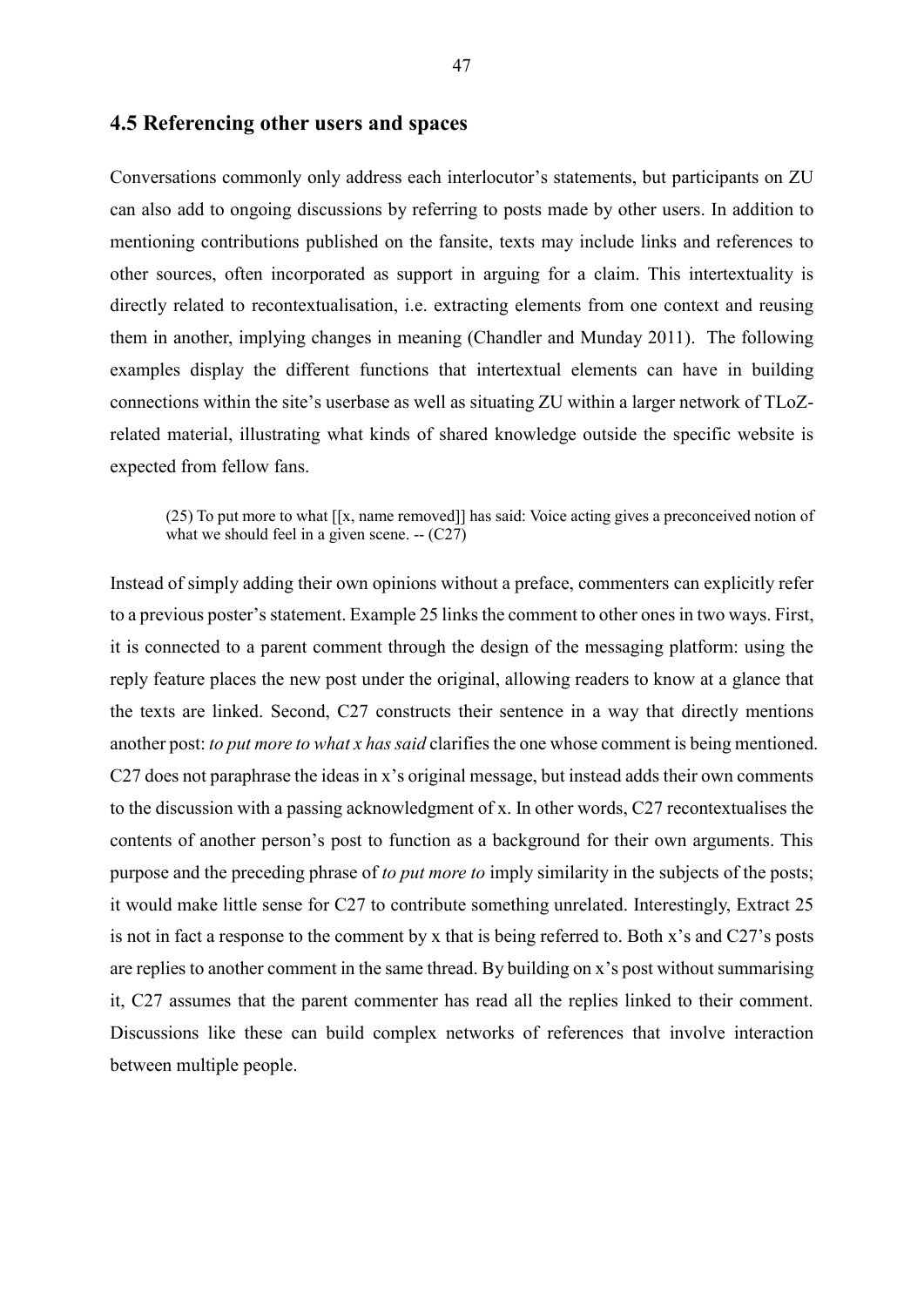## 4.5 Referencing other users and spaces

Conversations commonly only address each interlocutor's statements, but participants on ZU can also add to ongoing discussions by referring to posts made by other users. In addition to mentioning contributions published on the fansite, texts may include links and references to other sources, often incorporated as support in arguing for a claim. This intertextuality is directly related to recontextualisation, i.e. extracting elements from one context and reusing them in another, implying changes in meaning (Chandler and Munday 2011). The following examples display the different functions that intertextual elements can have in building connections within the site's userbase as well as situating ZU within a larger network of TLoZ-related material, illustrating what kinds of shared knowledge outside the specific website is expected from fellow fans.

> (25) To put more to what [[x, name removed]] has said: Voice acting gives a preconceived notion of what we should feel in a given scene. -- (C27)

Instead of simply adding their own opinions without a preface, commenters can explicitly refer to a previous poster's statement. Example 25 links the comment to other ones in two ways. First, it is connected to a parent comment through the design of the messaging platform: using the reply feature places the new post under the original, allowing readers to know at a glance that the texts are linked. Second, C27 constructs their sentence in a way that directly mentions another post: *to put more to what x has said* clarifies the one whose comment is being mentioned. C27 does not paraphrase the ideas in x's original message, but instead adds their own comments to the discussion with a passing acknowledgment of x. In other words, C27 recontextualises the contents of another person's post to function as a background for their own arguments. This purpose and the preceding phrase of *to put more to* imply similarity in the subjects of the posts; it would make little sense for C27 to contribute something unrelated. Interestingly, Extract 25 is not in fact a response to the comment by x that is being referred to. Both x's and C27's posts are replies to another comment in the same thread. By building on x's post without summarising it, C27 assumes that the parent commenter has read all the replies linked to their comment. Discussions like these can build complex networks of references that involve interaction between multiple people.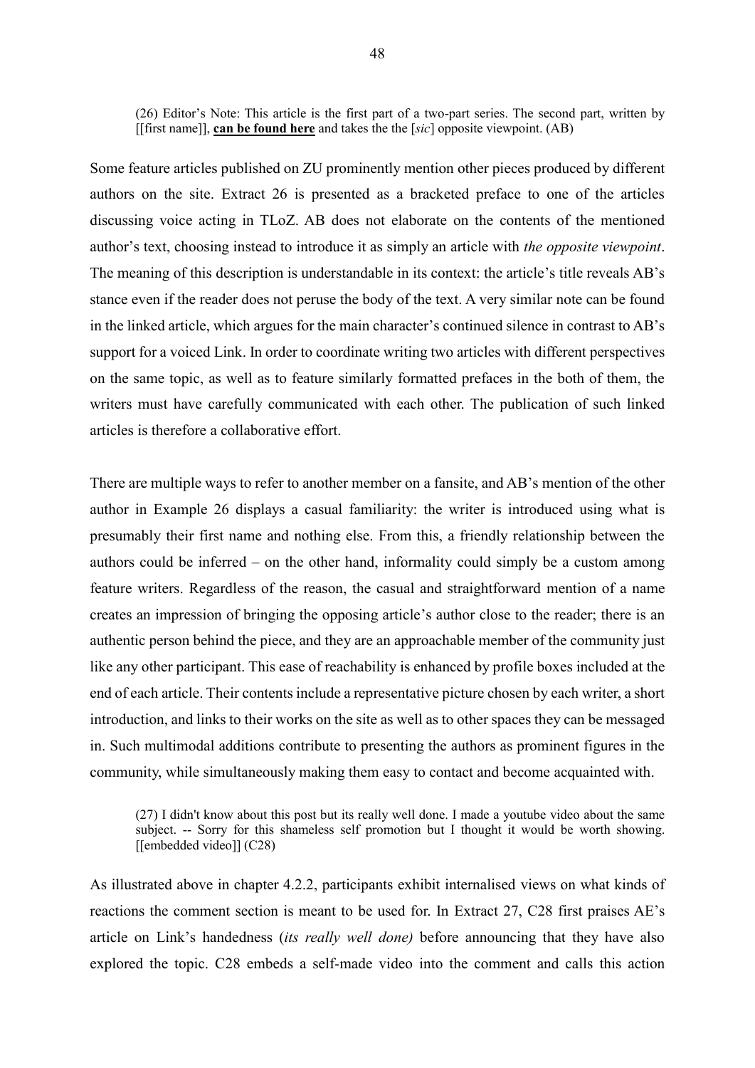(26) Editor's Note: This article is the first part of a two-part series. The second part, written by [[first name]], **can be found here** and takes the the [*sic*] opposite viewpoint. (AB)

Some feature articles published on ZU prominently mention other pieces produced by different authors on the site. Extract 26 is presented as a bracketed preface to one of the articles discussing voice acting in TLoZ. AB does not elaborate on the contents of the mentioned author's text, choosing instead to introduce it as simply an article with *the opposite viewpoint*. The meaning of this description is understandable in its context: the article's title reveals AB's stance even if the reader does not peruse the body of the text. A very similar note can be found in the linked article, which argues for the main character's continued silence in contrast to AB's support for a voiced Link. In order to coordinate writing two articles with different perspectives on the same topic, as well as to feature similarly formatted prefaces in the both of them, the writers must have carefully communicated with each other. The publication of such linked articles is therefore a collaborative effort.

There are multiple ways to refer to another member on a fansite, and AB's mention of the other author in Example 26 displays a casual familiarity: the writer is introduced using what is presumably their first name and nothing else. From this, a friendly relationship between the authors could be inferred – on the other hand, informality could simply be a custom among feature writers. Regardless of the reason, the casual and straightforward mention of a name creates an impression of bringing the opposing article's author close to the reader; there is an authentic person behind the piece, and they are an approachable member of the community just like any other participant. This ease of reachability is enhanced by profile boxes included at the end of each article. Their contents include a representative picture chosen by each writer, a short introduction, and links to their works on the site as well as to other spaces they can be messaged in. Such multimodal additions contribute to presenting the authors as prominent figures in the community, while simultaneously making them easy to contact and become acquainted with.

(27) I didn't know about this post but its really well done. I made a youtube video about the same subject. -- Sorry for this shameless self promotion but I thought it would be worth showing. [[embedded video]] (C28)

As illustrated above in chapter 4.2.2, participants exhibit internalised views on what kinds of reactions the comment section is meant to be used for. In Extract 27, C28 first praises AE's article on Link's handedness (*its really well done)* before announcing that they have also explored the topic. C28 embeds a self-made video into the comment and calls this action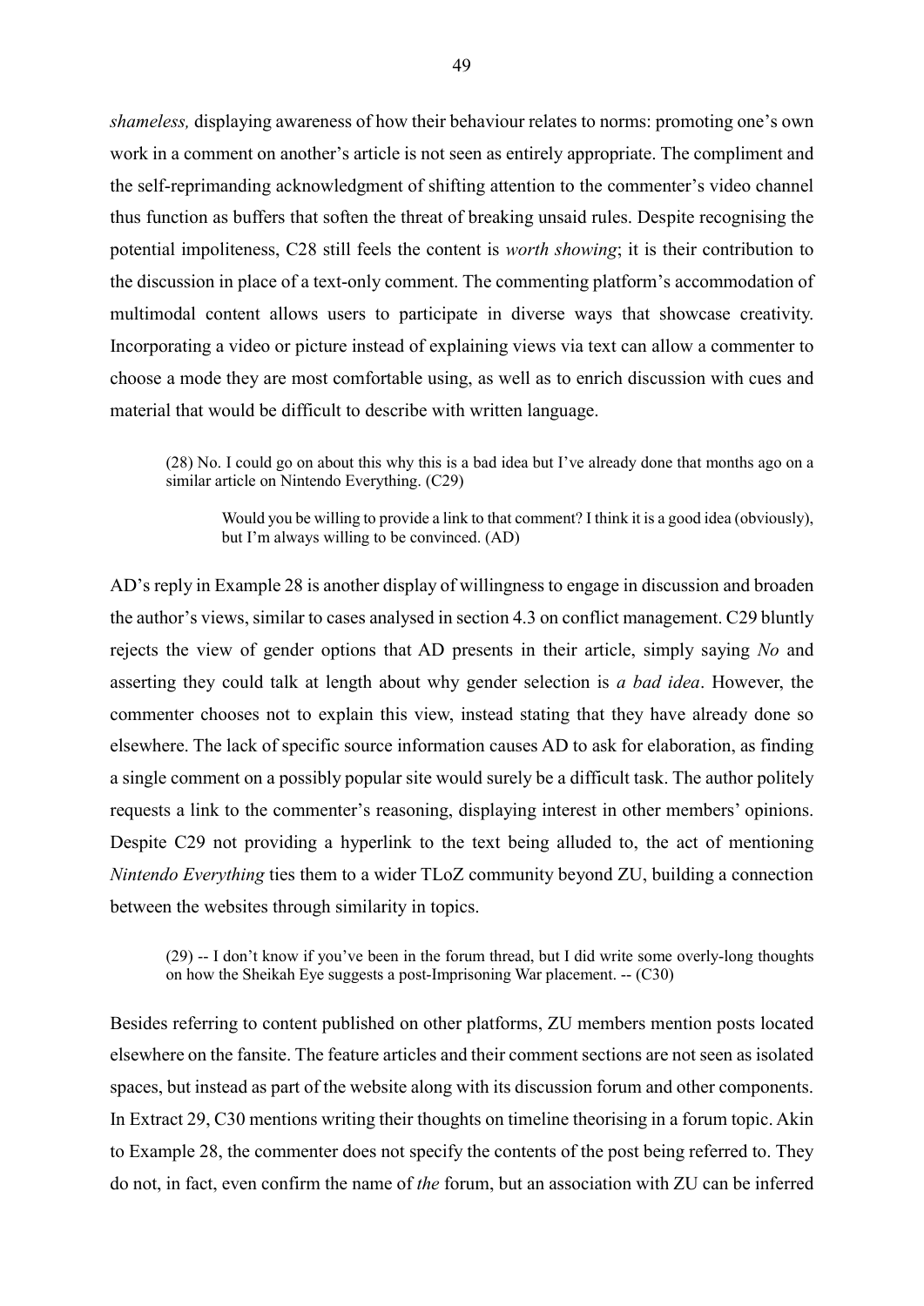*shameless,* displaying awareness of how their behaviour relates to norms: promoting one's own work in a comment on another's article is not seen as entirely appropriate. The compliment and the self-reprimanding acknowledgment of shifting attention to the commenter's video channel thus function as buffers that soften the threat of breaking unsaid rules. Despite recognising the potential impoliteness, C28 still feels the content is *worth showing*; it is their contribution to the discussion in place of a text-only comment. The commenting platform's accommodation of multimodal content allows users to participate in diverse ways that showcase creativity. Incorporating a video or picture instead of explaining views via text can allow a commenter to choose a mode they are most comfortable using, as well as to enrich discussion with cues and material that would be difficult to describe with written language.

> (28) No. I could go on about this why this is a bad idea but I've already done that months ago on a similar article on Nintendo Everything. (C29)
>
> > Would you be willing to provide a link to that comment? I think it is a good idea (obviously), but I'm always willing to be convinced. (AD)

AD's reply in Example 28 is another display of willingness to engage in discussion and broaden the author's views, similar to cases analysed in section 4.3 on conflict management. C29 bluntly rejects the view of gender options that AD presents in their article, simply saying *No* and asserting they could talk at length about why gender selection is *a bad idea*. However, the commenter chooses not to explain this view, instead stating that they have already done so elsewhere. The lack of specific source information causes AD to ask for elaboration, as finding a single comment on a possibly popular site would surely be a difficult task. The author politely requests a link to the commenter's reasoning, displaying interest in other members' opinions. Despite C29 not providing a hyperlink to the text being alluded to, the act of mentioning *Nintendo Everything* ties them to a wider TLoZ community beyond ZU, building a connection between the websites through similarity in topics.

> (29) -- I don't know if you've been in the forum thread, but I did write some overly-long thoughts on how the Sheikah Eye suggests a post-Imprisoning War placement. -- (C30)

Besides referring to content published on other platforms, ZU members mention posts located elsewhere on the fansite. The feature articles and their comment sections are not seen as isolated spaces, but instead as part of the website along with its discussion forum and other components. In Extract 29, C30 mentions writing their thoughts on timeline theorising in a forum topic. Akin to Example 28, the commenter does not specify the contents of the post being referred to. They do not, in fact, even confirm the name of *the* forum, but an association with ZU can be inferred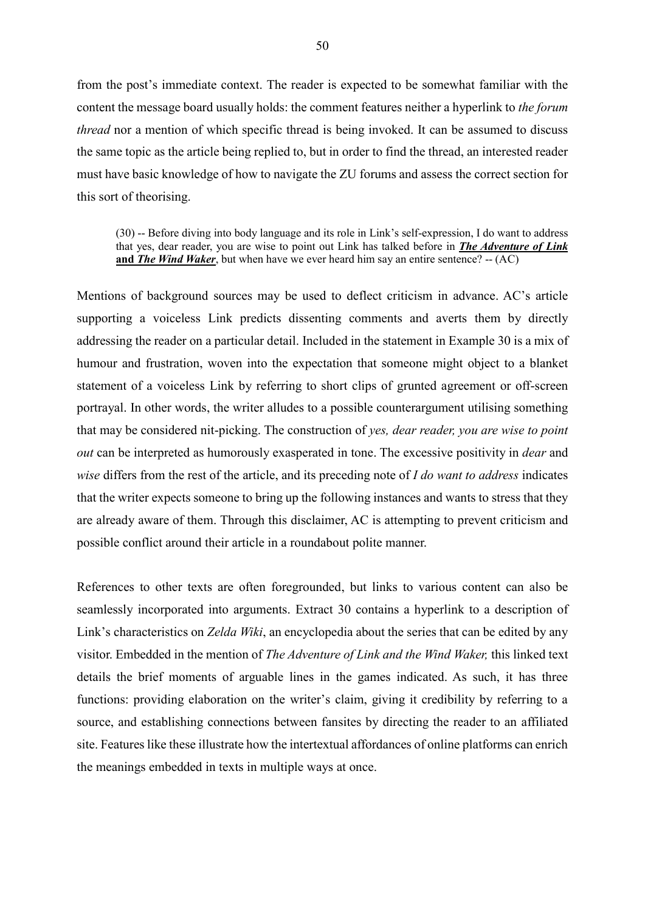from the post's immediate context. The reader is expected to be somewhat familiar with the content the message board usually holds: the comment features neither a hyperlink to *the forum thread* nor a mention of which specific thread is being invoked. It can be assumed to discuss the same topic as the article being replied to, but in order to find the thread, an interested reader must have basic knowledge of how to navigate the ZU forums and assess the correct section for this sort of theorising.

> (30) -- Before diving into body language and its role in Link's self-expression, I do want to address that yes, dear reader, you are wise to point out Link has talked before in ***The Adventure of Link*** **and** ***The Wind Waker***, but when have we ever heard him say an entire sentence? -- (AC)

Mentions of background sources may be used to deflect criticism in advance. AC's article supporting a voiceless Link predicts dissenting comments and averts them by directly addressing the reader on a particular detail. Included in the statement in Example 30 is a mix of humour and frustration, woven into the expectation that someone might object to a blanket statement of a voiceless Link by referring to short clips of grunted agreement or off-screen portrayal. In other words, the writer alludes to a possible counterargument utilising something that may be considered nit-picking. The construction of *yes, dear reader, you are wise to point out* can be interpreted as humorously exasperated in tone. The excessive positivity in *dear* and *wise* differs from the rest of the article, and its preceding note of *I do want to address* indicates that the writer expects someone to bring up the following instances and wants to stress that they are already aware of them. Through this disclaimer, AC is attempting to prevent criticism and possible conflict around their article in a roundabout polite manner.

References to other texts are often foregrounded, but links to various content can also be seamlessly incorporated into arguments. Extract 30 contains a hyperlink to a description of Link's characteristics on *Zelda Wiki*, an encyclopedia about the series that can be edited by any visitor. Embedded in the mention of *The Adventure of Link and the Wind Waker,* this linked text details the brief moments of arguable lines in the games indicated. As such, it has three functions: providing elaboration on the writer's claim, giving it credibility by referring to a source, and establishing connections between fansites by directing the reader to an affiliated site. Features like these illustrate how the intertextual affordances of online platforms can enrich the meanings embedded in texts in multiple ways at once.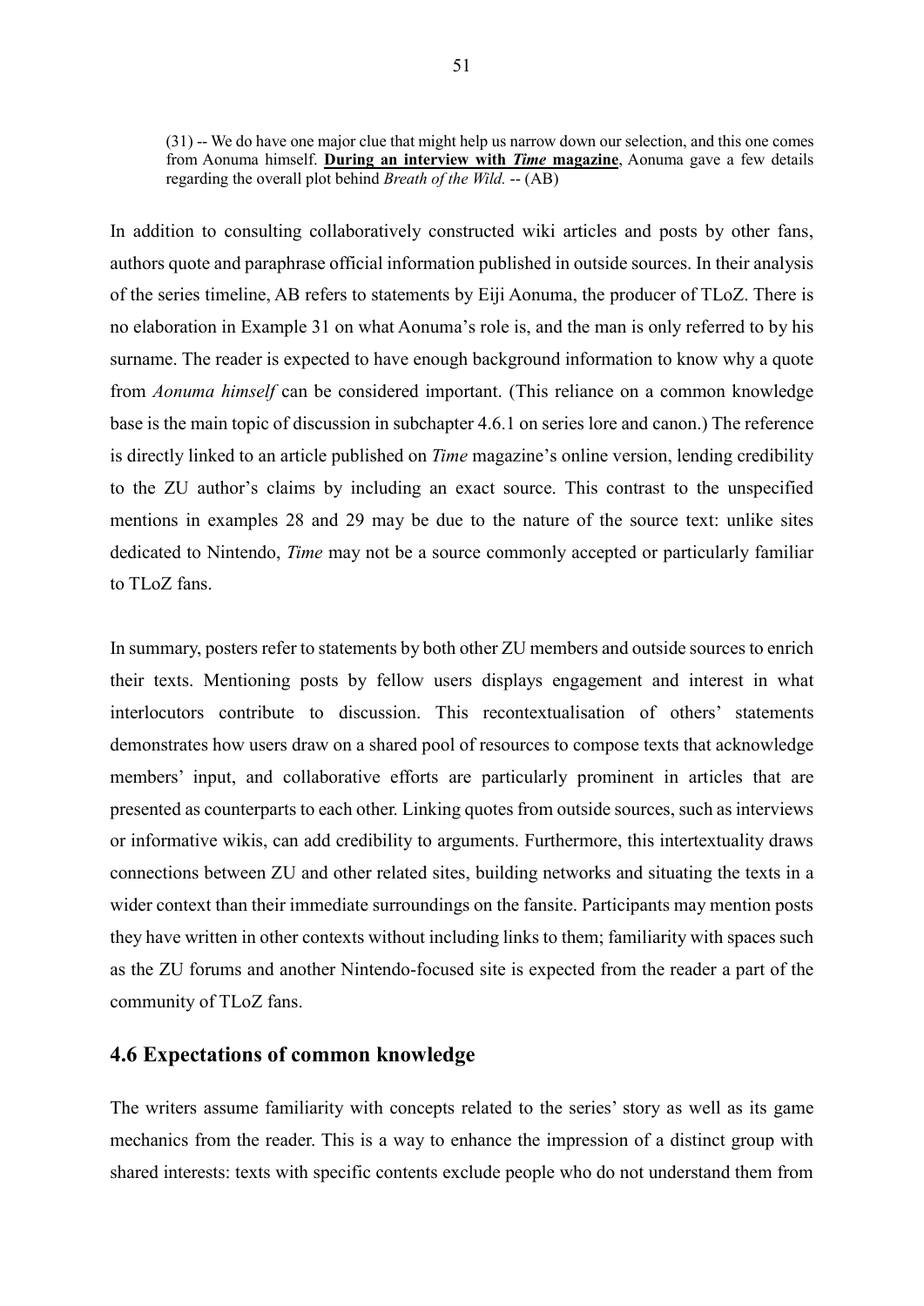(31) -- We do have one major clue that might help us narrow down our selection, and this one comes from Aonuma himself. **During an interview with *Time* magazine**, Aonuma gave a few details regarding the overall plot behind *Breath of the Wild.* -- (AB)

In addition to consulting collaboratively constructed wiki articles and posts by other fans, authors quote and paraphrase official information published in outside sources. In their analysis of the series timeline, AB refers to statements by Eiji Aonuma, the producer of TLoZ. There is no elaboration in Example 31 on what Aonuma's role is, and the man is only referred to by his surname. The reader is expected to have enough background information to know why a quote from *Aonuma himself* can be considered important. (This reliance on a common knowledge base is the main topic of discussion in subchapter 4.6.1 on series lore and canon.) The reference is directly linked to an article published on *Time* magazine's online version, lending credibility to the ZU author's claims by including an exact source. This contrast to the unspecified mentions in examples 28 and 29 may be due to the nature of the source text: unlike sites dedicated to Nintendo, *Time* may not be a source commonly accepted or particularly familiar to TLoZ fans.

In summary, posters refer to statements by both other ZU members and outside sources to enrich their texts. Mentioning posts by fellow users displays engagement and interest in what interlocutors contribute to discussion. This recontextualisation of others' statements demonstrates how users draw on a shared pool of resources to compose texts that acknowledge members' input, and collaborative efforts are particularly prominent in articles that are presented as counterparts to each other. Linking quotes from outside sources, such as interviews or informative wikis, can add credibility to arguments. Furthermore, this intertextuality draws connections between ZU and other related sites, building networks and situating the texts in a wider context than their immediate surroundings on the fansite. Participants may mention posts they have written in other contexts without including links to them; familiarity with spaces such as the ZU forums and another Nintendo-focused site is expected from the reader a part of the community of TLoZ fans.

## 4.6 Expectations of common knowledge

The writers assume familiarity with concepts related to the series' story as well as its game mechanics from the reader. This is a way to enhance the impression of a distinct group with shared interests: texts with specific contents exclude people who do not understand them from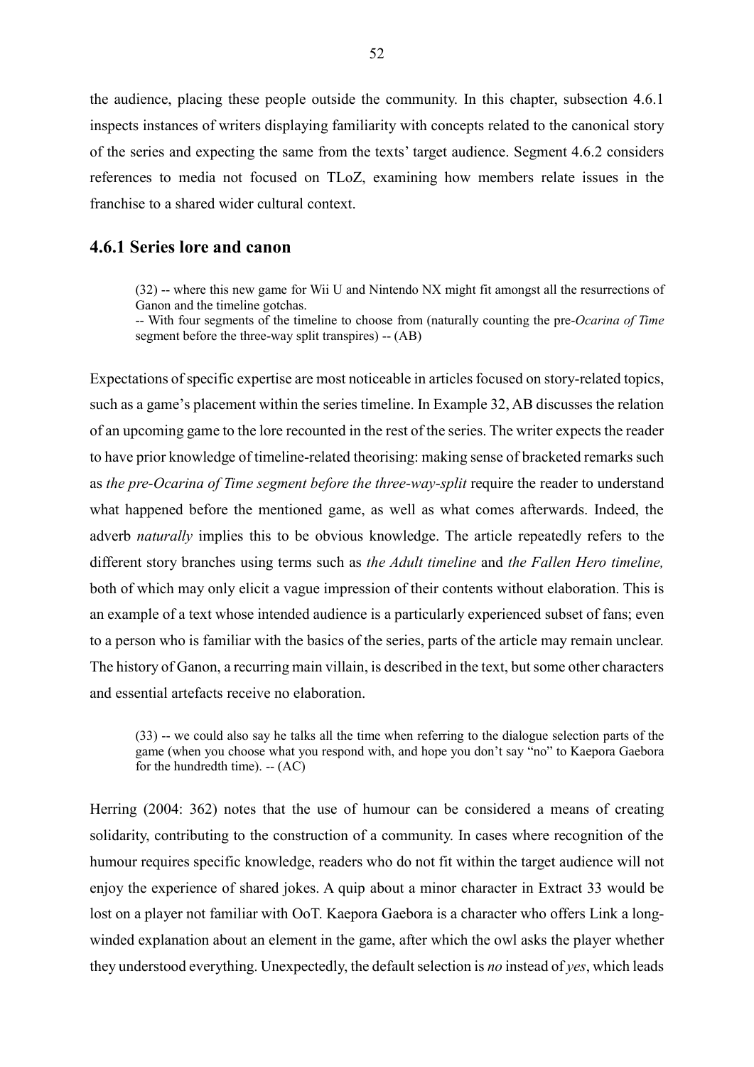the audience, placing these people outside the community. In this chapter, subsection 4.6.1 inspects instances of writers displaying familiarity with concepts related to the canonical story of the series and expecting the same from the texts' target audience. Segment 4.6.2 considers references to media not focused on TLoZ, examining how members relate issues in the franchise to a shared wider cultural context.

### 4.6.1 Series lore and canon

> (32) -- where this new game for Wii U and Nintendo NX might fit amongst all the resurrections of Ganon and the timeline gotchas.
> -- With four segments of the timeline to choose from (naturally counting the pre-*Ocarina of Time* segment before the three-way split transpires) -- (AB)

Expectations of specific expertise are most noticeable in articles focused on story-related topics, such as a game's placement within the series timeline. In Example 32, AB discusses the relation of an upcoming game to the lore recounted in the rest of the series. The writer expects the reader to have prior knowledge of timeline-related theorising: making sense of bracketed remarks such as *the pre-Ocarina of Time segment before the three-way-split* require the reader to understand what happened before the mentioned game, as well as what comes afterwards. Indeed, the adverb *naturally* implies this to be obvious knowledge. The article repeatedly refers to the different story branches using terms such as *the Adult timeline* and *the Fallen Hero timeline,* both of which may only elicit a vague impression of their contents without elaboration. This is an example of a text whose intended audience is a particularly experienced subset of fans; even to a person who is familiar with the basics of the series, parts of the article may remain unclear. The history of Ganon, a recurring main villain, is described in the text, but some other characters and essential artefacts receive no elaboration.

> (33) -- we could also say he talks all the time when referring to the dialogue selection parts of the game (when you choose what you respond with, and hope you don't say "no" to Kaepora Gaebora for the hundredth time). -- (AC)

Herring (2004: 362) notes that the use of humour can be considered a means of creating solidarity, contributing to the construction of a community. In cases where recognition of the humour requires specific knowledge, readers who do not fit within the target audience will not enjoy the experience of shared jokes. A quip about a minor character in Extract 33 would be lost on a player not familiar with OoT. Kaepora Gaebora is a character who offers Link a long-winded explanation about an element in the game, after which the owl asks the player whether they understood everything. Unexpectedly, the default selection is *no* instead of *yes*, which leads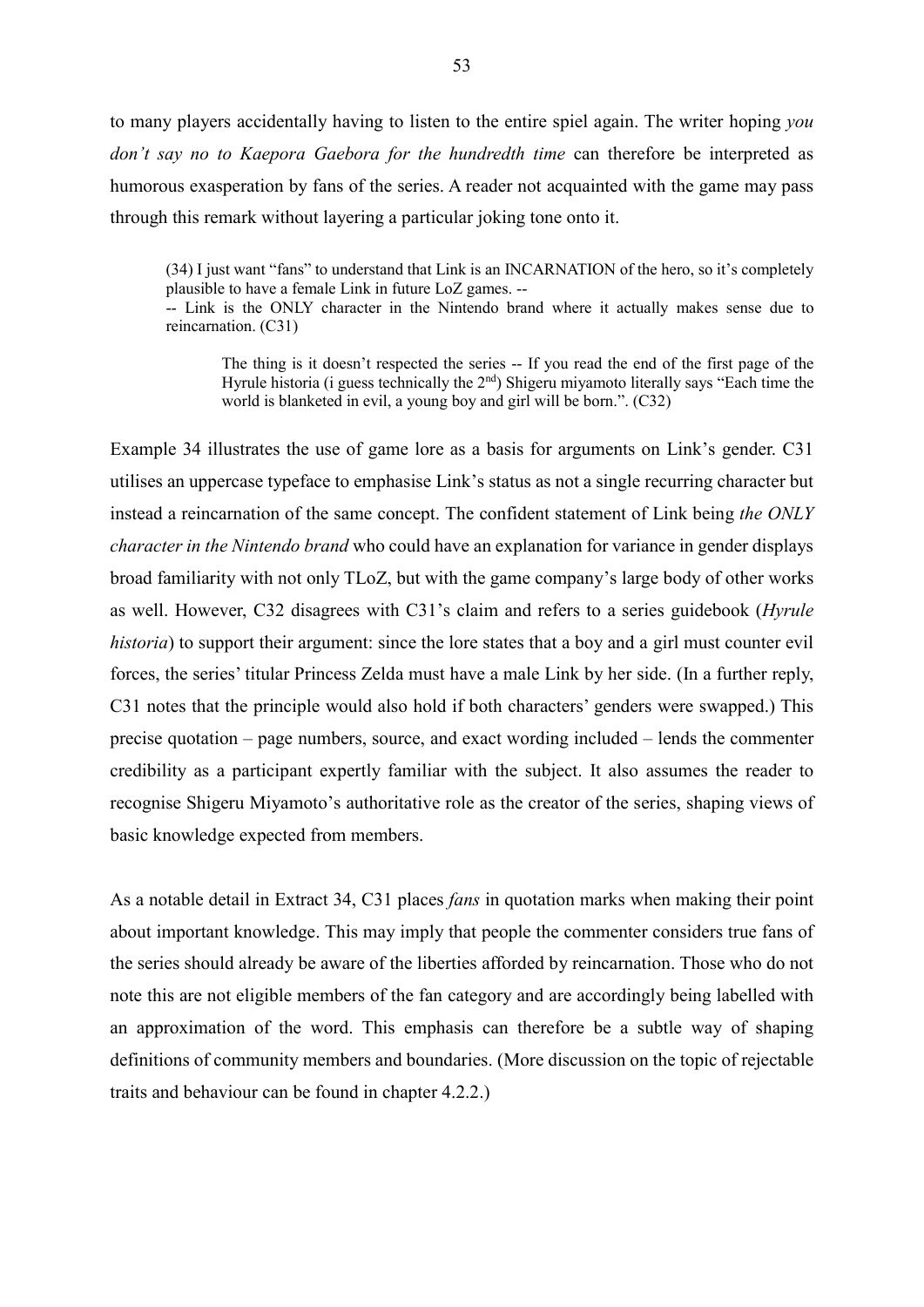to many players accidentally having to listen to the entire spiel again. The writer hoping *you don't say no to Kaepora Gaebora for the hundredth time* can therefore be interpreted as humorous exasperation by fans of the series. A reader not acquainted with the game may pass through this remark without layering a particular joking tone onto it.

> (34) I just want "fans" to understand that Link is an INCARNATION of the hero, so it's completely plausible to have a female Link in future LoZ games. --
> -- Link is the ONLY character in the Nintendo brand where it actually makes sense due to reincarnation. (C31)
>
> > The thing is it doesn't respected the series -- If you read the end of the first page of the Hyrule historia (i guess technically the 2nd) Shigeru miyamoto literally says "Each time the world is blanketed in evil, a young boy and girl will be born.". (C32)

Example 34 illustrates the use of game lore as a basis for arguments on Link's gender. C31 utilises an uppercase typeface to emphasise Link's status as not a single recurring character but instead a reincarnation of the same concept. The confident statement of Link being *the ONLY character in the Nintendo brand* who could have an explanation for variance in gender displays broad familiarity with not only TLoZ, but with the game company's large body of other works as well. However, C32 disagrees with C31's claim and refers to a series guidebook (*Hyrule historia*) to support their argument: since the lore states that a boy and a girl must counter evil forces, the series' titular Princess Zelda must have a male Link by her side. (In a further reply, C31 notes that the principle would also hold if both characters' genders were swapped.) This precise quotation – page numbers, source, and exact wording included – lends the commenter credibility as a participant expertly familiar with the subject. It also assumes the reader to recognise Shigeru Miyamoto's authoritative role as the creator of the series, shaping views of basic knowledge expected from members.

As a notable detail in Extract 34, C31 places *fans* in quotation marks when making their point about important knowledge. This may imply that people the commenter considers true fans of the series should already be aware of the liberties afforded by reincarnation. Those who do not note this are not eligible members of the fan category and are accordingly being labelled with an approximation of the word. This emphasis can therefore be a subtle way of shaping definitions of community members and boundaries. (More discussion on the topic of rejectable traits and behaviour can be found in chapter 4.2.2.)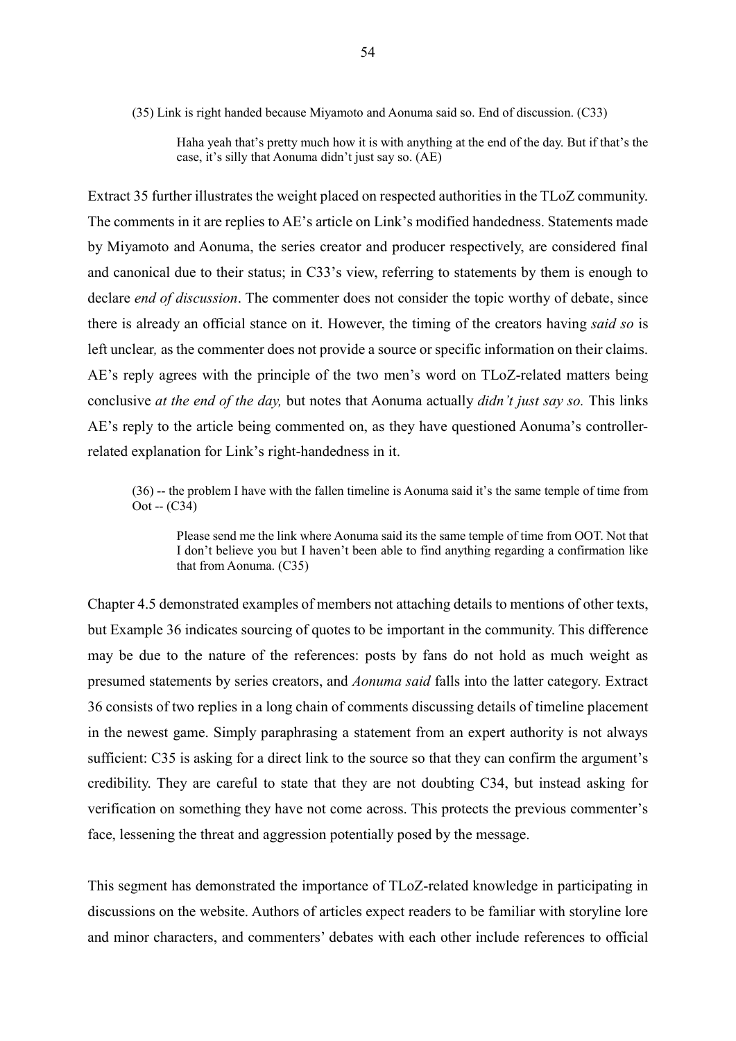(35) Link is right handed because Miyamoto and Aonuma said so. End of discussion. (C33)

> Haha yeah that's pretty much how it is with anything at the end of the day. But if that's the case, it's silly that Aonuma didn't just say so. (AE)

Extract 35 further illustrates the weight placed on respected authorities in the TLoZ community. The comments in it are replies to AE's article on Link's modified handedness. Statements made by Miyamoto and Aonuma, the series creator and producer respectively, are considered final and canonical due to their status; in C33's view, referring to statements by them is enough to declare *end of discussion*. The commenter does not consider the topic worthy of debate, since there is already an official stance on it. However, the timing of the creators having *said so* is left unclear*,* as the commenter does not provide a source or specific information on their claims. AE's reply agrees with the principle of the two men's word on TLoZ-related matters being conclusive *at the end of the day,* but notes that Aonuma actually *didn't just say so.* This links AE's reply to the article being commented on, as they have questioned Aonuma's controller-related explanation for Link's right-handedness in it.

(36) -- the problem I have with the fallen timeline is Aonuma said it's the same temple of time from Oot -- (C34)

> Please send me the link where Aonuma said its the same temple of time from OOT. Not that I don't believe you but I haven't been able to find anything regarding a confirmation like that from Aonuma. (C35)

Chapter 4.5 demonstrated examples of members not attaching details to mentions of other texts, but Example 36 indicates sourcing of quotes to be important in the community. This difference may be due to the nature of the references: posts by fans do not hold as much weight as presumed statements by series creators, and *Aonuma said* falls into the latter category. Extract 36 consists of two replies in a long chain of comments discussing details of timeline placement in the newest game. Simply paraphrasing a statement from an expert authority is not always sufficient: C35 is asking for a direct link to the source so that they can confirm the argument's credibility. They are careful to state that they are not doubting C34, but instead asking for verification on something they have not come across. This protects the previous commenter's face, lessening the threat and aggression potentially posed by the message.

This segment has demonstrated the importance of TLoZ-related knowledge in participating in discussions on the website. Authors of articles expect readers to be familiar with storyline lore and minor characters, and commenters' debates with each other include references to official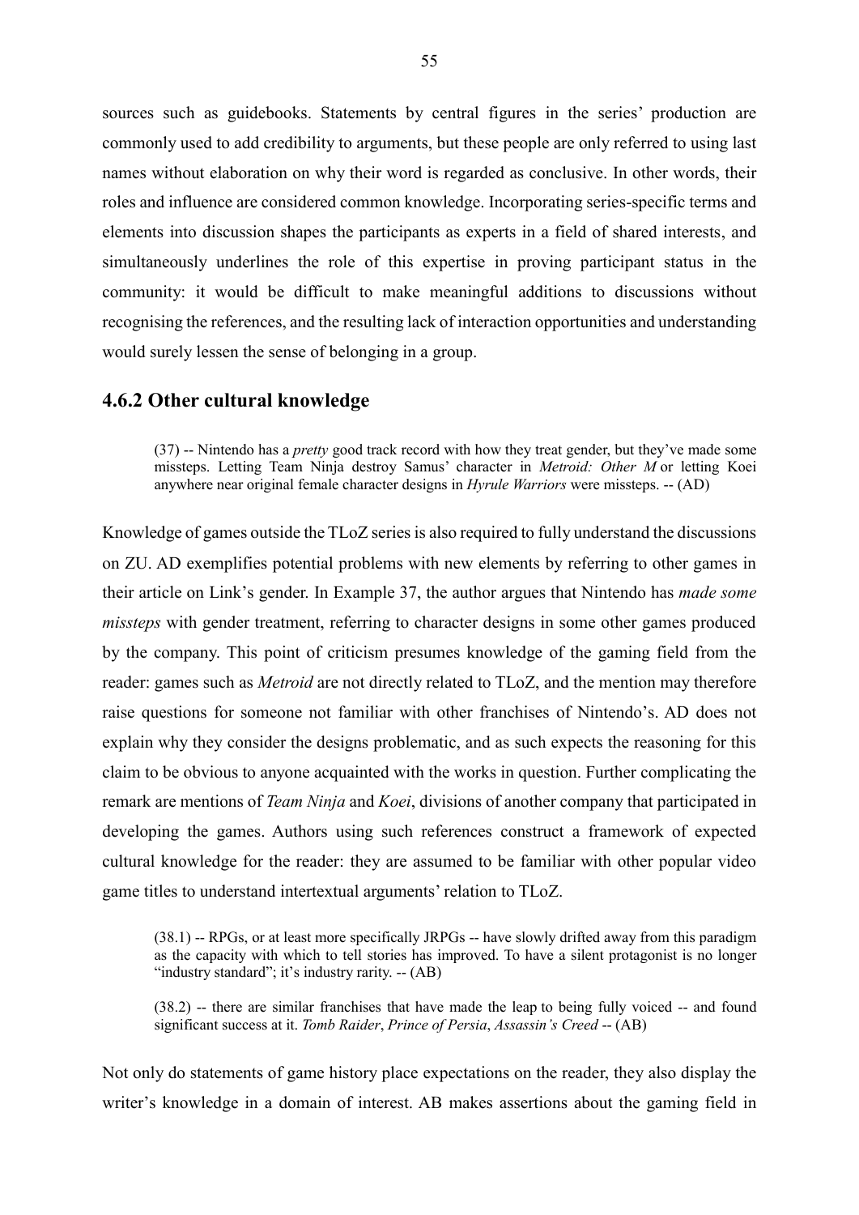sources such as guidebooks. Statements by central figures in the series' production are commonly used to add credibility to arguments, but these people are only referred to using last names without elaboration on why their word is regarded as conclusive. In other words, their roles and influence are considered common knowledge. Incorporating series-specific terms and elements into discussion shapes the participants as experts in a field of shared interests, and simultaneously underlines the role of this expertise in proving participant status in the community: it would be difficult to make meaningful additions to discussions without recognising the references, and the resulting lack of interaction opportunities and understanding would surely lessen the sense of belonging in a group.

### 4.6.2 Other cultural knowledge

> (37) -- Nintendo has a *pretty* good track record with how they treat gender, but they've made some missteps. Letting Team Ninja destroy Samus' character in *Metroid: Other M* or letting Koei anywhere near original female character designs in *Hyrule Warriors* were missteps. -- (AD)

Knowledge of games outside the TLoZ series is also required to fully understand the discussions on ZU. AD exemplifies potential problems with new elements by referring to other games in their article on Link's gender. In Example 37, the author argues that Nintendo has *made some missteps* with gender treatment, referring to character designs in some other games produced by the company. This point of criticism presumes knowledge of the gaming field from the reader: games such as *Metroid* are not directly related to TLoZ, and the mention may therefore raise questions for someone not familiar with other franchises of Nintendo's. AD does not explain why they consider the designs problematic, and as such expects the reasoning for this claim to be obvious to anyone acquainted with the works in question. Further complicating the remark are mentions of *Team Ninja* and *Koei*, divisions of another company that participated in developing the games. Authors using such references construct a framework of expected cultural knowledge for the reader: they are assumed to be familiar with other popular video game titles to understand intertextual arguments' relation to TLoZ.

> (38.1) -- RPGs, or at least more specifically JRPGs -- have slowly drifted away from this paradigm as the capacity with which to tell stories has improved. To have a silent protagonist is no longer "industry standard"; it's industry rarity. -- (AB)
>
> (38.2) -- there are similar franchises that have made the leap to being fully voiced -- and found significant success at it. *Tomb Raider*, *Prince of Persia*, *Assassin's Creed* -- (AB)

Not only do statements of game history place expectations on the reader, they also display the writer's knowledge in a domain of interest. AB makes assertions about the gaming field in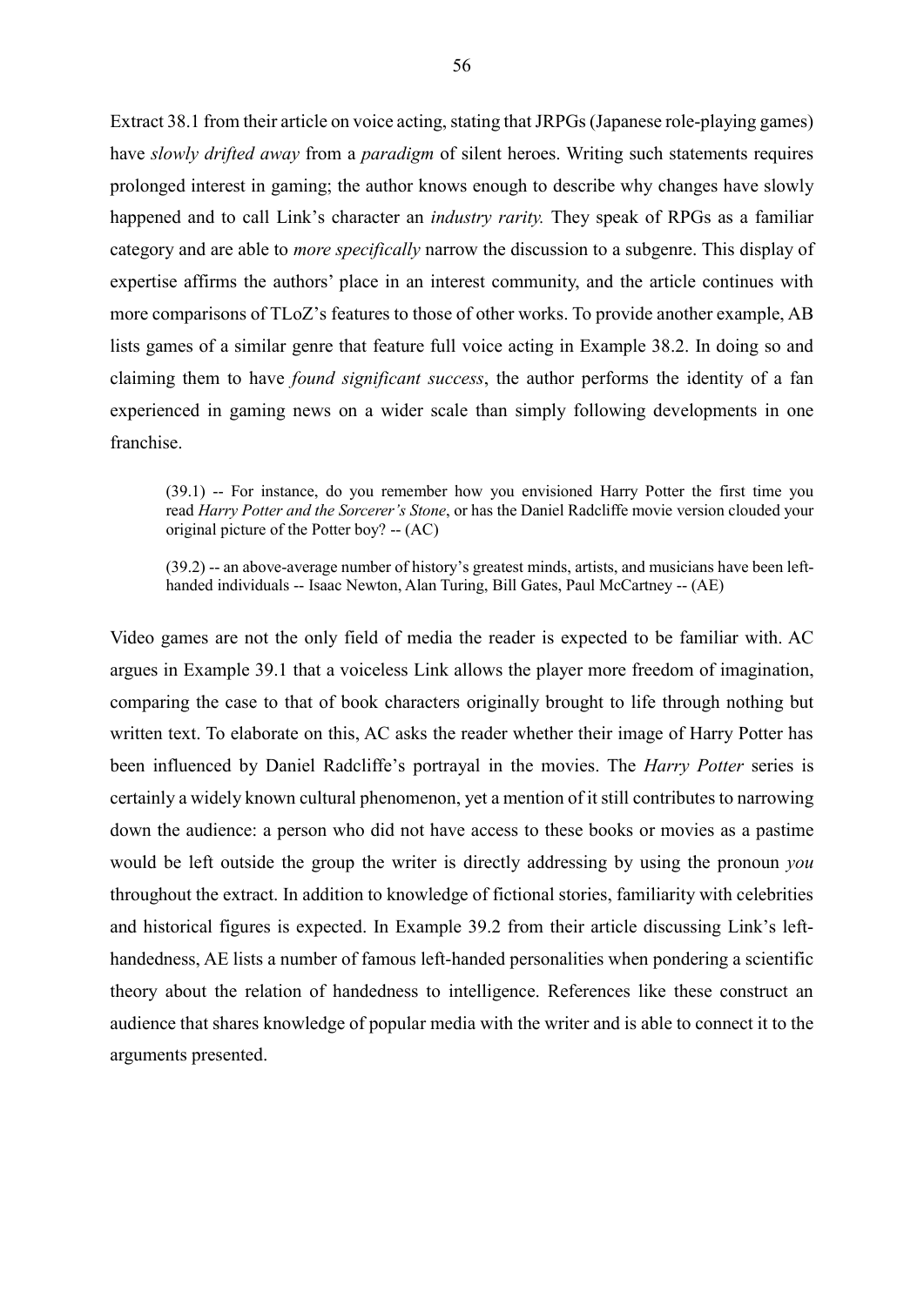Extract 38.1 from their article on voice acting, stating that JRPGs (Japanese role-playing games) have *slowly drifted away* from a *paradigm* of silent heroes. Writing such statements requires prolonged interest in gaming; the author knows enough to describe why changes have slowly happened and to call Link's character an *industry rarity.* They speak of RPGs as a familiar category and are able to *more specifically* narrow the discussion to a subgenre. This display of expertise affirms the authors' place in an interest community, and the article continues with more comparisons of TLoZ's features to those of other works. To provide another example, AB lists games of a similar genre that feature full voice acting in Example 38.2. In doing so and claiming them to have *found significant success*, the author performs the identity of a fan experienced in gaming news on a wider scale than simply following developments in one franchise.

> (39.1) -- For instance, do you remember how you envisioned Harry Potter the first time you read *Harry Potter and the Sorcerer's Stone*, or has the Daniel Radcliffe movie version clouded your original picture of the Potter boy? -- (AC)

> (39.2) -- an above-average number of history's greatest minds, artists, and musicians have been left-handed individuals -- Isaac Newton, Alan Turing, Bill Gates, Paul McCartney -- (AE)

Video games are not the only field of media the reader is expected to be familiar with. AC argues in Example 39.1 that a voiceless Link allows the player more freedom of imagination, comparing the case to that of book characters originally brought to life through nothing but written text. To elaborate on this, AC asks the reader whether their image of Harry Potter has been influenced by Daniel Radcliffe's portrayal in the movies. The *Harry Potter* series is certainly a widely known cultural phenomenon, yet a mention of it still contributes to narrowing down the audience: a person who did not have access to these books or movies as a pastime would be left outside the group the writer is directly addressing by using the pronoun *you* throughout the extract. In addition to knowledge of fictional stories, familiarity with celebrities and historical figures is expected. In Example 39.2 from their article discussing Link's left-handedness, AE lists a number of famous left-handed personalities when pondering a scientific theory about the relation of handedness to intelligence. References like these construct an audience that shares knowledge of popular media with the writer and is able to connect it to the arguments presented.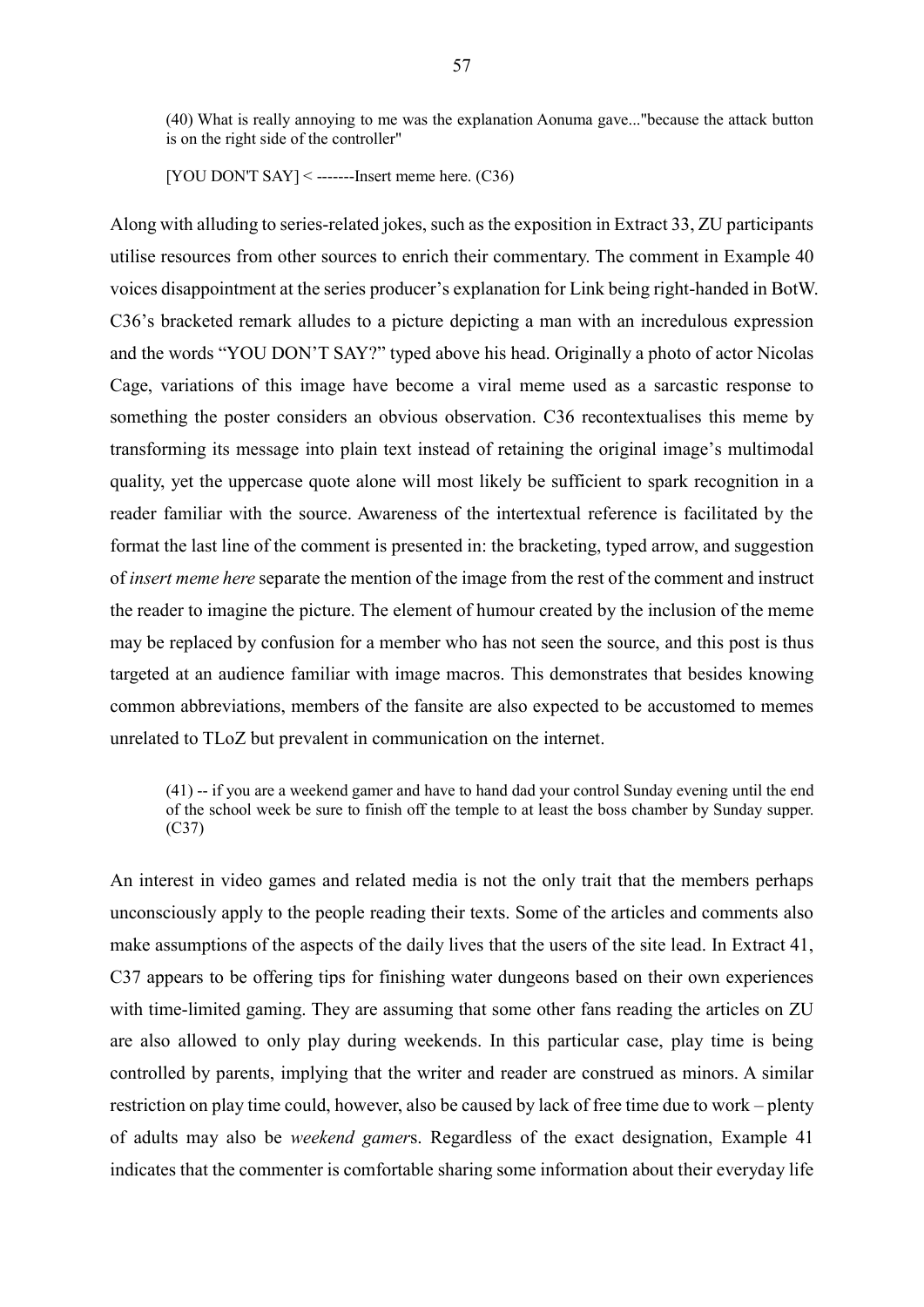> (40) What is really annoying to me was the explanation Aonuma gave..."because the attack button is on the right side of the controller"
>
> [YOU DON'T SAY] < -------Insert meme here. (C36)

Along with alluding to series-related jokes, such as the exposition in Extract 33, ZU participants utilise resources from other sources to enrich their commentary. The comment in Example 40 voices disappointment at the series producer's explanation for Link being right-handed in BotW. C36's bracketed remark alludes to a picture depicting a man with an incredulous expression and the words "YOU DON'T SAY?" typed above his head. Originally a photo of actor Nicolas Cage, variations of this image have become a viral meme used as a sarcastic response to something the poster considers an obvious observation. C36 recontextualises this meme by transforming its message into plain text instead of retaining the original image's multimodal quality, yet the uppercase quote alone will most likely be sufficient to spark recognition in a reader familiar with the source. Awareness of the intertextual reference is facilitated by the format the last line of the comment is presented in: the bracketing, typed arrow, and suggestion of *insert meme here* separate the mention of the image from the rest of the comment and instruct the reader to imagine the picture. The element of humour created by the inclusion of the meme may be replaced by confusion for a member who has not seen the source, and this post is thus targeted at an audience familiar with image macros. This demonstrates that besides knowing common abbreviations, members of the fansite are also expected to be accustomed to memes unrelated to TLoZ but prevalent in communication on the internet.

> (41) -- if you are a weekend gamer and have to hand dad your control Sunday evening until the end of the school week be sure to finish off the temple to at least the boss chamber by Sunday supper. (C37)

An interest in video games and related media is not the only trait that the members perhaps unconsciously apply to the people reading their texts. Some of the articles and comments also make assumptions of the aspects of the daily lives that the users of the site lead. In Extract 41, C37 appears to be offering tips for finishing water dungeons based on their own experiences with time-limited gaming. They are assuming that some other fans reading the articles on ZU are also allowed to only play during weekends. In this particular case, play time is being controlled by parents, implying that the writer and reader are construed as minors. A similar restriction on play time could, however, also be caused by lack of free time due to work – plenty of adults may also be *weekend gamer*s. Regardless of the exact designation, Example 41 indicates that the commenter is comfortable sharing some information about their everyday life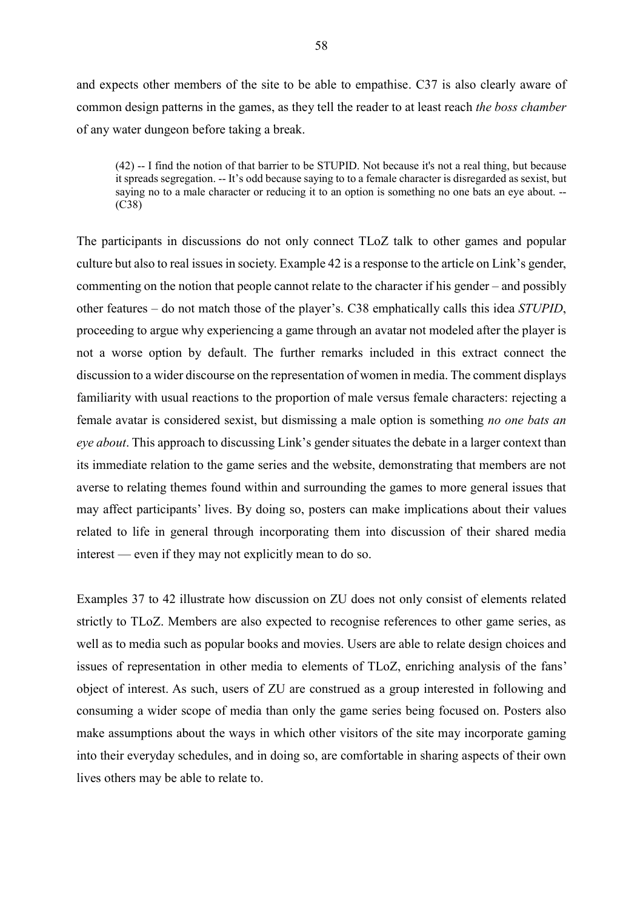and expects other members of the site to be able to empathise. C37 is also clearly aware of common design patterns in the games, as they tell the reader to at least reach *the boss chamber* of any water dungeon before taking a break.

> (42) -- I find the notion of that barrier to be STUPID. Not because it's not a real thing, but because it spreads segregation. -- It's odd because saying to to a female character is disregarded as sexist, but saying no to a male character or reducing it to an option is something no one bats an eye about. -- (C38)

The participants in discussions do not only connect TLoZ talk to other games and popular culture but also to real issues in society. Example 42 is a response to the article on Link's gender, commenting on the notion that people cannot relate to the character if his gender – and possibly other features – do not match those of the player's. C38 emphatically calls this idea *STUPID*, proceeding to argue why experiencing a game through an avatar not modeled after the player is not a worse option by default. The further remarks included in this extract connect the discussion to a wider discourse on the representation of women in media. The comment displays familiarity with usual reactions to the proportion of male versus female characters: rejecting a female avatar is considered sexist, but dismissing a male option is something *no one bats an eye about*. This approach to discussing Link's gender situates the debate in a larger context than its immediate relation to the game series and the website, demonstrating that members are not averse to relating themes found within and surrounding the games to more general issues that may affect participants' lives. By doing so, posters can make implications about their values related to life in general through incorporating them into discussion of their shared media interest — even if they may not explicitly mean to do so.

Examples 37 to 42 illustrate how discussion on ZU does not only consist of elements related strictly to TLoZ. Members are also expected to recognise references to other game series, as well as to media such as popular books and movies. Users are able to relate design choices and issues of representation in other media to elements of TLoZ, enriching analysis of the fans' object of interest. As such, users of ZU are construed as a group interested in following and consuming a wider scope of media than only the game series being focused on. Posters also make assumptions about the ways in which other visitors of the site may incorporate gaming into their everyday schedules, and in doing so, are comfortable in sharing aspects of their own lives others may be able to relate to.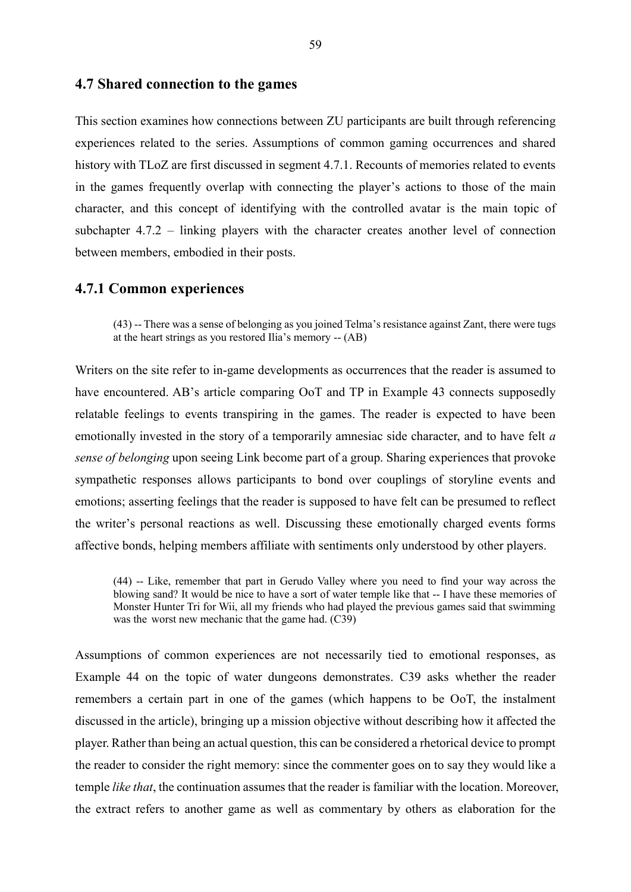## 4.7 Shared connection to the games

This section examines how connections between ZU participants are built through referencing experiences related to the series. Assumptions of common gaming occurrences and shared history with TLoZ are first discussed in segment 4.7.1. Recounts of memories related to events in the games frequently overlap with connecting the player's actions to those of the main character, and this concept of identifying with the controlled avatar is the main topic of subchapter 4.7.2 – linking players with the character creates another level of connection between members, embodied in their posts.

### 4.7.1 Common experiences

> (43) -- There was a sense of belonging as you joined Telma's resistance against Zant, there were tugs at the heart strings as you restored Ilia's memory -- (AB)

Writers on the site refer to in-game developments as occurrences that the reader is assumed to have encountered. AB's article comparing OoT and TP in Example 43 connects supposedly relatable feelings to events transpiring in the games. The reader is expected to have been emotionally invested in the story of a temporarily amnesiac side character, and to have felt *a sense of belonging* upon seeing Link become part of a group. Sharing experiences that provoke sympathetic responses allows participants to bond over couplings of storyline events and emotions; asserting feelings that the reader is supposed to have felt can be presumed to reflect the writer's personal reactions as well. Discussing these emotionally charged events forms affective bonds, helping members affiliate with sentiments only understood by other players.

> (44) -- Like, remember that part in Gerudo Valley where you need to find your way across the blowing sand? It would be nice to have a sort of water temple like that -- I have these memories of Monster Hunter Tri for Wii, all my friends who had played the previous games said that swimming was the worst new mechanic that the game had. (C39)

Assumptions of common experiences are not necessarily tied to emotional responses, as Example 44 on the topic of water dungeons demonstrates. C39 asks whether the reader remembers a certain part in one of the games (which happens to be OoT, the instalment discussed in the article), bringing up a mission objective without describing how it affected the player. Rather than being an actual question, this can be considered a rhetorical device to prompt the reader to consider the right memory: since the commenter goes on to say they would like a temple *like that*, the continuation assumes that the reader is familiar with the location. Moreover, the extract refers to another game as well as commentary by others as elaboration for the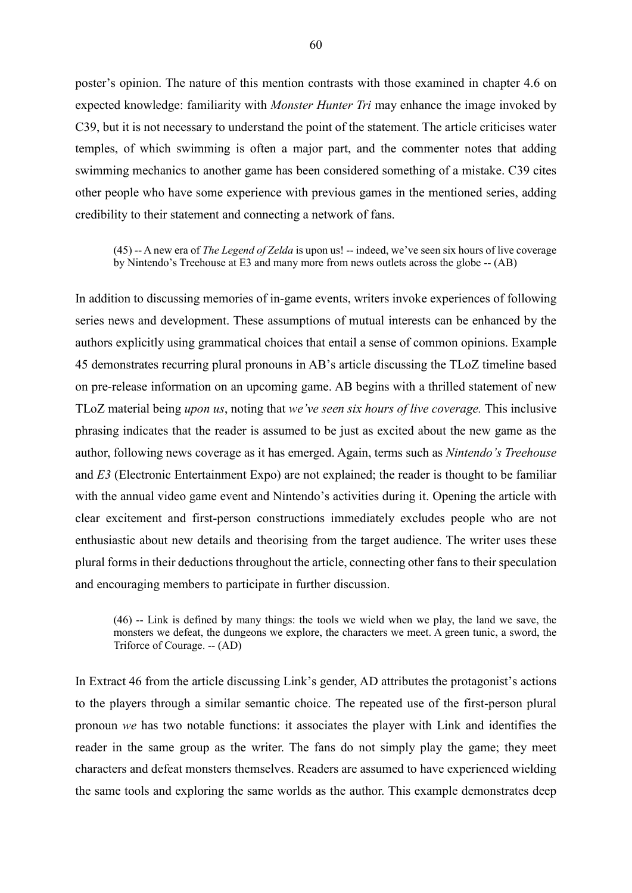poster's opinion. The nature of this mention contrasts with those examined in chapter 4.6 on expected knowledge: familiarity with *Monster Hunter Tri* may enhance the image invoked by C39, but it is not necessary to understand the point of the statement. The article criticises water temples, of which swimming is often a major part, and the commenter notes that adding swimming mechanics to another game has been considered something of a mistake. C39 cites other people who have some experience with previous games in the mentioned series, adding credibility to their statement and connecting a network of fans.

> (45) -- A new era of *The Legend of Zelda* is upon us! -- indeed, we've seen six hours of live coverage by Nintendo's Treehouse at E3 and many more from news outlets across the globe -- (AB)

In addition to discussing memories of in-game events, writers invoke experiences of following series news and development. These assumptions of mutual interests can be enhanced by the authors explicitly using grammatical choices that entail a sense of common opinions. Example 45 demonstrates recurring plural pronouns in AB's article discussing the TLoZ timeline based on pre-release information on an upcoming game. AB begins with a thrilled statement of new TLoZ material being *upon us*, noting that *we've seen six hours of live coverage.* This inclusive phrasing indicates that the reader is assumed to be just as excited about the new game as the author, following news coverage as it has emerged. Again, terms such as *Nintendo's Treehouse* and *E3* (Electronic Entertainment Expo) are not explained; the reader is thought to be familiar with the annual video game event and Nintendo's activities during it. Opening the article with clear excitement and first-person constructions immediately excludes people who are not enthusiastic about new details and theorising from the target audience. The writer uses these plural forms in their deductions throughout the article, connecting other fans to their speculation and encouraging members to participate in further discussion.

> (46) -- Link is defined by many things: the tools we wield when we play, the land we save, the monsters we defeat, the dungeons we explore, the characters we meet. A green tunic, a sword, the Triforce of Courage. -- (AD)

In Extract 46 from the article discussing Link's gender, AD attributes the protagonist's actions to the players through a similar semantic choice. The repeated use of the first-person plural pronoun *we* has two notable functions: it associates the player with Link and identifies the reader in the same group as the writer. The fans do not simply play the game; they meet characters and defeat monsters themselves. Readers are assumed to have experienced wielding the same tools and exploring the same worlds as the author. This example demonstrates deep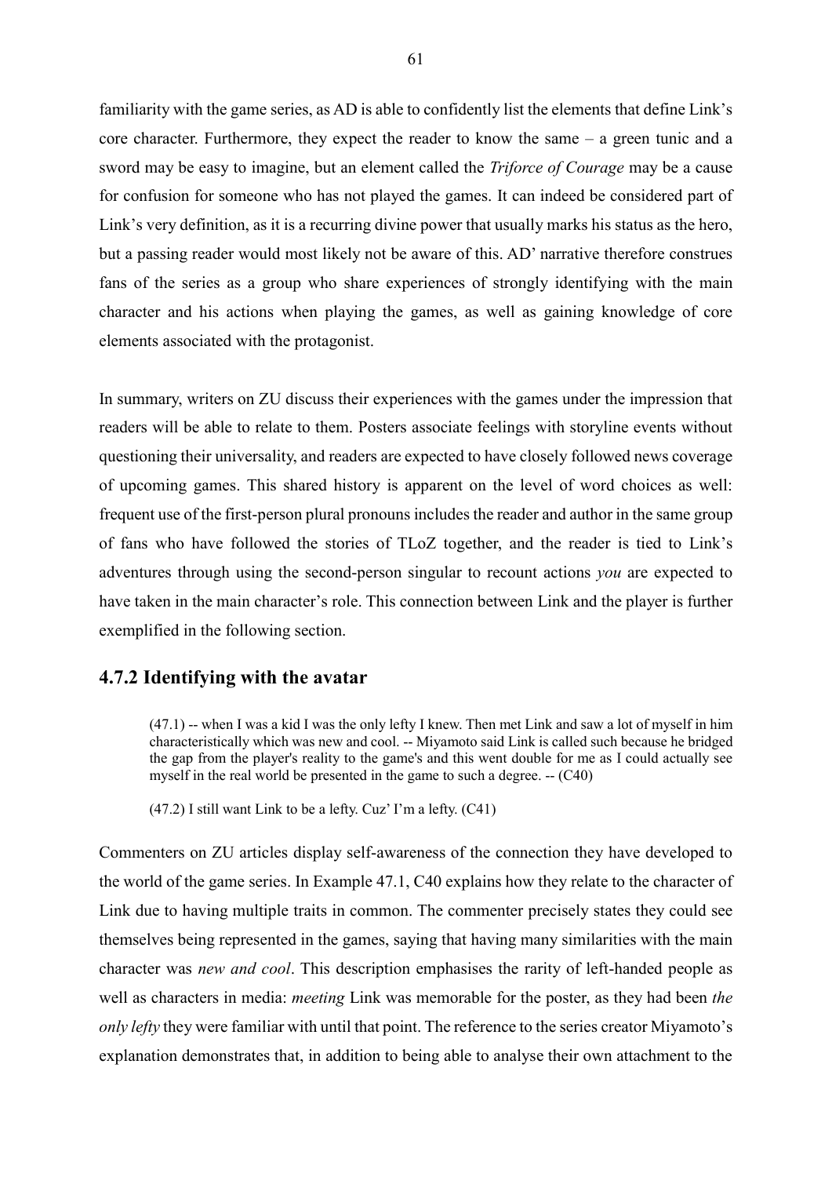familiarity with the game series, as AD is able to confidently list the elements that define Link's core character. Furthermore, they expect the reader to know the same – a green tunic and a sword may be easy to imagine, but an element called the *Triforce of Courage* may be a cause for confusion for someone who has not played the games. It can indeed be considered part of Link's very definition, as it is a recurring divine power that usually marks his status as the hero, but a passing reader would most likely not be aware of this. AD' narrative therefore construes fans of the series as a group who share experiences of strongly identifying with the main character and his actions when playing the games, as well as gaining knowledge of core elements associated with the protagonist.

In summary, writers on ZU discuss their experiences with the games under the impression that readers will be able to relate to them. Posters associate feelings with storyline events without questioning their universality, and readers are expected to have closely followed news coverage of upcoming games. This shared history is apparent on the level of word choices as well: frequent use of the first-person plural pronouns includes the reader and author in the same group of fans who have followed the stories of TLoZ together, and the reader is tied to Link's adventures through using the second-person singular to recount actions *you* are expected to have taken in the main character's role. This connection between Link and the player is further exemplified in the following section.

### 4.7.2 Identifying with the avatar

> (47.1) -- when I was a kid I was the only lefty I knew. Then met Link and saw a lot of myself in him characteristically which was new and cool. -- Miyamoto said Link is called such because he bridged the gap from the player's reality to the game's and this went double for me as I could actually see myself in the real world be presented in the game to such a degree. -- (C40)
>
> (47.2) I still want Link to be a lefty. Cuz' I'm a lefty. (C41)

Commenters on ZU articles display self-awareness of the connection they have developed to the world of the game series. In Example 47.1, C40 explains how they relate to the character of Link due to having multiple traits in common. The commenter precisely states they could see themselves being represented in the games, saying that having many similarities with the main character was *new and cool*. This description emphasises the rarity of left-handed people as well as characters in media: *meeting* Link was memorable for the poster, as they had been *the only lefty* they were familiar with until that point. The reference to the series creator Miyamoto's explanation demonstrates that, in addition to being able to analyse their own attachment to the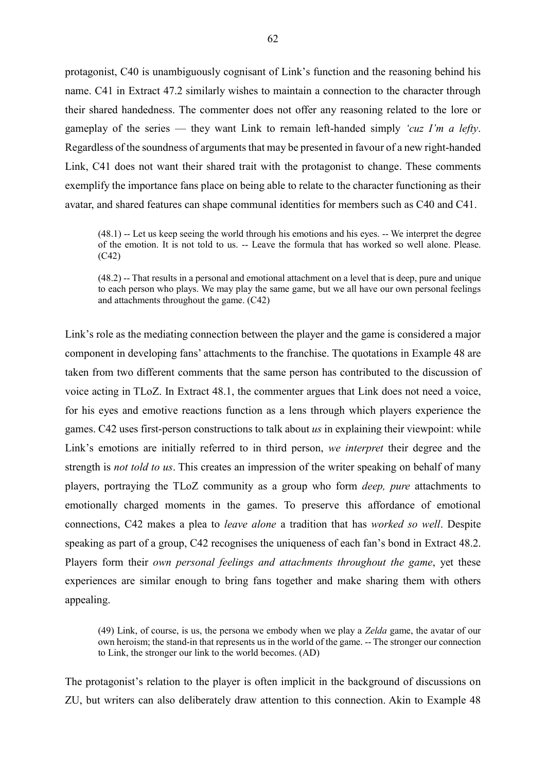protagonist, C40 is unambiguously cognisant of Link's function and the reasoning behind his name. C41 in Extract 47.2 similarly wishes to maintain a connection to the character through their shared handedness. The commenter does not offer any reasoning related to the lore or gameplay of the series — they want Link to remain left-handed simply *'cuz I'm a lefty*. Regardless of the soundness of arguments that may be presented in favour of a new right-handed Link, C41 does not want their shared trait with the protagonist to change. These comments exemplify the importance fans place on being able to relate to the character functioning as their avatar, and shared features can shape communal identities for members such as C40 and C41.

> (48.1) -- Let us keep seeing the world through his emotions and his eyes. -- We interpret the degree of the emotion. It is not told to us. -- Leave the formula that has worked so well alone. Please. (C42)

> (48.2) -- That results in a personal and emotional attachment on a level that is deep, pure and unique to each person who plays. We may play the same game, but we all have our own personal feelings and attachments throughout the game. (C42)

Link's role as the mediating connection between the player and the game is considered a major component in developing fans' attachments to the franchise. The quotations in Example 48 are taken from two different comments that the same person has contributed to the discussion of voice acting in TLoZ. In Extract 48.1, the commenter argues that Link does not need a voice, for his eyes and emotive reactions function as a lens through which players experience the games. C42 uses first-person constructions to talk about *us* in explaining their viewpoint: while Link's emotions are initially referred to in third person, *we interpret* their degree and the strength is *not told to us*. This creates an impression of the writer speaking on behalf of many players, portraying the TLoZ community as a group who form *deep, pure* attachments to emotionally charged moments in the games. To preserve this affordance of emotional connections, C42 makes a plea to *leave alone* a tradition that has *worked so well*. Despite speaking as part of a group, C42 recognises the uniqueness of each fan's bond in Extract 48.2. Players form their *own personal feelings and attachments throughout the game*, yet these experiences are similar enough to bring fans together and make sharing them with others appealing.

> (49) Link, of course, is us, the persona we embody when we play a *Zelda* game, the avatar of our own heroism; the stand-in that represents us in the world of the game. -- The stronger our connection to Link, the stronger our link to the world becomes. (AD)

The protagonist's relation to the player is often implicit in the background of discussions on ZU, but writers can also deliberately draw attention to this connection. Akin to Example 48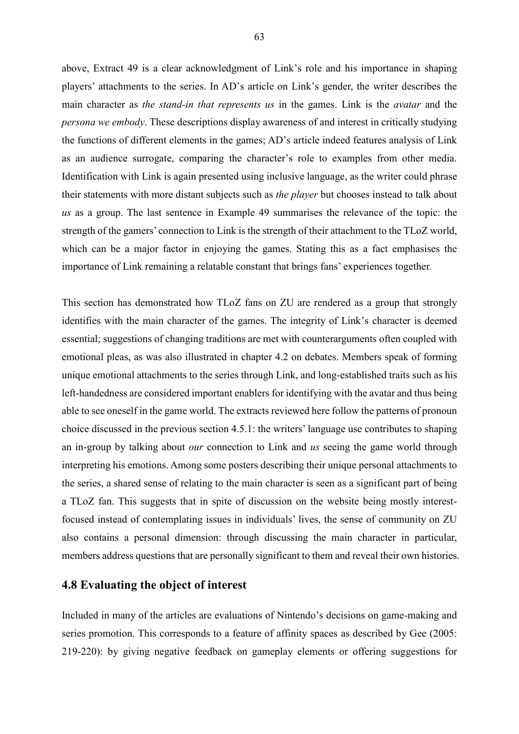above, Extract 49 is a clear acknowledgment of Link's role and his importance in shaping players' attachments to the series. In AD's article on Link's gender, the writer describes the main character as *the stand-in that represents us* in the games. Link is the *avatar* and the *persona we embody*. These descriptions display awareness of and interest in critically studying the functions of different elements in the games; AD's article indeed features analysis of Link as an audience surrogate, comparing the character's role to examples from other media. Identification with Link is again presented using inclusive language, as the writer could phrase their statements with more distant subjects such as *the player* but chooses instead to talk about *us* as a group. The last sentence in Example 49 summarises the relevance of the topic: the strength of the gamers' connection to Link is the strength of their attachment to the TLoZ world, which can be a major factor in enjoying the games. Stating this as a fact emphasises the importance of Link remaining a relatable constant that brings fans' experiences together.

This section has demonstrated how TLoZ fans on ZU are rendered as a group that strongly identifies with the main character of the games. The integrity of Link's character is deemed essential; suggestions of changing traditions are met with counterarguments often coupled with emotional pleas, as was also illustrated in chapter 4.2 on debates. Members speak of forming unique emotional attachments to the series through Link, and long-established traits such as his left-handedness are considered important enablers for identifying with the avatar and thus being able to see oneself in the game world. The extracts reviewed here follow the patterns of pronoun choice discussed in the previous section 4.5.1: the writers' language use contributes to shaping an in-group by talking about *our* connection to Link and *us* seeing the game world through interpreting his emotions. Among some posters describing their unique personal attachments to the series, a shared sense of relating to the main character is seen as a significant part of being a TLoZ fan. This suggests that in spite of discussion on the website being mostly interest-focused instead of contemplating issues in individuals' lives, the sense of community on ZU also contains a personal dimension: through discussing the main character in particular, members address questions that are personally significant to them and reveal their own histories.

## 4.8 Evaluating the object of interest

Included in many of the articles are evaluations of Nintendo's decisions on game-making and series promotion. This corresponds to a feature of affinity spaces as described by Gee (2005: 219-220): by giving negative feedback on gameplay elements or offering suggestions for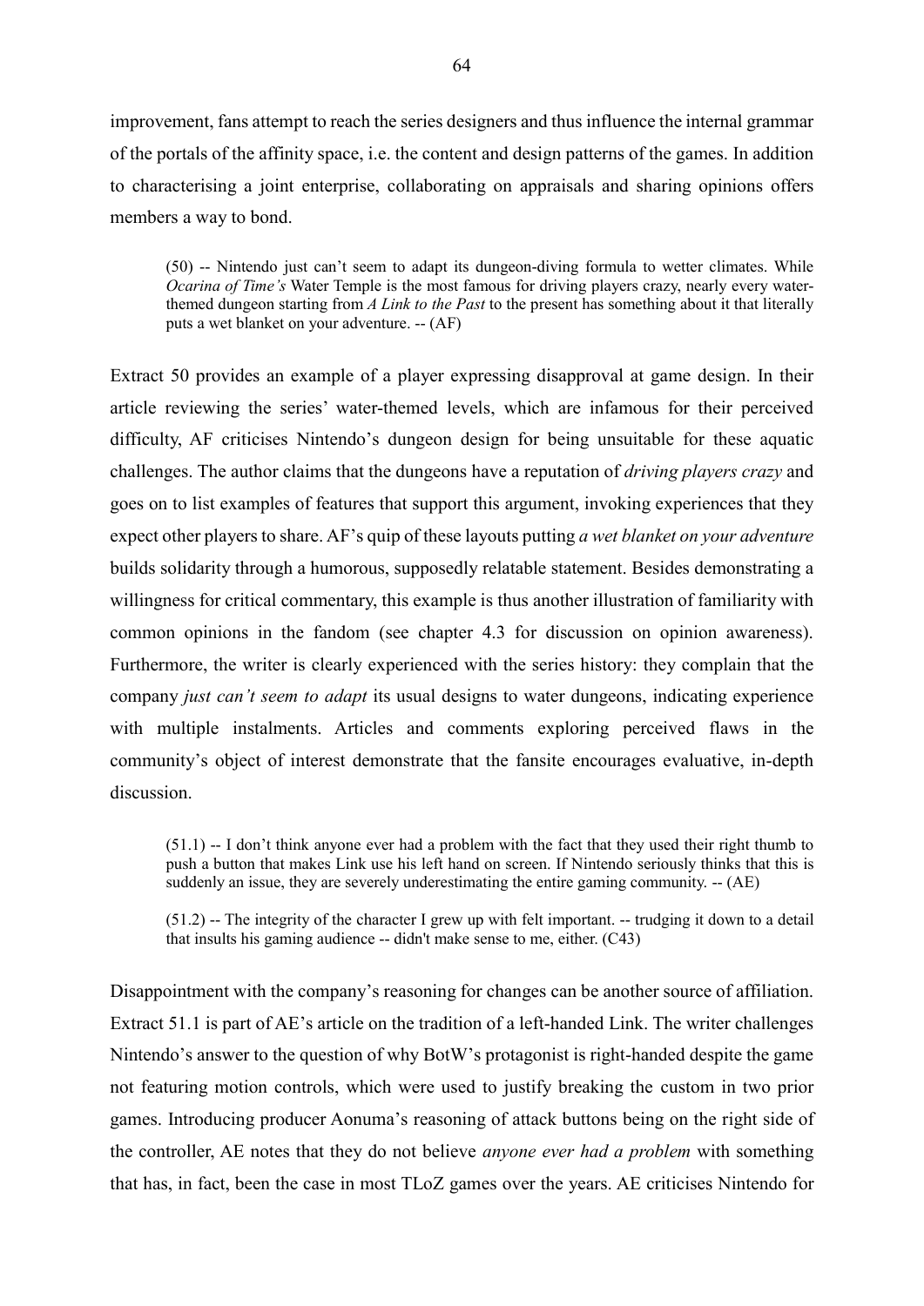improvement, fans attempt to reach the series designers and thus influence the internal grammar of the portals of the affinity space, i.e. the content and design patterns of the games. In addition to characterising a joint enterprise, collaborating on appraisals and sharing opinions offers members a way to bond.

> (50) -- Nintendo just can't seem to adapt its dungeon-diving formula to wetter climates. While *Ocarina of Time's* Water Temple is the most famous for driving players crazy, nearly every water-themed dungeon starting from *A Link to the Past* to the present has something about it that literally puts a wet blanket on your adventure. -- (AF)

Extract 50 provides an example of a player expressing disapproval at game design. In their article reviewing the series' water-themed levels, which are infamous for their perceived difficulty, AF criticises Nintendo's dungeon design for being unsuitable for these aquatic challenges. The author claims that the dungeons have a reputation of *driving players crazy* and goes on to list examples of features that support this argument, invoking experiences that they expect other players to share. AF's quip of these layouts putting *a wet blanket on your adventure* builds solidarity through a humorous, supposedly relatable statement. Besides demonstrating a willingness for critical commentary, this example is thus another illustration of familiarity with common opinions in the fandom (see chapter 4.3 for discussion on opinion awareness). Furthermore, the writer is clearly experienced with the series history: they complain that the company *just can't seem to adapt* its usual designs to water dungeons, indicating experience with multiple instalments. Articles and comments exploring perceived flaws in the community's object of interest demonstrate that the fansite encourages evaluative, in-depth discussion.

> (51.1) -- I don't think anyone ever had a problem with the fact that they used their right thumb to push a button that makes Link use his left hand on screen. If Nintendo seriously thinks that this is suddenly an issue, they are severely underestimating the entire gaming community. -- (AE)

> (51.2) -- The integrity of the character I grew up with felt important. -- trudging it down to a detail that insults his gaming audience -- didn't make sense to me, either. (C43)

Disappointment with the company's reasoning for changes can be another source of affiliation. Extract 51.1 is part of AE's article on the tradition of a left-handed Link. The writer challenges Nintendo's answer to the question of why BotW's protagonist is right-handed despite the game not featuring motion controls, which were used to justify breaking the custom in two prior games. Introducing producer Aonuma's reasoning of attack buttons being on the right side of the controller, AE notes that they do not believe *anyone ever had a problem* with something that has, in fact, been the case in most TLoZ games over the years. AE criticises Nintendo for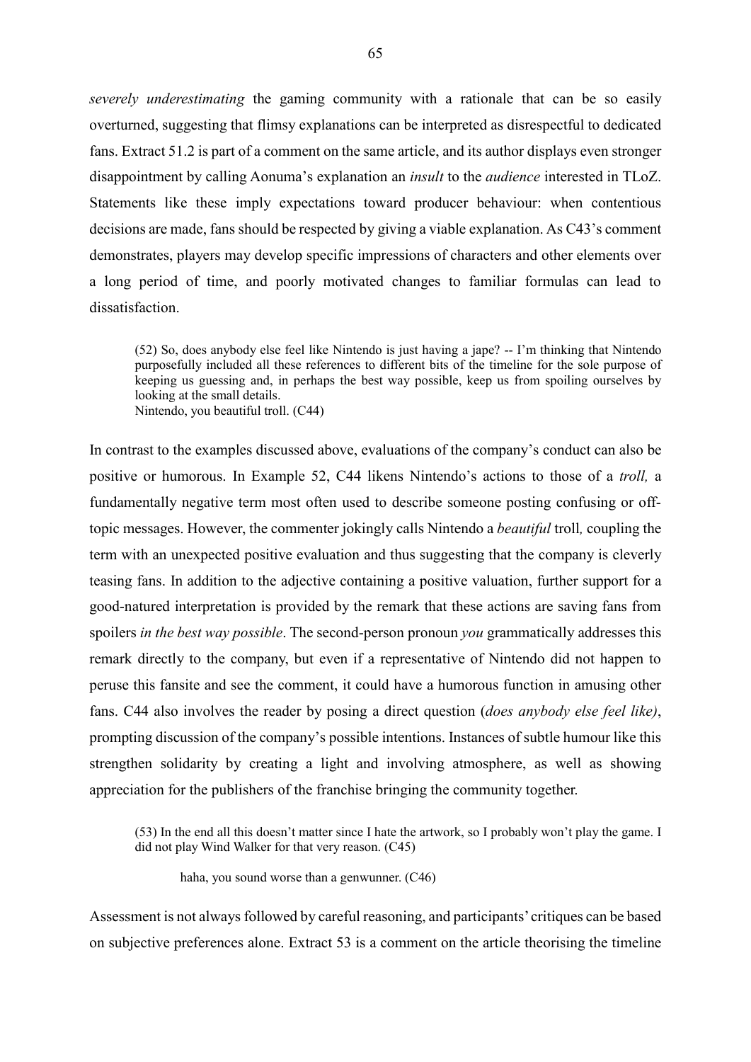*severely underestimating* the gaming community with a rationale that can be so easily overturned, suggesting that flimsy explanations can be interpreted as disrespectful to dedicated fans. Extract 51.2 is part of a comment on the same article, and its author displays even stronger disappointment by calling Aonuma's explanation an *insult* to the *audience* interested in TLoZ. Statements like these imply expectations toward producer behaviour: when contentious decisions are made, fans should be respected by giving a viable explanation. As C43's comment demonstrates, players may develop specific impressions of characters and other elements over a long period of time, and poorly motivated changes to familiar formulas can lead to dissatisfaction.

> (52) So, does anybody else feel like Nintendo is just having a jape? -- I'm thinking that Nintendo purposefully included all these references to different bits of the timeline for the sole purpose of keeping us guessing and, in perhaps the best way possible, keep us from spoiling ourselves by looking at the small details.
> Nintendo, you beautiful troll. (C44)

In contrast to the examples discussed above, evaluations of the company's conduct can also be positive or humorous. In Example 52, C44 likens Nintendo's actions to those of a *troll,* a fundamentally negative term most often used to describe someone posting confusing or off-topic messages. However, the commenter jokingly calls Nintendo a *beautiful* troll*,* coupling the term with an unexpected positive evaluation and thus suggesting that the company is cleverly teasing fans. In addition to the adjective containing a positive valuation, further support for a good-natured interpretation is provided by the remark that these actions are saving fans from spoilers *in the best way possible*. The second-person pronoun *you* grammatically addresses this remark directly to the company, but even if a representative of Nintendo did not happen to peruse this fansite and see the comment, it could have a humorous function in amusing other fans. C44 also involves the reader by posing a direct question (*does anybody else feel like)*, prompting discussion of the company's possible intentions. Instances of subtle humour like this strengthen solidarity by creating a light and involving atmosphere, as well as showing appreciation for the publishers of the franchise bringing the community together.

> (53) In the end all this doesn't matter since I hate the artwork, so I probably won't play the game. I did not play Wind Walker for that very reason. (C45)
>
> > haha, you sound worse than a genwunner. (C46)

Assessment is not always followed by careful reasoning, and participants' critiques can be based on subjective preferences alone. Extract 53 is a comment on the article theorising the timeline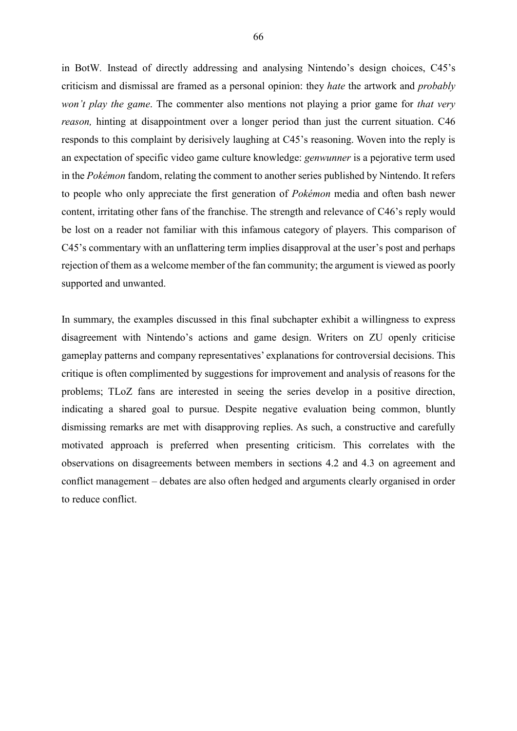in BotW. Instead of directly addressing and analysing Nintendo's design choices, C45's criticism and dismissal are framed as a personal opinion: they *hate* the artwork and *probably won't play the game*. The commenter also mentions not playing a prior game for *that very reason,* hinting at disappointment over a longer period than just the current situation. C46 responds to this complaint by derisively laughing at C45's reasoning. Woven into the reply is an expectation of specific video game culture knowledge: *genwunner* is a pejorative term used in the *Pokémon* fandom, relating the comment to another series published by Nintendo. It refers to people who only appreciate the first generation of *Pokémon* media and often bash newer content, irritating other fans of the franchise. The strength and relevance of C46's reply would be lost on a reader not familiar with this infamous category of players. This comparison of C45's commentary with an unflattering term implies disapproval at the user's post and perhaps rejection of them as a welcome member of the fan community; the argument is viewed as poorly supported and unwanted.

In summary, the examples discussed in this final subchapter exhibit a willingness to express disagreement with Nintendo's actions and game design. Writers on ZU openly criticise gameplay patterns and company representatives' explanations for controversial decisions. This critique is often complimented by suggestions for improvement and analysis of reasons for the problems; TLoZ fans are interested in seeing the series develop in a positive direction, indicating a shared goal to pursue. Despite negative evaluation being common, bluntly dismissing remarks are met with disapproving replies. As such, a constructive and carefully motivated approach is preferred when presenting criticism. This correlates with the observations on disagreements between members in sections 4.2 and 4.3 on agreement and conflict management – debates are also often hedged and arguments clearly organised in order to reduce conflict.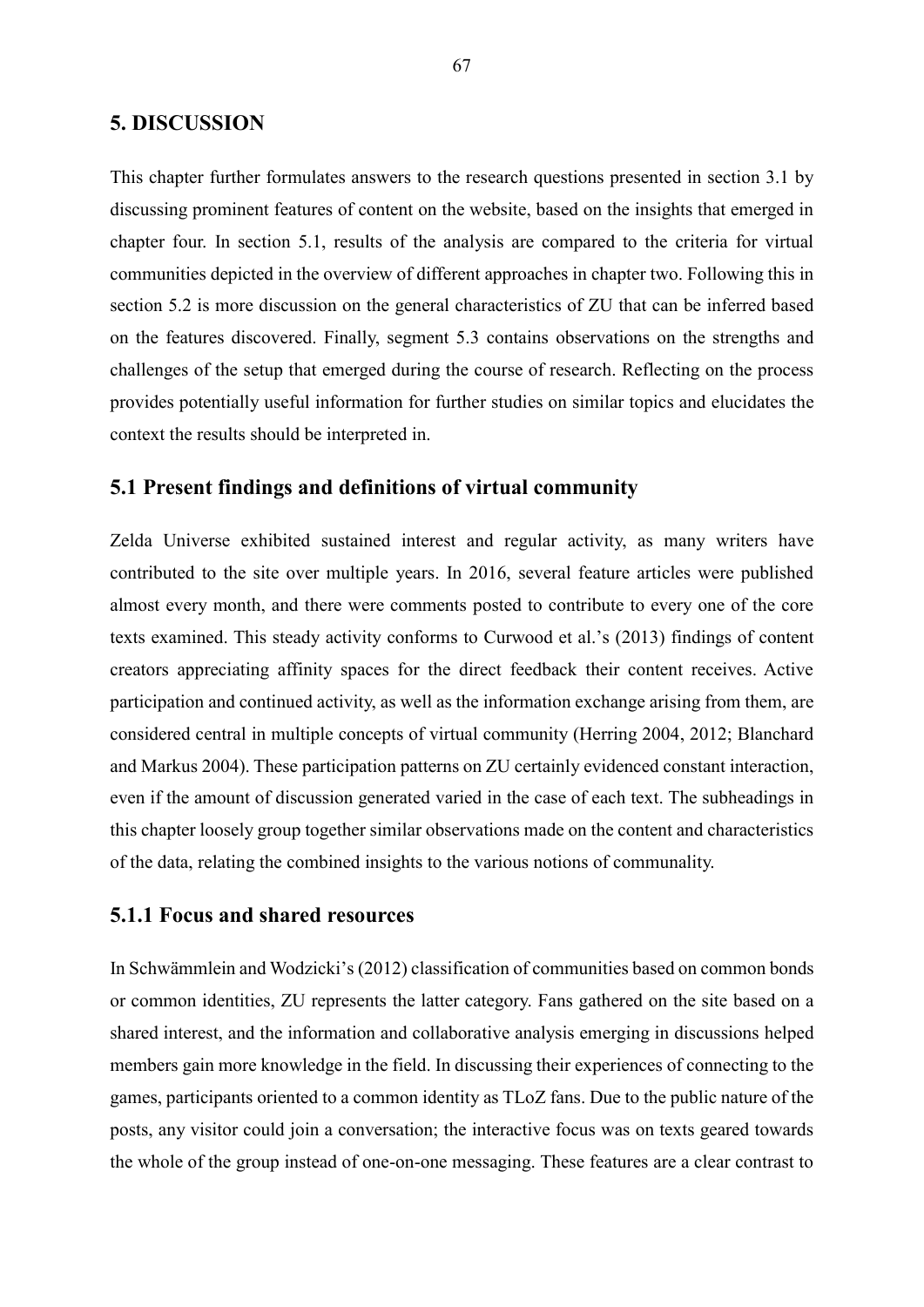# 5. DISCUSSION

This chapter further formulates answers to the research questions presented in section 3.1 by discussing prominent features of content on the website, based on the insights that emerged in chapter four. In section 5.1, results of the analysis are compared to the criteria for virtual communities depicted in the overview of different approaches in chapter two. Following this in section 5.2 is more discussion on the general characteristics of ZU that can be inferred based on the features discovered. Finally, segment 5.3 contains observations on the strengths and challenges of the setup that emerged during the course of research. Reflecting on the process provides potentially useful information for further studies on similar topics and elucidates the context the results should be interpreted in.

## 5.1 Present findings and definitions of virtual community

Zelda Universe exhibited sustained interest and regular activity, as many writers have contributed to the site over multiple years. In 2016, several feature articles were published almost every month, and there were comments posted to contribute to every one of the core texts examined. This steady activity conforms to Curwood et al.'s (2013) findings of content creators appreciating affinity spaces for the direct feedback their content receives. Active participation and continued activity, as well as the information exchange arising from them, are considered central in multiple concepts of virtual community (Herring 2004, 2012; Blanchard and Markus 2004). These participation patterns on ZU certainly evidenced constant interaction, even if the amount of discussion generated varied in the case of each text. The subheadings in this chapter loosely group together similar observations made on the content and characteristics of the data, relating the combined insights to the various notions of communality.

### 5.1.1 Focus and shared resources

In Schwämmlein and Wodzicki's (2012) classification of communities based on common bonds or common identities, ZU represents the latter category. Fans gathered on the site based on a shared interest, and the information and collaborative analysis emerging in discussions helped members gain more knowledge in the field. In discussing their experiences of connecting to the games, participants oriented to a common identity as TLoZ fans. Due to the public nature of the posts, any visitor could join a conversation; the interactive focus was on texts geared towards the whole of the group instead of one-on-one messaging. These features are a clear contrast to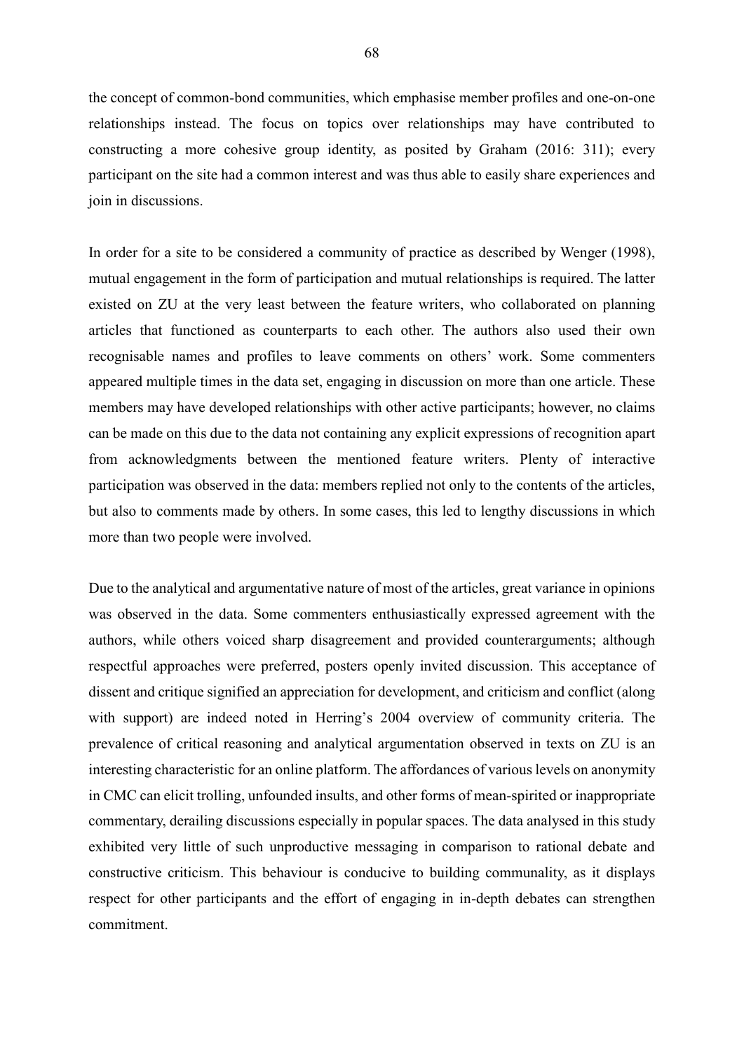the concept of common-bond communities, which emphasise member profiles and one-on-one relationships instead. The focus on topics over relationships may have contributed to constructing a more cohesive group identity, as posited by Graham (2016: 311); every participant on the site had a common interest and was thus able to easily share experiences and join in discussions.

In order for a site to be considered a community of practice as described by Wenger (1998), mutual engagement in the form of participation and mutual relationships is required. The latter existed on ZU at the very least between the feature writers, who collaborated on planning articles that functioned as counterparts to each other. The authors also used their own recognisable names and profiles to leave comments on others' work. Some commenters appeared multiple times in the data set, engaging in discussion on more than one article. These members may have developed relationships with other active participants; however, no claims can be made on this due to the data not containing any explicit expressions of recognition apart from acknowledgments between the mentioned feature writers. Plenty of interactive participation was observed in the data: members replied not only to the contents of the articles, but also to comments made by others. In some cases, this led to lengthy discussions in which more than two people were involved.

Due to the analytical and argumentative nature of most of the articles, great variance in opinions was observed in the data. Some commenters enthusiastically expressed agreement with the authors, while others voiced sharp disagreement and provided counterarguments; although respectful approaches were preferred, posters openly invited discussion. This acceptance of dissent and critique signified an appreciation for development, and criticism and conflict (along with support) are indeed noted in Herring's 2004 overview of community criteria. The prevalence of critical reasoning and analytical argumentation observed in texts on ZU is an interesting characteristic for an online platform. The affordances of various levels on anonymity in CMC can elicit trolling, unfounded insults, and other forms of mean-spirited or inappropriate commentary, derailing discussions especially in popular spaces. The data analysed in this study exhibited very little of such unproductive messaging in comparison to rational debate and constructive criticism. This behaviour is conducive to building communality, as it displays respect for other participants and the effort of engaging in in-depth debates can strengthen commitment.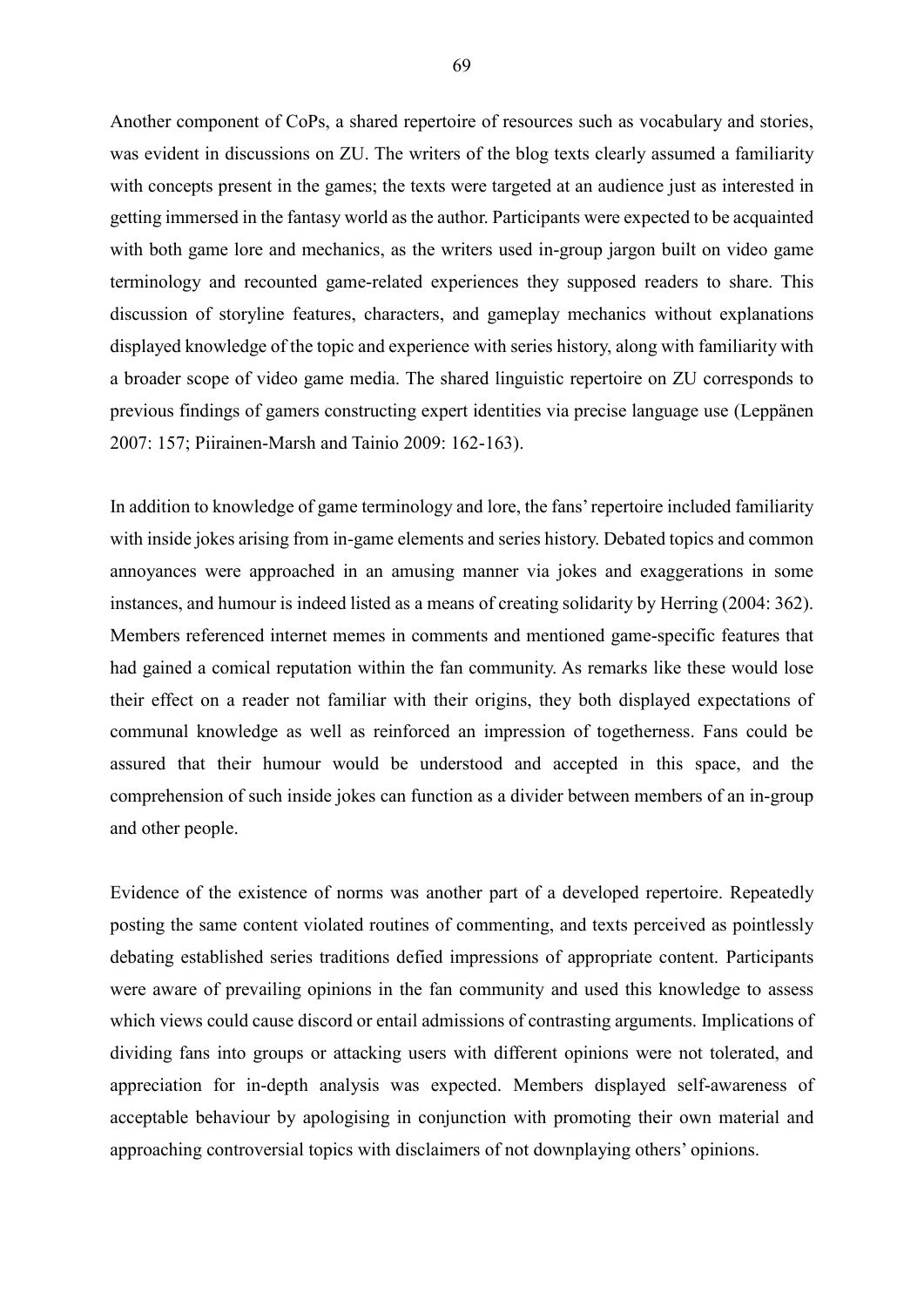Another component of CoPs, a shared repertoire of resources such as vocabulary and stories, was evident in discussions on ZU. The writers of the blog texts clearly assumed a familiarity with concepts present in the games; the texts were targeted at an audience just as interested in getting immersed in the fantasy world as the author. Participants were expected to be acquainted with both game lore and mechanics, as the writers used in-group jargon built on video game terminology and recounted game-related experiences they supposed readers to share. This discussion of storyline features, characters, and gameplay mechanics without explanations displayed knowledge of the topic and experience with series history, along with familiarity with a broader scope of video game media. The shared linguistic repertoire on ZU corresponds to previous findings of gamers constructing expert identities via precise language use (Leppänen 2007: 157; Piirainen-Marsh and Tainio 2009: 162-163).

In addition to knowledge of game terminology and lore, the fans' repertoire included familiarity with inside jokes arising from in-game elements and series history. Debated topics and common annoyances were approached in an amusing manner via jokes and exaggerations in some instances, and humour is indeed listed as a means of creating solidarity by Herring (2004: 362). Members referenced internet memes in comments and mentioned game-specific features that had gained a comical reputation within the fan community. As remarks like these would lose their effect on a reader not familiar with their origins, they both displayed expectations of communal knowledge as well as reinforced an impression of togetherness. Fans could be assured that their humour would be understood and accepted in this space, and the comprehension of such inside jokes can function as a divider between members of an in-group and other people.

Evidence of the existence of norms was another part of a developed repertoire. Repeatedly posting the same content violated routines of commenting, and texts perceived as pointlessly debating established series traditions defied impressions of appropriate content. Participants were aware of prevailing opinions in the fan community and used this knowledge to assess which views could cause discord or entail admissions of contrasting arguments. Implications of dividing fans into groups or attacking users with different opinions were not tolerated, and appreciation for in-depth analysis was expected. Members displayed self-awareness of acceptable behaviour by apologising in conjunction with promoting their own material and approaching controversial topics with disclaimers of not downplaying others' opinions.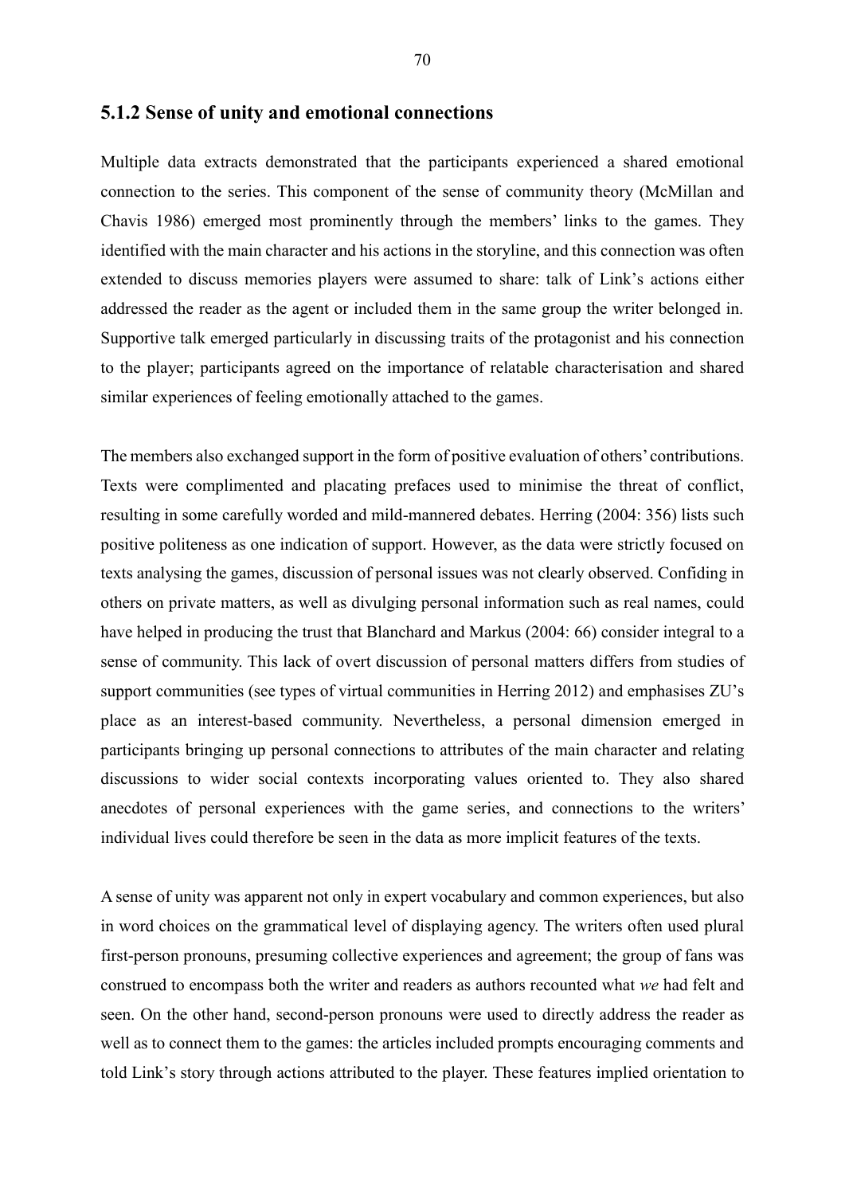### 5.1.2 Sense of unity and emotional connections

Multiple data extracts demonstrated that the participants experienced a shared emotional connection to the series. This component of the sense of community theory (McMillan and Chavis 1986) emerged most prominently through the members' links to the games. They identified with the main character and his actions in the storyline, and this connection was often extended to discuss memories players were assumed to share: talk of Link's actions either addressed the reader as the agent or included them in the same group the writer belonged in. Supportive talk emerged particularly in discussing traits of the protagonist and his connection to the player; participants agreed on the importance of relatable characterisation and shared similar experiences of feeling emotionally attached to the games.

The members also exchanged support in the form of positive evaluation of others' contributions. Texts were complimented and placating prefaces used to minimise the threat of conflict, resulting in some carefully worded and mild-mannered debates. Herring (2004: 356) lists such positive politeness as one indication of support. However, as the data were strictly focused on texts analysing the games, discussion of personal issues was not clearly observed. Confiding in others on private matters, as well as divulging personal information such as real names, could have helped in producing the trust that Blanchard and Markus (2004: 66) consider integral to a sense of community. This lack of overt discussion of personal matters differs from studies of support communities (see types of virtual communities in Herring 2012) and emphasises ZU's place as an interest-based community. Nevertheless, a personal dimension emerged in participants bringing up personal connections to attributes of the main character and relating discussions to wider social contexts incorporating values oriented to. They also shared anecdotes of personal experiences with the game series, and connections to the writers' individual lives could therefore be seen in the data as more implicit features of the texts.

A sense of unity was apparent not only in expert vocabulary and common experiences, but also in word choices on the grammatical level of displaying agency. The writers often used plural first-person pronouns, presuming collective experiences and agreement; the group of fans was construed to encompass both the writer and readers as authors recounted what *we* had felt and seen. On the other hand, second-person pronouns were used to directly address the reader as well as to connect them to the games: the articles included prompts encouraging comments and told Link's story through actions attributed to the player. These features implied orientation to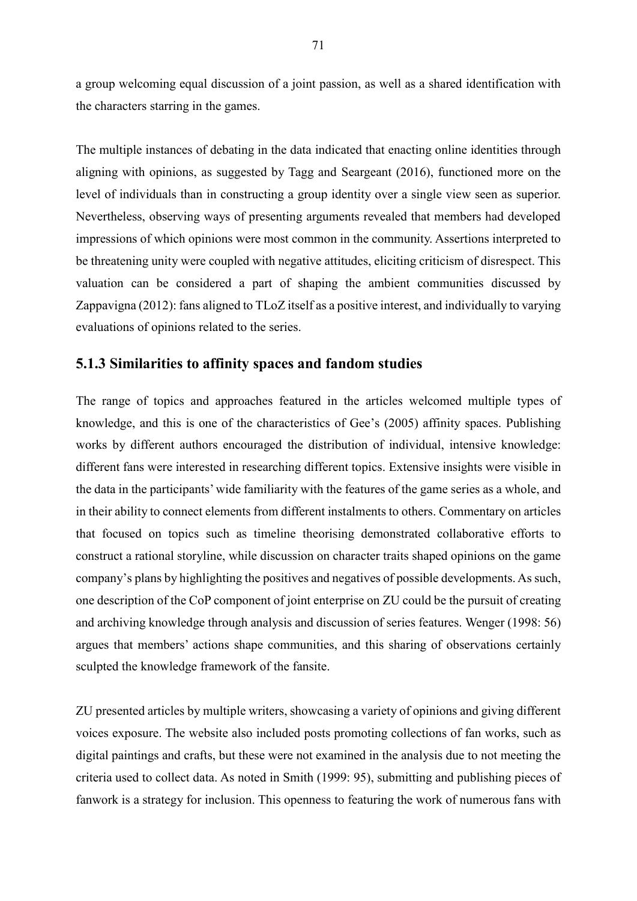a group welcoming equal discussion of a joint passion, as well as a shared identification with the characters starring in the games.

The multiple instances of debating in the data indicated that enacting online identities through aligning with opinions, as suggested by Tagg and Seargeant (2016), functioned more on the level of individuals than in constructing a group identity over a single view seen as superior. Nevertheless, observing ways of presenting arguments revealed that members had developed impressions of which opinions were most common in the community. Assertions interpreted to be threatening unity were coupled with negative attitudes, eliciting criticism of disrespect. This valuation can be considered a part of shaping the ambient communities discussed by Zappavigna (2012): fans aligned to TLoZ itself as a positive interest, and individually to varying evaluations of opinions related to the series.

### 5.1.3 Similarities to affinity spaces and fandom studies

The range of topics and approaches featured in the articles welcomed multiple types of knowledge, and this is one of the characteristics of Gee's (2005) affinity spaces. Publishing works by different authors encouraged the distribution of individual, intensive knowledge: different fans were interested in researching different topics. Extensive insights were visible in the data in the participants' wide familiarity with the features of the game series as a whole, and in their ability to connect elements from different instalments to others. Commentary on articles that focused on topics such as timeline theorising demonstrated collaborative efforts to construct a rational storyline, while discussion on character traits shaped opinions on the game company's plans by highlighting the positives and negatives of possible developments. As such, one description of the CoP component of joint enterprise on ZU could be the pursuit of creating and archiving knowledge through analysis and discussion of series features. Wenger (1998: 56) argues that members' actions shape communities, and this sharing of observations certainly sculpted the knowledge framework of the fansite.

ZU presented articles by multiple writers, showcasing a variety of opinions and giving different voices exposure. The website also included posts promoting collections of fan works, such as digital paintings and crafts, but these were not examined in the analysis due to not meeting the criteria used to collect data. As noted in Smith (1999: 95), submitting and publishing pieces of fanwork is a strategy for inclusion. This openness to featuring the work of numerous fans with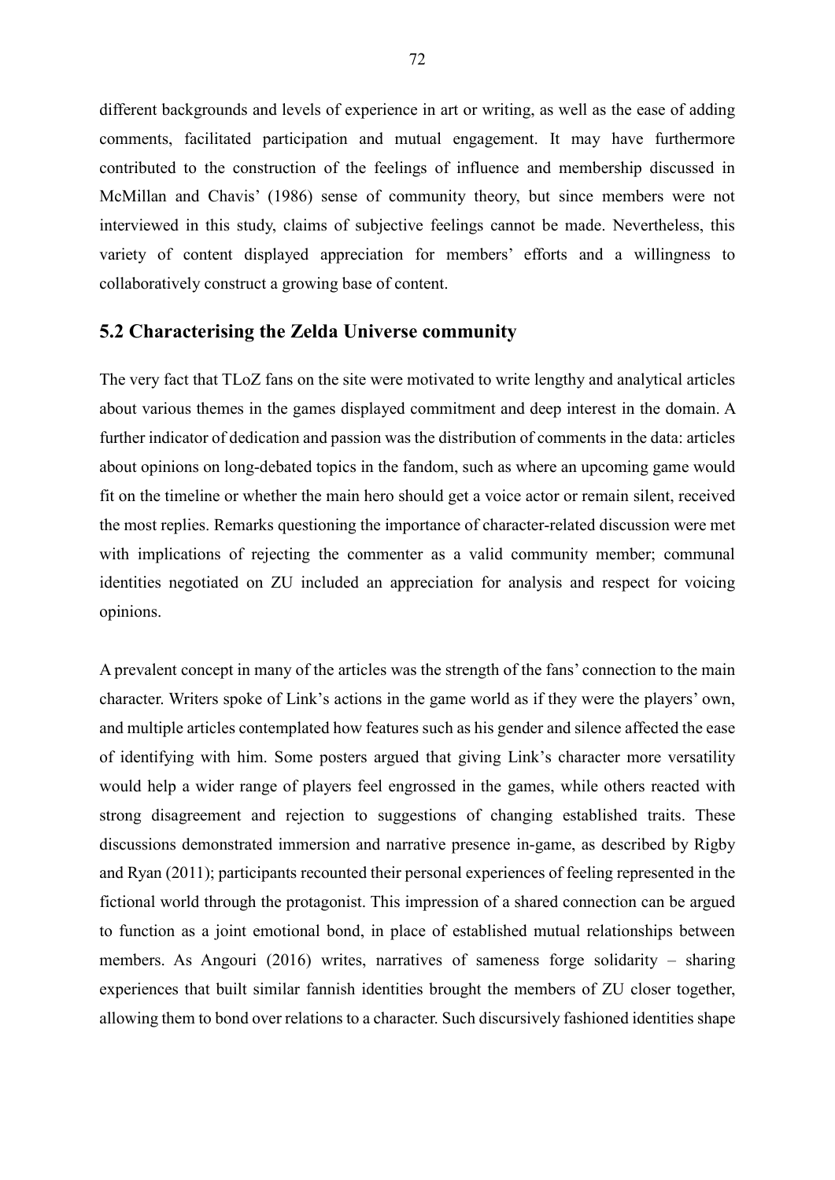different backgrounds and levels of experience in art or writing, as well as the ease of adding comments, facilitated participation and mutual engagement. It may have furthermore contributed to the construction of the feelings of influence and membership discussed in McMillan and Chavis' (1986) sense of community theory, but since members were not interviewed in this study, claims of subjective feelings cannot be made. Nevertheless, this variety of content displayed appreciation for members' efforts and a willingness to collaboratively construct a growing base of content.

## 5.2 Characterising the Zelda Universe community

The very fact that TLoZ fans on the site were motivated to write lengthy and analytical articles about various themes in the games displayed commitment and deep interest in the domain. A further indicator of dedication and passion was the distribution of comments in the data: articles about opinions on long-debated topics in the fandom, such as where an upcoming game would fit on the timeline or whether the main hero should get a voice actor or remain silent, received the most replies. Remarks questioning the importance of character-related discussion were met with implications of rejecting the commenter as a valid community member; communal identities negotiated on ZU included an appreciation for analysis and respect for voicing opinions.

A prevalent concept in many of the articles was the strength of the fans' connection to the main character. Writers spoke of Link's actions in the game world as if they were the players' own, and multiple articles contemplated how features such as his gender and silence affected the ease of identifying with him. Some posters argued that giving Link's character more versatility would help a wider range of players feel engrossed in the games, while others reacted with strong disagreement and rejection to suggestions of changing established traits. These discussions demonstrated immersion and narrative presence in-game, as described by Rigby and Ryan (2011); participants recounted their personal experiences of feeling represented in the fictional world through the protagonist. This impression of a shared connection can be argued to function as a joint emotional bond, in place of established mutual relationships between members. As Angouri (2016) writes, narratives of sameness forge solidarity – sharing experiences that built similar fannish identities brought the members of ZU closer together, allowing them to bond over relations to a character. Such discursively fashioned identities shape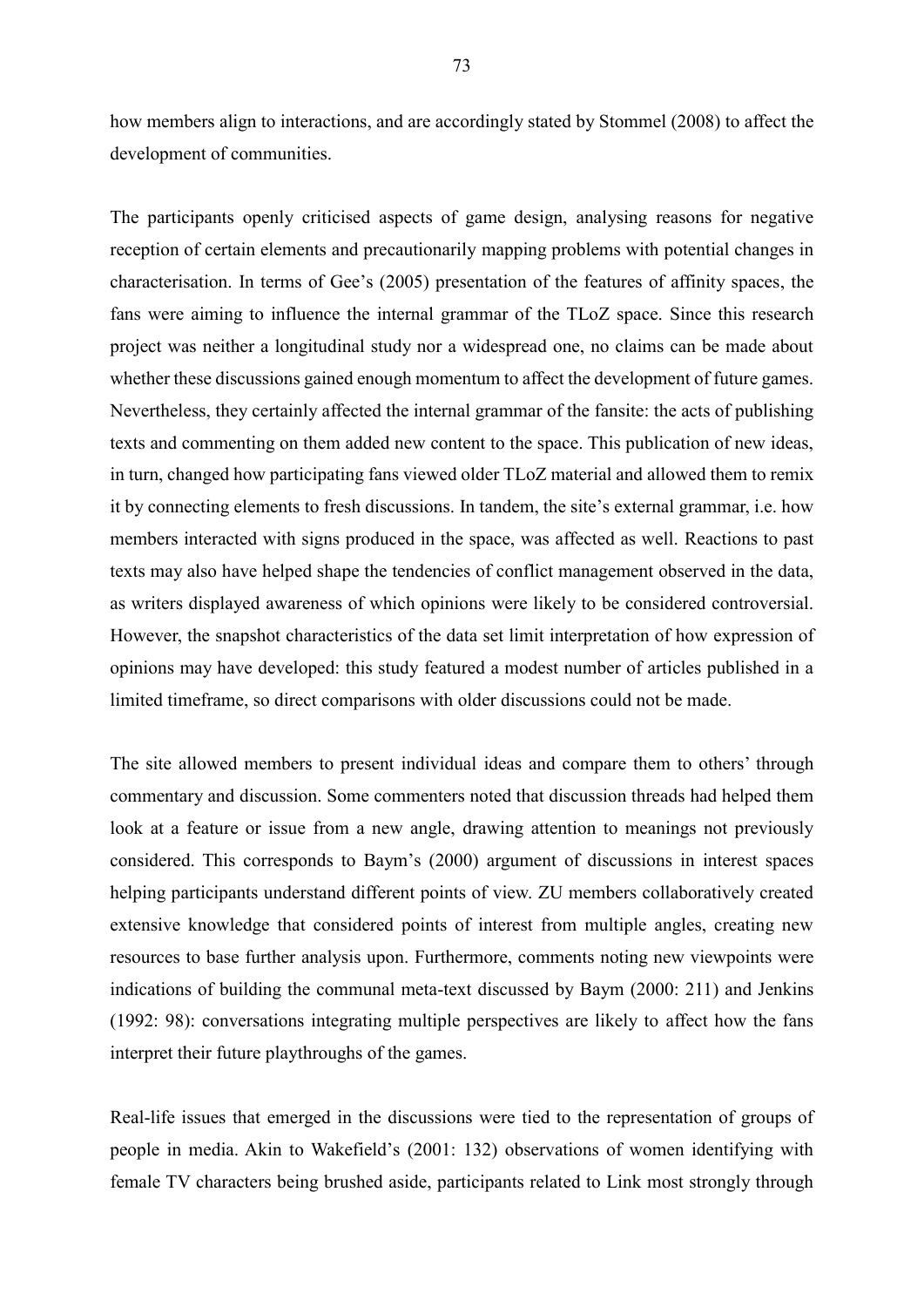how members align to interactions, and are accordingly stated by Stommel (2008) to affect the development of communities.

The participants openly criticised aspects of game design, analysing reasons for negative reception of certain elements and precautionarily mapping problems with potential changes in characterisation. In terms of Gee's (2005) presentation of the features of affinity spaces, the fans were aiming to influence the internal grammar of the TLoZ space. Since this research project was neither a longitudinal study nor a widespread one, no claims can be made about whether these discussions gained enough momentum to affect the development of future games. Nevertheless, they certainly affected the internal grammar of the fansite: the acts of publishing texts and commenting on them added new content to the space. This publication of new ideas, in turn, changed how participating fans viewed older TLoZ material and allowed them to remix it by connecting elements to fresh discussions. In tandem, the site's external grammar, i.e. how members interacted with signs produced in the space, was affected as well. Reactions to past texts may also have helped shape the tendencies of conflict management observed in the data, as writers displayed awareness of which opinions were likely to be considered controversial. However, the snapshot characteristics of the data set limit interpretation of how expression of opinions may have developed: this study featured a modest number of articles published in a limited timeframe, so direct comparisons with older discussions could not be made.

The site allowed members to present individual ideas and compare them to others' through commentary and discussion. Some commenters noted that discussion threads had helped them look at a feature or issue from a new angle, drawing attention to meanings not previously considered. This corresponds to Baym's (2000) argument of discussions in interest spaces helping participants understand different points of view. ZU members collaboratively created extensive knowledge that considered points of interest from multiple angles, creating new resources to base further analysis upon. Furthermore, comments noting new viewpoints were indications of building the communal meta-text discussed by Baym (2000: 211) and Jenkins (1992: 98): conversations integrating multiple perspectives are likely to affect how the fans interpret their future playthroughs of the games.

Real-life issues that emerged in the discussions were tied to the representation of groups of people in media. Akin to Wakefield's (2001: 132) observations of women identifying with female TV characters being brushed aside, participants related to Link most strongly through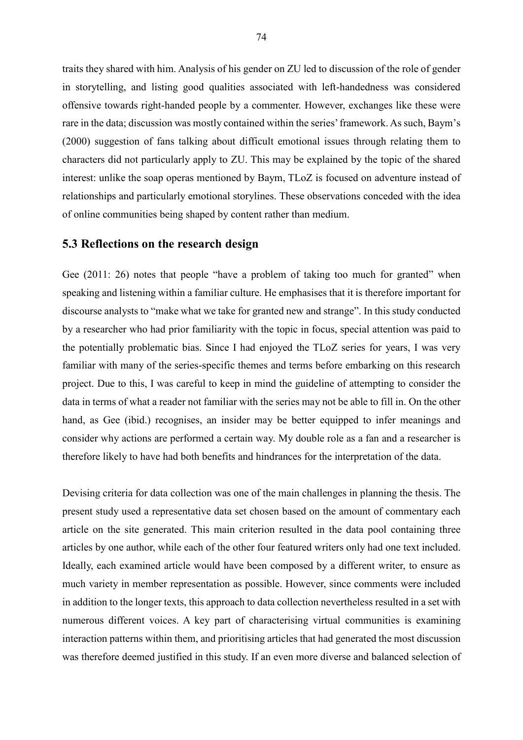traits they shared with him. Analysis of his gender on ZU led to discussion of the role of gender in storytelling, and listing good qualities associated with left-handedness was considered offensive towards right-handed people by a commenter. However, exchanges like these were rare in the data; discussion was mostly contained within the series' framework. As such, Baym's (2000) suggestion of fans talking about difficult emotional issues through relating them to characters did not particularly apply to ZU. This may be explained by the topic of the shared interest: unlike the soap operas mentioned by Baym, TLoZ is focused on adventure instead of relationships and particularly emotional storylines. These observations conceded with the idea of online communities being shaped by content rather than medium.

## 5.3 Reflections on the research design

Gee (2011: 26) notes that people "have a problem of taking too much for granted" when speaking and listening within a familiar culture. He emphasises that it is therefore important for discourse analysts to "make what we take for granted new and strange". In this study conducted by a researcher who had prior familiarity with the topic in focus, special attention was paid to the potentially problematic bias. Since I had enjoyed the TLoZ series for years, I was very familiar with many of the series-specific themes and terms before embarking on this research project. Due to this, I was careful to keep in mind the guideline of attempting to consider the data in terms of what a reader not familiar with the series may not be able to fill in. On the other hand, as Gee (ibid.) recognises, an insider may be better equipped to infer meanings and consider why actions are performed a certain way. My double role as a fan and a researcher is therefore likely to have had both benefits and hindrances for the interpretation of the data.

Devising criteria for data collection was one of the main challenges in planning the thesis. The present study used a representative data set chosen based on the amount of commentary each article on the site generated. This main criterion resulted in the data pool containing three articles by one author, while each of the other four featured writers only had one text included. Ideally, each examined article would have been composed by a different writer, to ensure as much variety in member representation as possible. However, since comments were included in addition to the longer texts, this approach to data collection nevertheless resulted in a set with numerous different voices. A key part of characterising virtual communities is examining interaction patterns within them, and prioritising articles that had generated the most discussion was therefore deemed justified in this study. If an even more diverse and balanced selection of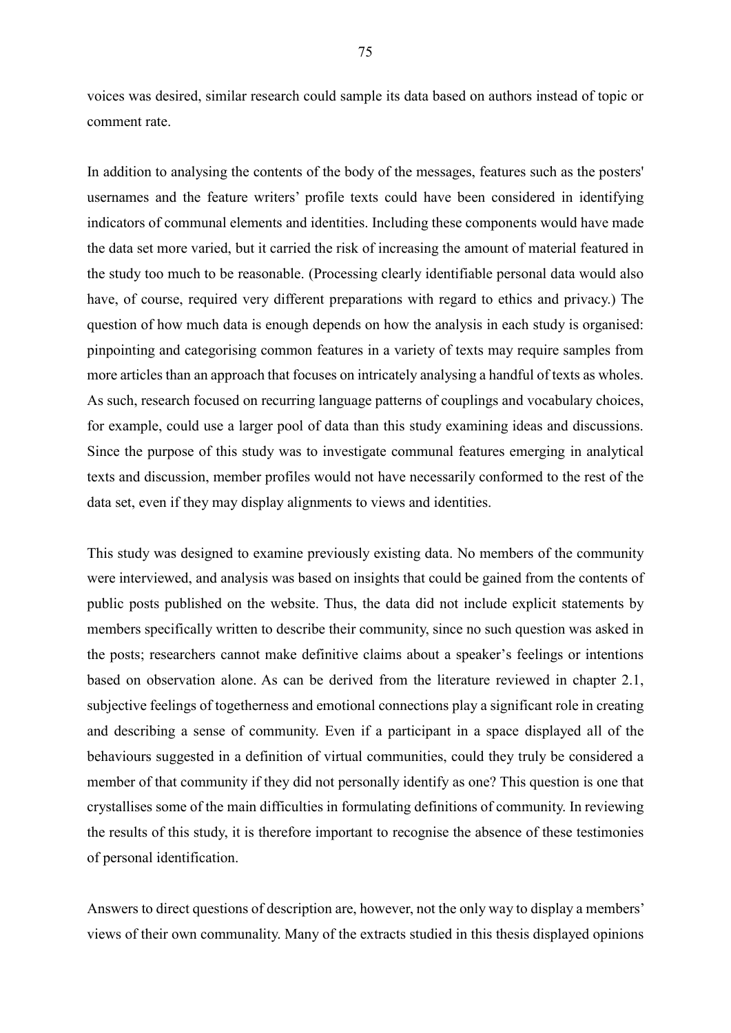voices was desired, similar research could sample its data based on authors instead of topic or comment rate.

In addition to analysing the contents of the body of the messages, features such as the posters' usernames and the feature writers' profile texts could have been considered in identifying indicators of communal elements and identities. Including these components would have made the data set more varied, but it carried the risk of increasing the amount of material featured in the study too much to be reasonable. (Processing clearly identifiable personal data would also have, of course, required very different preparations with regard to ethics and privacy.) The question of how much data is enough depends on how the analysis in each study is organised: pinpointing and categorising common features in a variety of texts may require samples from more articles than an approach that focuses on intricately analysing a handful of texts as wholes. As such, research focused on recurring language patterns of couplings and vocabulary choices, for example, could use a larger pool of data than this study examining ideas and discussions. Since the purpose of this study was to investigate communal features emerging in analytical texts and discussion, member profiles would not have necessarily conformed to the rest of the data set, even if they may display alignments to views and identities.

This study was designed to examine previously existing data. No members of the community were interviewed, and analysis was based on insights that could be gained from the contents of public posts published on the website. Thus, the data did not include explicit statements by members specifically written to describe their community, since no such question was asked in the posts; researchers cannot make definitive claims about a speaker's feelings or intentions based on observation alone. As can be derived from the literature reviewed in chapter 2.1, subjective feelings of togetherness and emotional connections play a significant role in creating and describing a sense of community. Even if a participant in a space displayed all of the behaviours suggested in a definition of virtual communities, could they truly be considered a member of that community if they did not personally identify as one? This question is one that crystallises some of the main difficulties in formulating definitions of community. In reviewing the results of this study, it is therefore important to recognise the absence of these testimonies of personal identification.

Answers to direct questions of description are, however, not the only way to display a members' views of their own communality. Many of the extracts studied in this thesis displayed opinions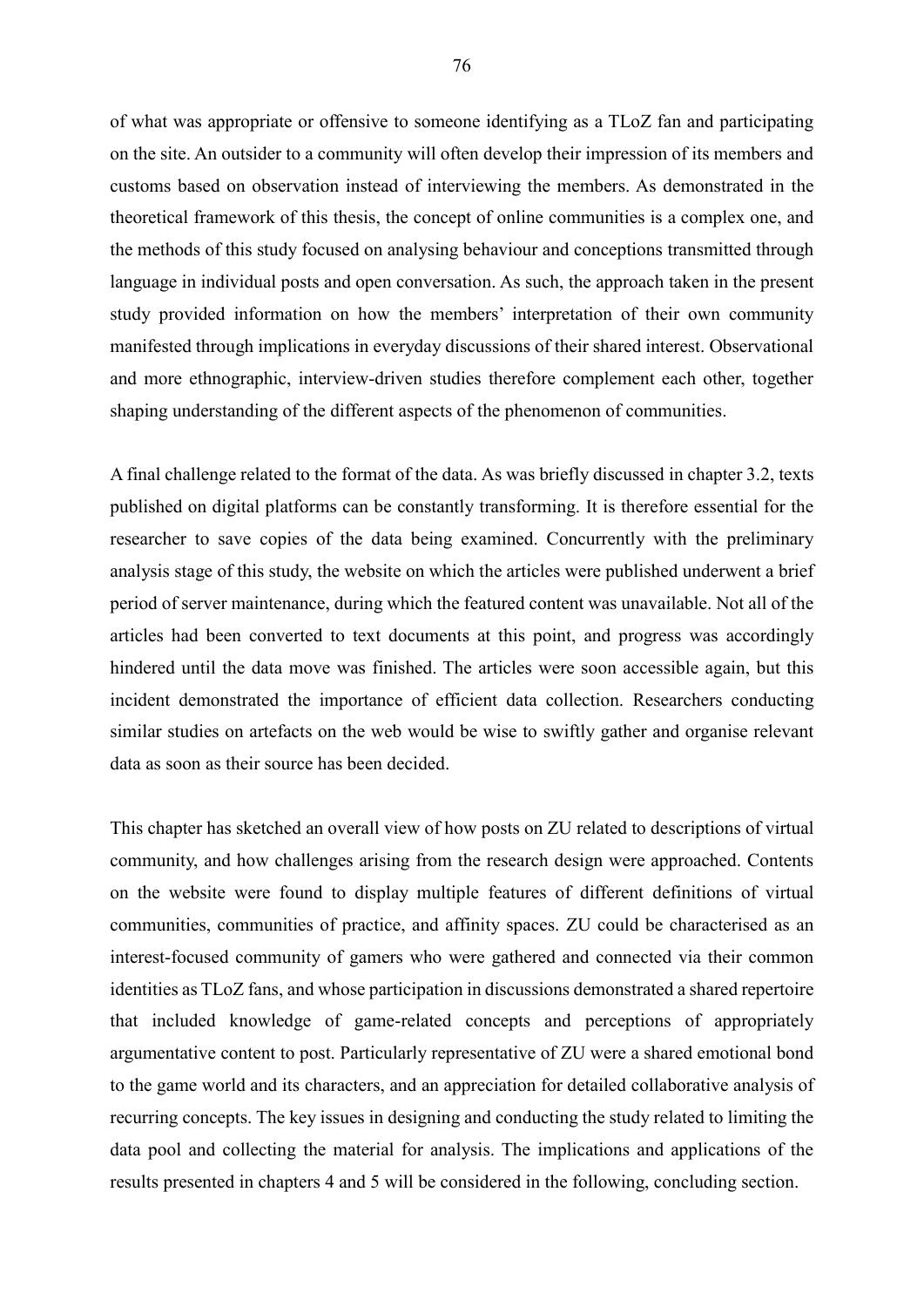of what was appropriate or offensive to someone identifying as a TLoZ fan and participating on the site. An outsider to a community will often develop their impression of its members and customs based on observation instead of interviewing the members. As demonstrated in the theoretical framework of this thesis, the concept of online communities is a complex one, and the methods of this study focused on analysing behaviour and conceptions transmitted through language in individual posts and open conversation. As such, the approach taken in the present study provided information on how the members' interpretation of their own community manifested through implications in everyday discussions of their shared interest. Observational and more ethnographic, interview-driven studies therefore complement each other, together shaping understanding of the different aspects of the phenomenon of communities.

A final challenge related to the format of the data. As was briefly discussed in chapter 3.2, texts published on digital platforms can be constantly transforming. It is therefore essential for the researcher to save copies of the data being examined. Concurrently with the preliminary analysis stage of this study, the website on which the articles were published underwent a brief period of server maintenance, during which the featured content was unavailable. Not all of the articles had been converted to text documents at this point, and progress was accordingly hindered until the data move was finished. The articles were soon accessible again, but this incident demonstrated the importance of efficient data collection. Researchers conducting similar studies on artefacts on the web would be wise to swiftly gather and organise relevant data as soon as their source has been decided.

This chapter has sketched an overall view of how posts on ZU related to descriptions of virtual community, and how challenges arising from the research design were approached. Contents on the website were found to display multiple features of different definitions of virtual communities, communities of practice, and affinity spaces. ZU could be characterised as an interest-focused community of gamers who were gathered and connected via their common identities as TLoZ fans, and whose participation in discussions demonstrated a shared repertoire that included knowledge of game-related concepts and perceptions of appropriately argumentative content to post. Particularly representative of ZU were a shared emotional bond to the game world and its characters, and an appreciation for detailed collaborative analysis of recurring concepts. The key issues in designing and conducting the study related to limiting the data pool and collecting the material for analysis. The implications and applications of the results presented in chapters 4 and 5 will be considered in the following, concluding section.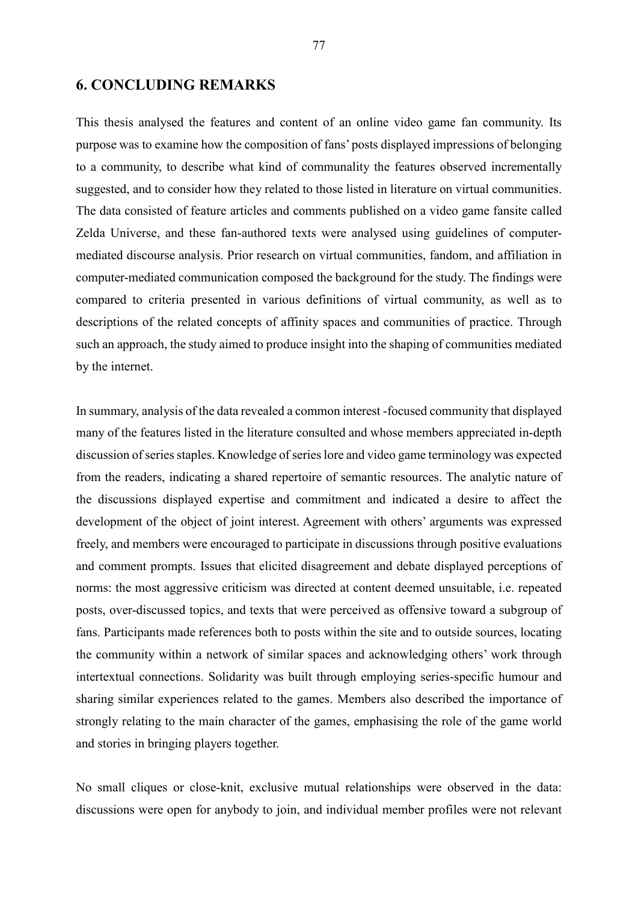## 6. CONCLUDING REMARKS

This thesis analysed the features and content of an online video game fan community. Its purpose was to examine how the composition of fans' posts displayed impressions of belonging to a community, to describe what kind of communality the features observed incrementally suggested, and to consider how they related to those listed in literature on virtual communities. The data consisted of feature articles and comments published on a video game fansite called Zelda Universe, and these fan-authored texts were analysed using guidelines of computer-mediated discourse analysis. Prior research on virtual communities, fandom, and affiliation in computer-mediated communication composed the background for the study. The findings were compared to criteria presented in various definitions of virtual community, as well as to descriptions of the related concepts of affinity spaces and communities of practice. Through such an approach, the study aimed to produce insight into the shaping of communities mediated by the internet.

In summary, analysis of the data revealed a common interest -focused community that displayed many of the features listed in the literature consulted and whose members appreciated in-depth discussion of series staples. Knowledge of series lore and video game terminology was expected from the readers, indicating a shared repertoire of semantic resources. The analytic nature of the discussions displayed expertise and commitment and indicated a desire to affect the development of the object of joint interest. Agreement with others' arguments was expressed freely, and members were encouraged to participate in discussions through positive evaluations and comment prompts. Issues that elicited disagreement and debate displayed perceptions of norms: the most aggressive criticism was directed at content deemed unsuitable, i.e. repeated posts, over-discussed topics, and texts that were perceived as offensive toward a subgroup of fans. Participants made references both to posts within the site and to outside sources, locating the community within a network of similar spaces and acknowledging others' work through intertextual connections. Solidarity was built through employing series-specific humour and sharing similar experiences related to the games. Members also described the importance of strongly relating to the main character of the games, emphasising the role of the game world and stories in bringing players together.

No small cliques or close-knit, exclusive mutual relationships were observed in the data: discussions were open for anybody to join, and individual member profiles were not relevant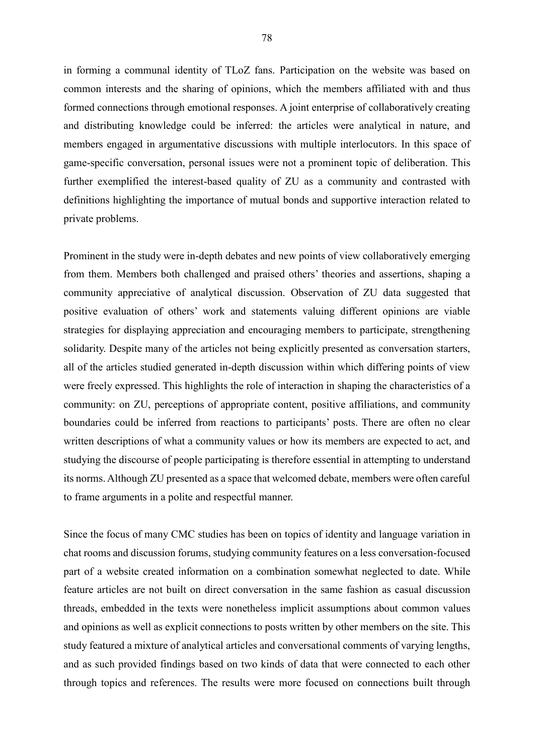in forming a communal identity of TLoZ fans. Participation on the website was based on common interests and the sharing of opinions, which the members affiliated with and thus formed connections through emotional responses. A joint enterprise of collaboratively creating and distributing knowledge could be inferred: the articles were analytical in nature, and members engaged in argumentative discussions with multiple interlocutors. In this space of game-specific conversation, personal issues were not a prominent topic of deliberation. This further exemplified the interest-based quality of ZU as a community and contrasted with definitions highlighting the importance of mutual bonds and supportive interaction related to private problems.

Prominent in the study were in-depth debates and new points of view collaboratively emerging from them. Members both challenged and praised others' theories and assertions, shaping a community appreciative of analytical discussion. Observation of ZU data suggested that positive evaluation of others' work and statements valuing different opinions are viable strategies for displaying appreciation and encouraging members to participate, strengthening solidarity. Despite many of the articles not being explicitly presented as conversation starters, all of the articles studied generated in-depth discussion within which differing points of view were freely expressed. This highlights the role of interaction in shaping the characteristics of a community: on ZU, perceptions of appropriate content, positive affiliations, and community boundaries could be inferred from reactions to participants' posts. There are often no clear written descriptions of what a community values or how its members are expected to act, and studying the discourse of people participating is therefore essential in attempting to understand its norms. Although ZU presented as a space that welcomed debate, members were often careful to frame arguments in a polite and respectful manner.

Since the focus of many CMC studies has been on topics of identity and language variation in chat rooms and discussion forums, studying community features on a less conversation-focused part of a website created information on a combination somewhat neglected to date. While feature articles are not built on direct conversation in the same fashion as casual discussion threads, embedded in the texts were nonetheless implicit assumptions about common values and opinions as well as explicit connections to posts written by other members on the site. This study featured a mixture of analytical articles and conversational comments of varying lengths, and as such provided findings based on two kinds of data that were connected to each other through topics and references. The results were more focused on connections built through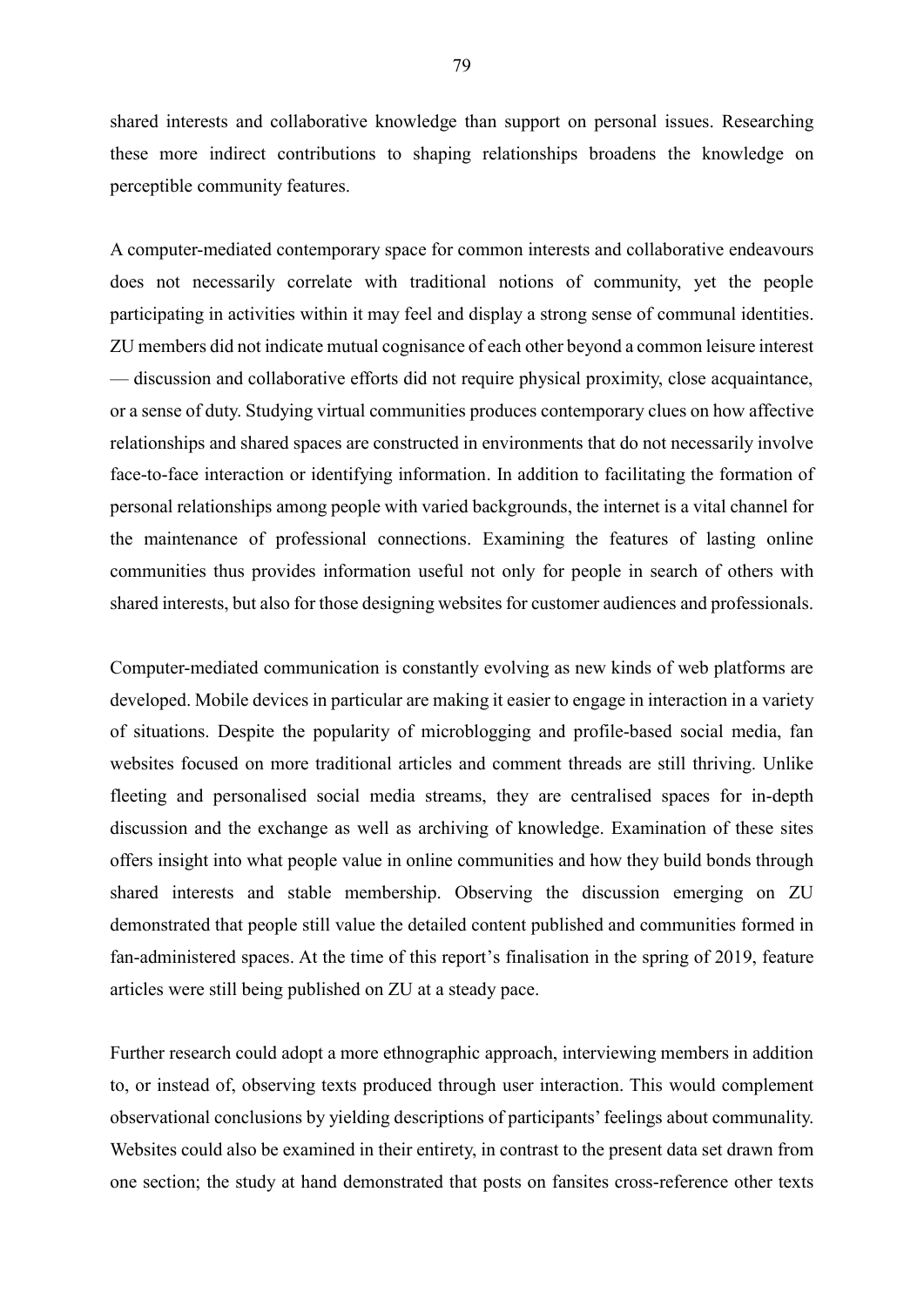shared interests and collaborative knowledge than support on personal issues. Researching these more indirect contributions to shaping relationships broadens the knowledge on perceptible community features.

A computer-mediated contemporary space for common interests and collaborative endeavours does not necessarily correlate with traditional notions of community, yet the people participating in activities within it may feel and display a strong sense of communal identities. ZU members did not indicate mutual cognisance of each other beyond a common leisure interest — discussion and collaborative efforts did not require physical proximity, close acquaintance, or a sense of duty. Studying virtual communities produces contemporary clues on how affective relationships and shared spaces are constructed in environments that do not necessarily involve face-to-face interaction or identifying information. In addition to facilitating the formation of personal relationships among people with varied backgrounds, the internet is a vital channel for the maintenance of professional connections. Examining the features of lasting online communities thus provides information useful not only for people in search of others with shared interests, but also for those designing websites for customer audiences and professionals.

Computer-mediated communication is constantly evolving as new kinds of web platforms are developed. Mobile devices in particular are making it easier to engage in interaction in a variety of situations. Despite the popularity of microblogging and profile-based social media, fan websites focused on more traditional articles and comment threads are still thriving. Unlike fleeting and personalised social media streams, they are centralised spaces for in-depth discussion and the exchange as well as archiving of knowledge. Examination of these sites offers insight into what people value in online communities and how they build bonds through shared interests and stable membership. Observing the discussion emerging on ZU demonstrated that people still value the detailed content published and communities formed in fan-administered spaces. At the time of this report's finalisation in the spring of 2019, feature articles were still being published on ZU at a steady pace.

Further research could adopt a more ethnographic approach, interviewing members in addition to, or instead of, observing texts produced through user interaction. This would complement observational conclusions by yielding descriptions of participants' feelings about communality. Websites could also be examined in their entirety, in contrast to the present data set drawn from one section; the study at hand demonstrated that posts on fansites cross-reference other texts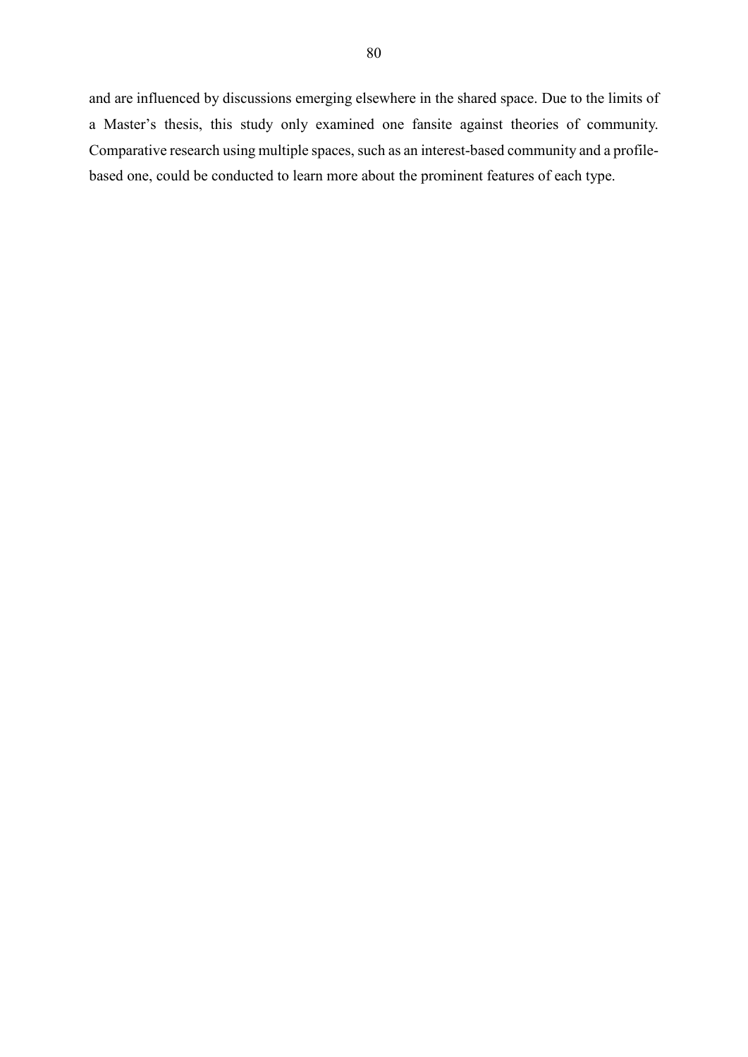and are influenced by discussions emerging elsewhere in the shared space. Due to the limits of a Master's thesis, this study only examined one fansite against theories of community. Comparative research using multiple spaces, such as an interest-based community and a profile-based one, could be conducted to learn more about the prominent features of each type.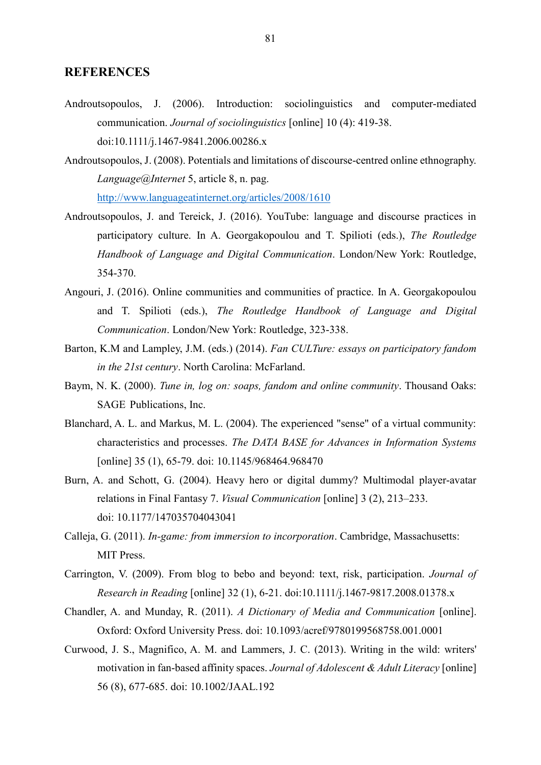## REFERENCES

Androutsopoulos, J. (2006). Introduction: sociolinguistics and computer-mediated communication. *Journal of sociolinguistics* [online] 10 (4): 419-38. doi:10.1111/j.1467-9841.2006.00286.x

Androutsopoulos, J. (2008). Potentials and limitations of discourse-centred online ethnography. *Language@Internet* 5, article 8, n. pag. http://www.languageatinternet.org/articles/2008/1610

Androutsopoulos, J. and Tereick, J. (2016). YouTube: language and discourse practices in participatory culture. In A. Georgakopoulou and T. Spilioti (eds.), *The Routledge Handbook of Language and Digital Communication*. London/New York: Routledge, 354-370.

Angouri, J. (2016). Online communities and communities of practice. In A. Georgakopoulou and T. Spilioti (eds.), *The Routledge Handbook of Language and Digital Communication*. London/New York: Routledge, 323-338.

Barton, K.M and Lampley, J.M. (eds.) (2014). *Fan CULTure: essays on participatory fandom in the 21st century*. North Carolina: McFarland.

Baym, N. K. (2000). *Tune in, log on: soaps, fandom and online community*. Thousand Oaks: SAGE Publications, Inc.

Blanchard, A. L. and Markus, M. L. (2004). The experienced "sense" of a virtual community: characteristics and processes. *The DATA BASE for Advances in Information Systems* [online] 35 (1), 65-79. doi: 10.1145/968464.968470

Burn, A. and Schott, G. (2004). Heavy hero or digital dummy? Multimodal player-avatar relations in Final Fantasy 7. *Visual Communication* [online] 3 (2), 213–233. doi: 10.1177/147035704043041

Calleja, G. (2011). *In-game: from immersion to incorporation*. Cambridge, Massachusetts: MIT Press.

Carrington, V. (2009). From blog to bebo and beyond: text, risk, participation. *Journal of Research in Reading* [online] 32 (1), 6-21. doi:10.1111/j.1467-9817.2008.01378.x

Chandler, A. and Munday, R. (2011). *A Dictionary of Media and Communication* [online]. Oxford: Oxford University Press. doi: 10.1093/acref/9780199568758.001.0001

Curwood, J. S., Magnifico, A. M. and Lammers, J. C. (2013). Writing in the wild: writers' motivation in fan-based affinity spaces. *Journal of Adolescent & Adult Literacy* [online] 56 (8), 677-685. doi: 10.1002/JAAL.192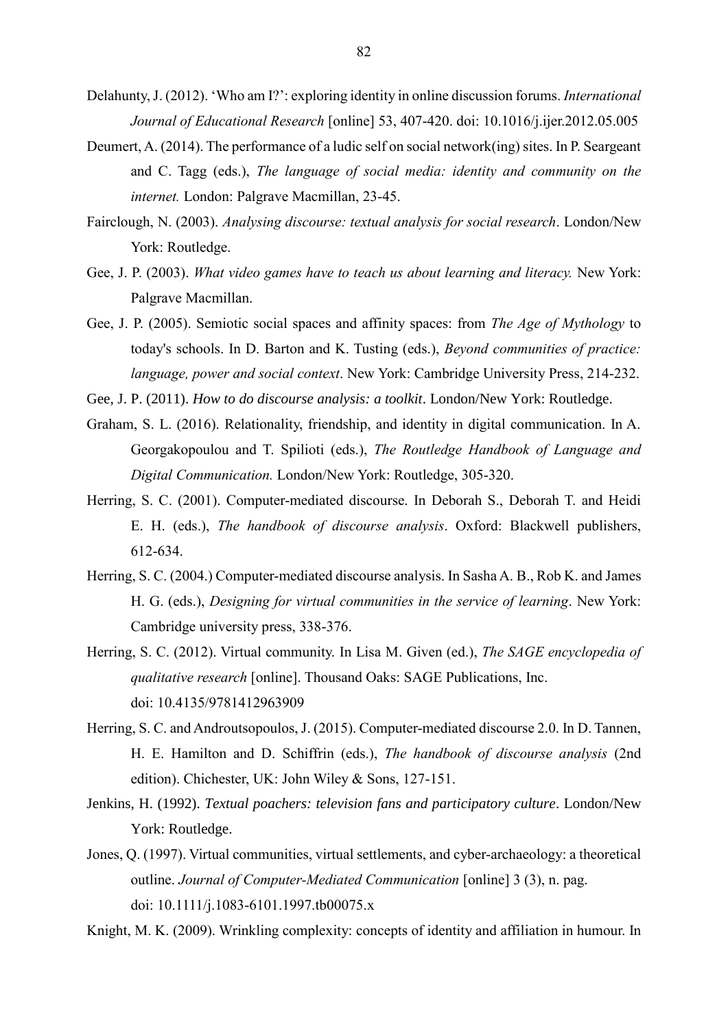Delahunty, J. (2012). 'Who am I?': exploring identity in online discussion forums. *International Journal of Educational Research* [online] 53, 407-420. doi: 10.1016/j.ijer.2012.05.005

Deumert, A. (2014). The performance of a ludic self on social network(ing) sites. In P. Seargeant and C. Tagg (eds.), *The language of social media: identity and community on the internet.* London: Palgrave Macmillan, 23-45.

Fairclough, N. (2003). *Analysing discourse: textual analysis for social research*. London/New York: Routledge.

Gee, J. P. (2003). *What video games have to teach us about learning and literacy.* New York: Palgrave Macmillan.

Gee, J. P. (2005). Semiotic social spaces and affinity spaces: from *The Age of Mythology* to today's schools. In D. Barton and K. Tusting (eds.), *Beyond communities of practice: language, power and social context*. New York: Cambridge University Press, 214-232.

Gee, J. P. (2011). *How to do discourse analysis: a toolkit*. London/New York: Routledge.

Graham, S. L. (2016). Relationality, friendship, and identity in digital communication. In A. Georgakopoulou and T. Spilioti (eds.), *The Routledge Handbook of Language and Digital Communication.* London/New York: Routledge, 305-320.

Herring, S. C. (2001). Computer-mediated discourse. In Deborah S., Deborah T. and Heidi E. H. (eds.), *The handbook of discourse analysis*. Oxford: Blackwell publishers, 612-634.

Herring, S. C. (2004.) Computer-mediated discourse analysis. In Sasha A. B., Rob K. and James H. G. (eds.), *Designing for virtual communities in the service of learning*. New York: Cambridge university press, 338-376.

Herring, S. C. (2012). Virtual community. In Lisa M. Given (ed.), *The SAGE encyclopedia of qualitative research* [online]. Thousand Oaks: SAGE Publications, Inc. doi: 10.4135/9781412963909

Herring, S. C. and Androutsopoulos, J. (2015). Computer-mediated discourse 2.0. In D. Tannen, H. E. Hamilton and D. Schiffrin (eds.), *The handbook of discourse analysis* (2nd edition). Chichester, UK: John Wiley & Sons, 127-151.

Jenkins, H. (1992). *Textual poachers: television fans and participatory culture*. London/New York: Routledge.

Jones, Q. (1997). Virtual communities, virtual settlements, and cyber-archaeology: a theoretical outline. *Journal of Computer-Mediated Communication* [online] 3 (3), n. pag. doi: 10.1111/j.1083-6101.1997.tb00075.x

Knight, M. K. (2009). Wrinkling complexity: concepts of identity and affiliation in humour. In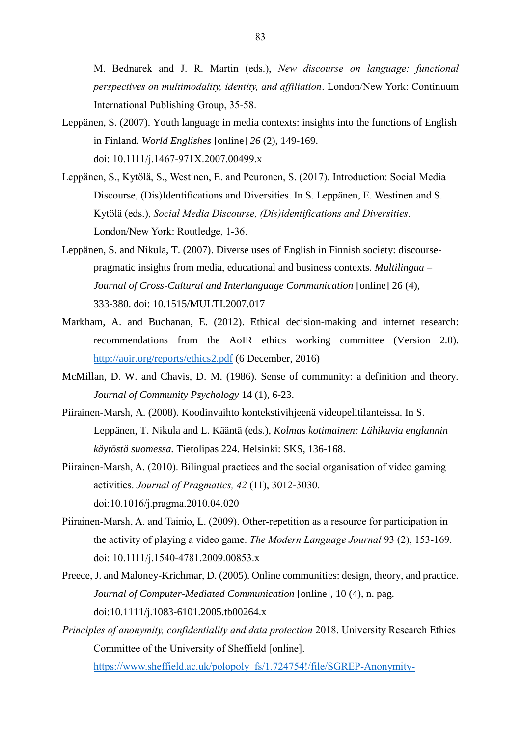M. Bednarek and J. R. Martin (eds.), *New discourse on language: functional perspectives on multimodality, identity, and affiliation*. London/New York: Continuum International Publishing Group, 35-58.

Leppänen, S. (2007). Youth language in media contexts: insights into the functions of English in Finland. *World Englishes* [online] *26* (2), 149-169. doi: 10.1111/j.1467-971X.2007.00499.x

Leppänen, S., Kytölä, S., Westinen, E. and Peuronen, S. (2017). Introduction: Social Media Discourse, (Dis)Identifications and Diversities. In S. Leppänen, E. Westinen and S. Kytölä (eds.), *Social Media Discourse, (Dis)identifications and Diversities*. London/New York: Routledge, 1-36.

Leppänen, S. and Nikula, T. (2007). Diverse uses of English in Finnish society: discourse-pragmatic insights from media, educational and business contexts. *Multilingua – Journal of Cross-Cultural and Interlanguage Communication* [online] 26 (4), 333-380. doi: 10.1515/MULTI.2007.017

Markham, A. and Buchanan, E. (2012). Ethical decision-making and internet research: recommendations from the AoIR ethics working committee (Version 2.0). http://aoir.org/reports/ethics2.pdf (6 December, 2016)

McMillan, D. W. and Chavis, D. M. (1986). Sense of community: a definition and theory. *Journal of Community Psychology* 14 (1), 6-23.

Piirainen-Marsh, A. (2008). Koodinvaihto kontekstivihjeenä videopelitilanteissa. In S. Leppänen, T. Nikula and L. Kääntä (eds.), *Kolmas kotimainen: Lähikuvia englannin käytöstä suomessa.* Tietolipas 224. Helsinki: SKS, 136-168.

Piirainen-Marsh, A. (2010). Bilingual practices and the social organisation of video gaming activities. *Journal of Pragmatics, 42* (11), 3012-3030. doi:10.1016/j.pragma.2010.04.020

Piirainen-Marsh, A. and Tainio, L. (2009). Other-repetition as a resource for participation in the activity of playing a video game. *The Modern Language Journal* 93 (2), 153-169. doi: 10.1111/j.1540-4781.2009.00853.x

Preece, J. and Maloney-Krichmar, D. (2005). Online communities: design, theory, and practice. *Journal of Computer-Mediated Communication* [online], 10 (4), n. pag. doi:10.1111/j.1083-6101.2005.tb00264.x

*Principles of anonymity, confidentiality and data protection* 2018. University Research Ethics Committee of the University of Sheffield [online]. https://www.sheffield.ac.uk/polopoly_fs/1.724754!/file/SGREP-Anonymity-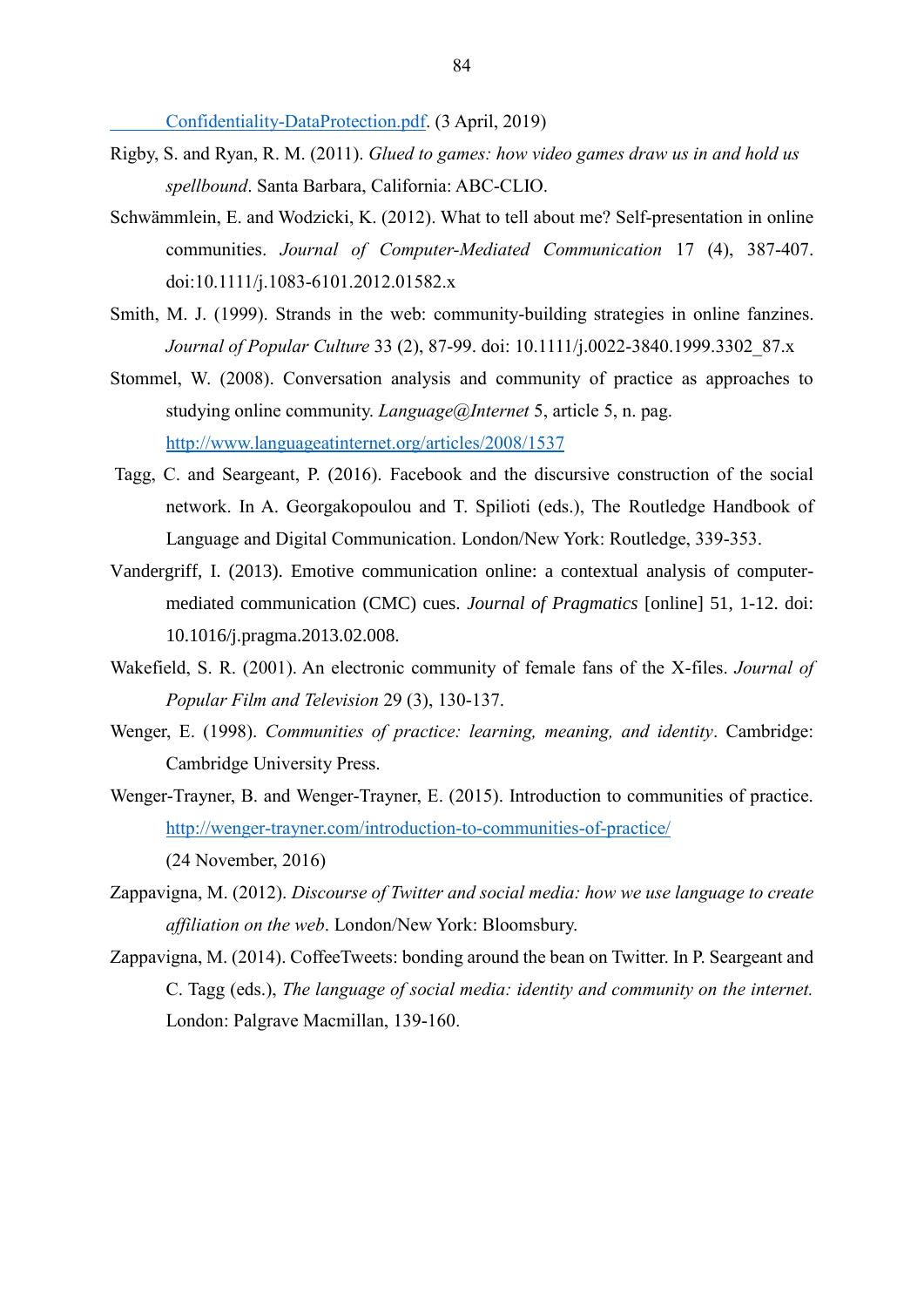Confidentiality-DataProtection.pdf. (3 April, 2019)

Rigby, S. and Ryan, R. M. (2011). *Glued to games: how video games draw us in and hold us spellbound*. Santa Barbara, California: ABC-CLIO.

Schwämmlein, E. and Wodzicki, K. (2012). What to tell about me? Self-presentation in online communities. *Journal of Computer-Mediated Communication* 17 (4), 387-407. doi:10.1111/j.1083-6101.2012.01582.x

Smith, M. J. (1999). Strands in the web: community-building strategies in online fanzines. *Journal of Popular Culture* 33 (2), 87-99. doi: 10.1111/j.0022-3840.1999.3302_87.x

Stommel, W. (2008). Conversation analysis and community of practice as approaches to studying online community. *Language@Internet* 5, article 5, n. pag. http://www.languageatinternet.org/articles/2008/1537

Tagg, C. and Seargeant, P. (2016). Facebook and the discursive construction of the social network. In A. Georgakopoulou and T. Spilioti (eds.), The Routledge Handbook of Language and Digital Communication. London/New York: Routledge, 339-353.

Vandergriff, I. (2013). Emotive communication online: a contextual analysis of computer-mediated communication (CMC) cues. *Journal of Pragmatics* [online] 51, 1-12. doi: 10.1016/j.pragma.2013.02.008.

Wakefield, S. R. (2001). An electronic community of female fans of the X-files. *Journal of Popular Film and Television* 29 (3), 130-137.

Wenger, E. (1998). *Communities of practice: learning, meaning, and identity*. Cambridge: Cambridge University Press.

Wenger-Trayner, B. and Wenger-Trayner, E. (2015). Introduction to communities of practice. http://wenger-trayner.com/introduction-to-communities-of-practice/ (24 November, 2016)

Zappavigna, M. (2012). *Discourse of Twitter and social media: how we use language to create affiliation on the web*. London/New York: Bloomsbury.

Zappavigna, M. (2014). CoffeeTweets: bonding around the bean on Twitter. In P. Seargeant and C. Tagg (eds.), *The language of social media: identity and community on the internet.* London: Palgrave Macmillan, 139-160.